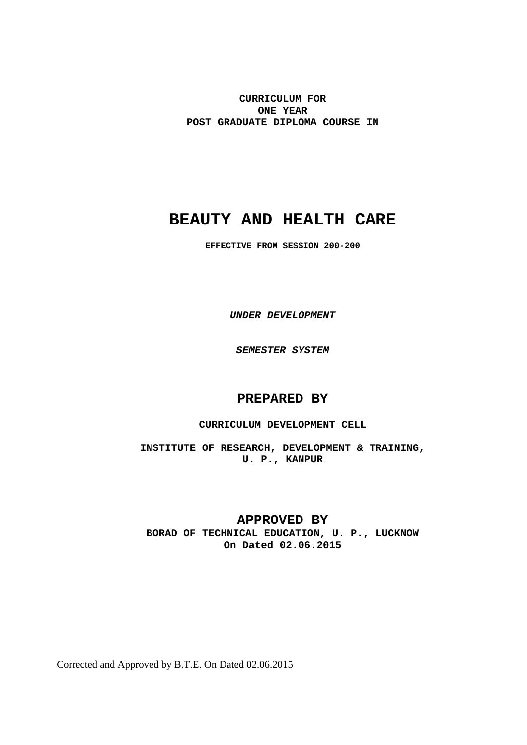**CURRICULUM FOR**
**ONE YEAR**
**POST GRADUATE DIPLOMA COURSE IN**

# BEAUTY AND HEALTH CARE

**EFFECTIVE FROM SESSION 200-200**

***UNDER DEVELOPMENT***

***SEMESTER SYSTEM***

## PREPARED BY

**CURRICULUM DEVELOPMENT CELL**

**INSTITUTE OF RESEARCH, DEVELOPMENT & TRAINING,**
**U. P., KANPUR**

## APPROVED BY

**BORAD OF TECHNICAL EDUCATION, U. P., LUCKNOW**
**On Dated 02.06.2015**

Corrected and Approved by B.T.E. On Dated 02.06.2015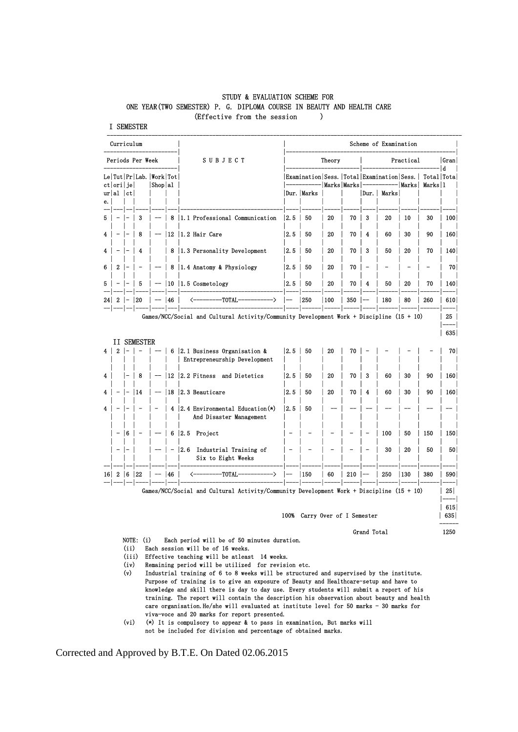STUDY & EVALUATION SCHEME FOR
ONE YEAR(TWO SEMESTER) P. G. DIPLOMA COURSE IN BEAUTY AND HEALTH CARE
(Effective from the session )

I SEMESTER

| Curriculum | | | | | | SUBJECT | Scheme of Examination | | | | | | | | | |
|---|---|---|---|---|---|---|---|---|---|---|---|---|---|---|---|---|
| Periods Per Week | | | | | | | Theory | | | | Practical | | | | | Grand Total |
| Lecture | Tutorial | Project | Lab. | Work Shop | Total | | Examination Dur. | Examination Marks | Sess. Marks | Total Marks | Examination Dur. | Examination Marks | Sess. Marks | Total Marks | | |
| 5 | - | - | 3 | -- | 8 | 1.1 Professional Communication | 2.5 | 50 | 20 | 70 | 3 | 20 | 10 | 30 | | 100 |
| 4 | - | - | 8 | -- | 12 | 1.2 Hair Care | 2.5 | 50 | 20 | 70 | 4 | 60 | 30 | 90 | | 160 |
| 4 | - | - | 4 | | 8 | 1.3 Personality Development | 2.5 | 50 | 20 | 70 | 3 | 50 | 20 | 70 | | 140 |
| 6 | 2 | - | - | -- | 8 | 1.4 Anatomy & Physiology | 2.5 | 50 | 20 | 70 | - | - | - | - | | 70 |
| 5 | - | - | 5 | -- | 10 | 1.5 Cosmetology | 2.5 | 50 | 20 | 70 | 4 | 50 | 20 | 70 | | 140 |
| 24 | 2 | - | 20 | -- | 46 | <---------TOTAL----------> | -- | 250 | 100 | 350 | -- | 180 | 80 | 260 | | 610 |

Games/NCC/Social and Cultural Activity/Community Development Work + Discipline (15 + 10) — 25

635

II SEMESTER

| Lecture | Tutorial | Project | Lab. | Work Shop | Total | SUBJECT | Theory Examination Dur. | Theory Examination Marks | Sess. Marks | Total Marks | Practical Examination Dur. | Practical Examination Marks | Sess. Marks | Total Marks | Grand Total |
|---|---|---|---|---|---|---|---|---|---|---|---|---|---|---|---|
| 4 | 2 | - | - | -- | 6 | 2.1 Business Organisation & Entrepreneurship Development | 2.5 | 50 | 20 | 70 | - | - | - | - | 70 |
| 4 | | - | 8 | -- | 12 | 2.2 Fitness and Dietetics | 2.5 | 50 | 20 | 70 | 3 | 60 | 30 | 90 | 160 |
| 4 | - | - | 14 | -- | 18 | 2.3 Beauticare | 2.5 | 50 | 20 | 70 | 4 | 60 | 30 | 90 | 160 |
| 4 | - | - | - | - | 4 | 2.4 Environmental Education(*) And Disaster Management | 2.5 | 50 | -- | -- | -- | -- | -- | -- | -- |
| | - | 6 | - | -- | 6 | 2.5 Project | - | - | - | - | - | 100 | 50 | 150 | 150 |
| | - | - | | -- | - | 2.6 Industrial Training of Six to Eight Weeks | - | - | - | - | - | 30 | 20 | 50 | 50 |
| 16 | 2 | 6 | 22 | -- | 46 | <---------TOTAL----------> | -- | 150 | 60 | 210 | -- | 250 | 130 | 380 | 590 |

Games/NCC/Social and Cultural Activity/Community Development Work + Discipline (15 + 10) — 25

615

100% Carry Over of I Semester — 635

Grand Total — 1250

NOTE: (i) Each period will be of 50 minutes duration.
(ii) Each session will be of 16 weeks.
(iii) Effective teaching will be atleast 14 weeks.
(iv) Remaining period will be utilized for revision etc.
(v) Industrial training of 6 to 8 weeks will be structured and supervised by the institute. Purpose of training is to give an exposure of Beauty and Healthcare-setup and have to knowledge and skill there is day to day use. Every students will submit a report of his training. The report will contain the description his observation about beauty and health care organisation.He/she will evaluated at institute level for 50 marks - 30 marks for viva-voce and 20 marks for report presented.
(vi) (*) It is compulsory to appear & to pass in examination, But marks will not be included for division and percentage of obtained marks.

Corrected and Approved by B.T.E. On Dated 02.06.2015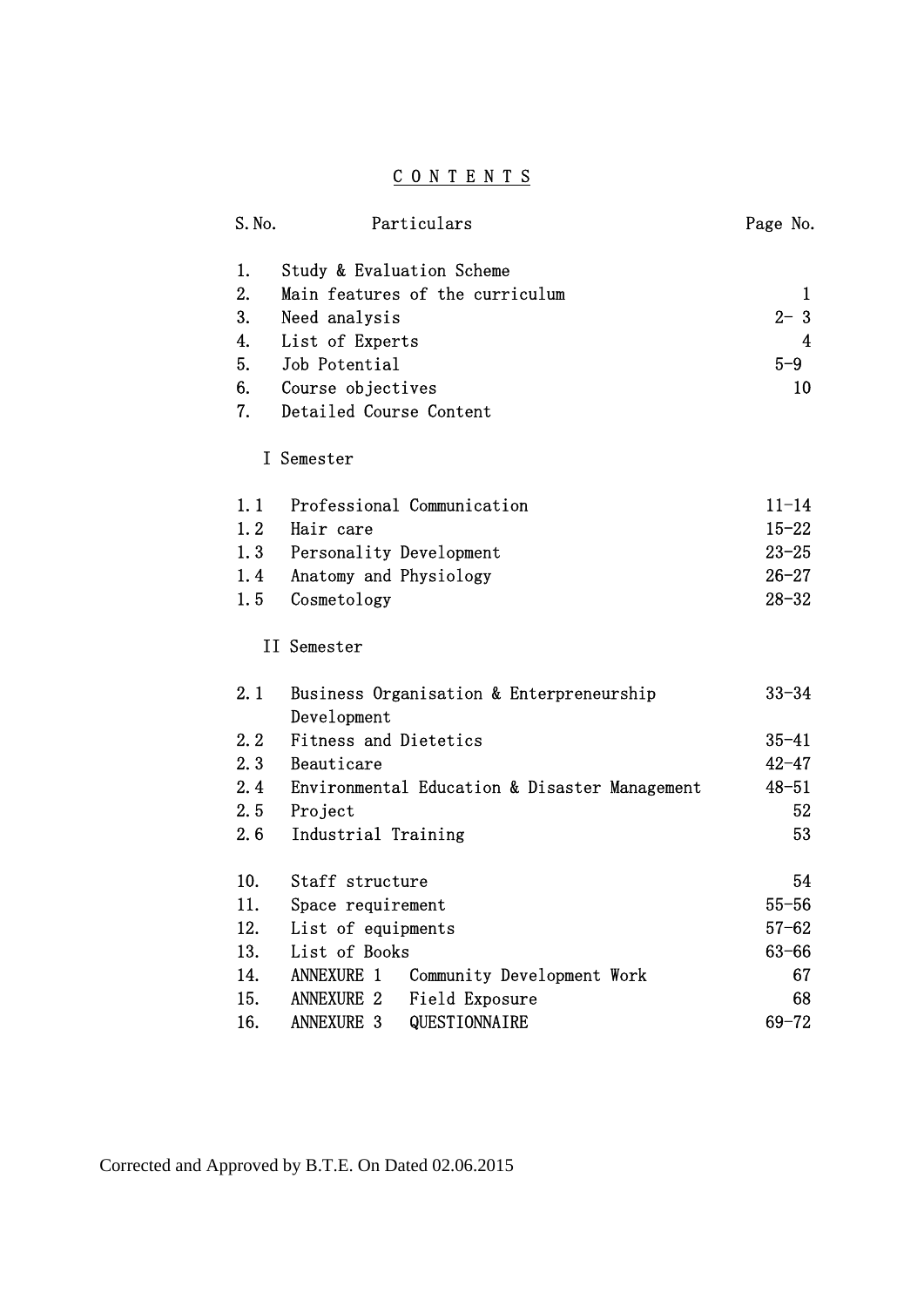# C O N T E N T S

| S.No. | Particulars | Page No. |
|---|---|---|
| 1. | Study & Evaluation Scheme | |
| 2. | Main features of the curriculum | 1 |
| 3. | Need analysis | 2- 3 |
| 4. | List of Experts | 4 |
| 5. | Job Potential | 5-9 |
| 6. | Course objectives | 10 |
| 7. | Detailed Course Content | |
| | I Semester | |
| 1.1 | Professional Communication | 11-14 |
| 1.2 | Hair care | 15-22 |
| 1.3 | Personality Development | 23-25 |
| 1.4 | Anatomy and Physiology | 26-27 |
| 1.5 | Cosmetology | 28-32 |
| | II Semester | |
| 2.1 | Business Organisation & Enterpreneurship Development | 33-34 |
| 2.2 | Fitness and Dietetics | 35-41 |
| 2.3 | Beauticare | 42-47 |
| 2.4 | Environmental Education & Disaster Management | 48-51 |
| 2.5 | Project | 52 |
| 2.6 | Industrial Training | 53 |
| 10. | Staff structure | 54 |
| 11. | Space requirement | 55-56 |
| 12. | List of equipments | 57-62 |
| 13. | List of Books | 63-66 |
| 14. | ANNEXURE 1 Community Development Work | 67 |
| 15. | ANNEXURE 2 Field Exposure | 68 |
| 16. | ANNEXURE 3 QUESTIONNAIRE | 69-72 |

Corrected and Approved by B.T.E. On Dated 02.06.2015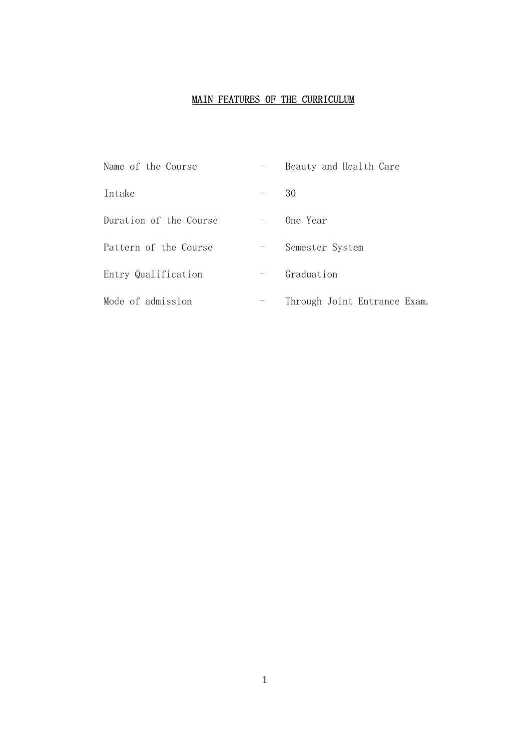# MAIN FEATURES OF THE CURRICULUM

| | | |
|---|---|---|
| Name of the Course | - | Beauty and Health Care |
| Intake | - | 30 |
| Duration of the Course | - | One Year |
| Pattern of the Course | - | Semester System |
| Entry Qualification | - | Graduation |
| Mode of admission | - | Through Joint Entrance Exam. |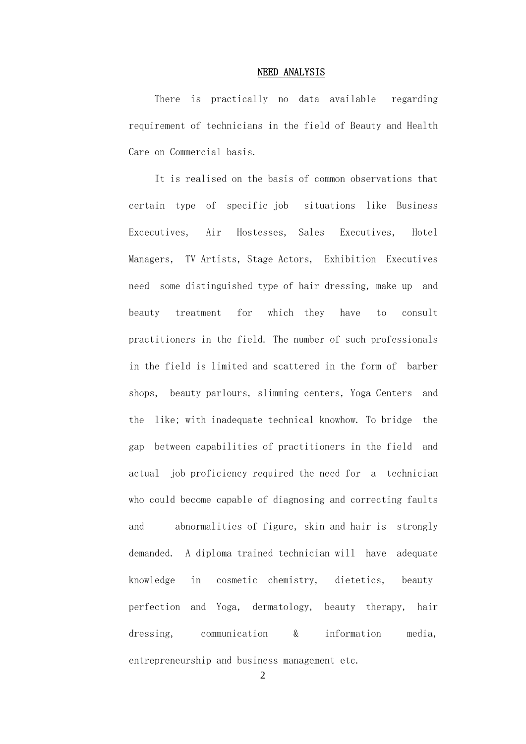# NEED ANALYSIS

There is practically no data available regarding requirement of technicians in the field of Beauty and Health Care on Commercial basis.

It is realised on the basis of common observations that certain type of specific job situations like Business Excecutives, Air Hostesses, Sales Executives, Hotel Managers, TV Artists, Stage Actors, Exhibition Executives need some distinguished type of hair dressing, make up and beauty treatment for which they have to consult practitioners in the field. The number of such professionals in the field is limited and scattered in the form of barber shops, beauty parlours, slimming centers, Yoga Centers and the like; with inadequate technical knowhow. To bridge the gap between capabilities of practitioners in the field and actual job proficiency required the need for a technician who could become capable of diagnosing and correcting faults and abnormalities of figure, skin and hair is strongly demanded. A diploma trained technician will have adequate knowledge in cosmetic chemistry, dietetics, beauty perfection and Yoga, dermatology, beauty therapy, hair dressing, communication & information media, entrepreneurship and business management etc.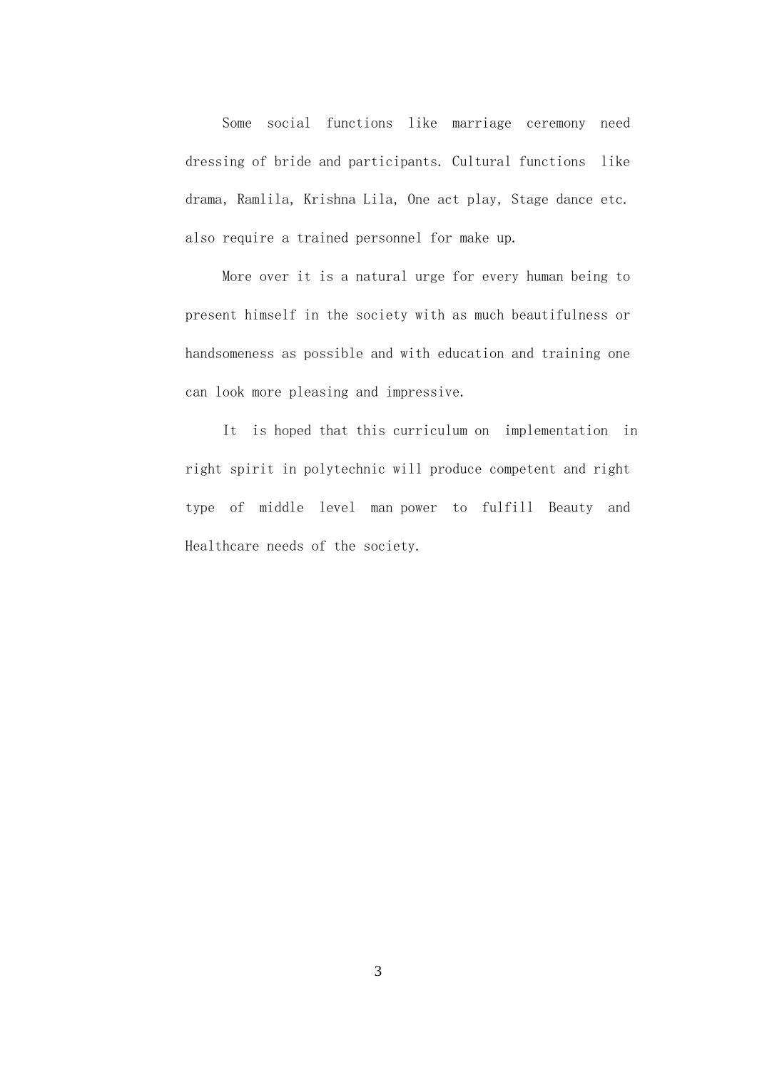Some social functions like marriage ceremony need dressing of bride and participants. Cultural functions like drama, Ramlila, Krishna Lila, One act play, Stage dance etc. also require a trained personnel for make up.

More over it is a natural urge for every human being to present himself in the society with as much beautifulness or handsomeness as possible and with education and training one can look more pleasing and impressive.

It is hoped that this curriculum on implementation in right spirit in polytechnic will produce competent and right type of middle level man power to fulfill Beauty and Healthcare needs of the society.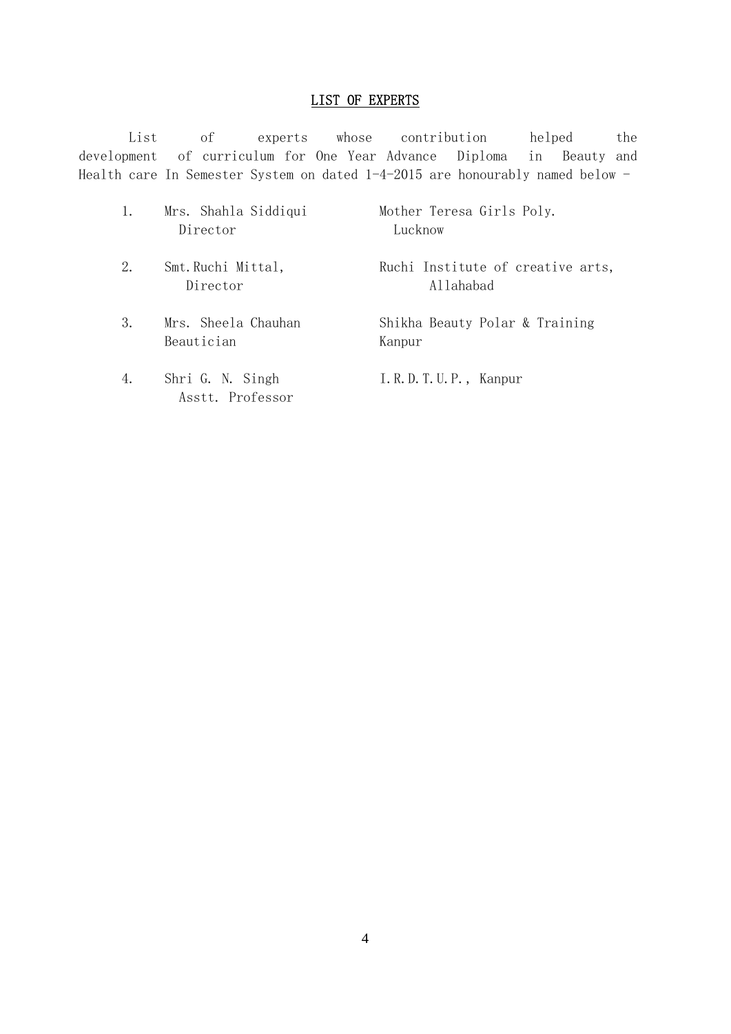# LIST OF EXPERTS

List of experts whose contribution helped the development of curriculum for One Year Advance Diploma in Beauty and Health care In Semester System on dated 1-4-2015 are honourably named below -

1. Mrs. Shahla Siddiqui, Director — Mother Teresa Girls Poly. Lucknow
2. Smt.Ruchi Mittal, Director — Ruchi Institute of creative arts, Allahabad
3. Mrs. Sheela Chauhan, Beautician — Shikha Beauty Polar & Training Kanpur
4. Shri G. N. Singh, Asstt. Professor — I.R.D.T.U.P., Kanpur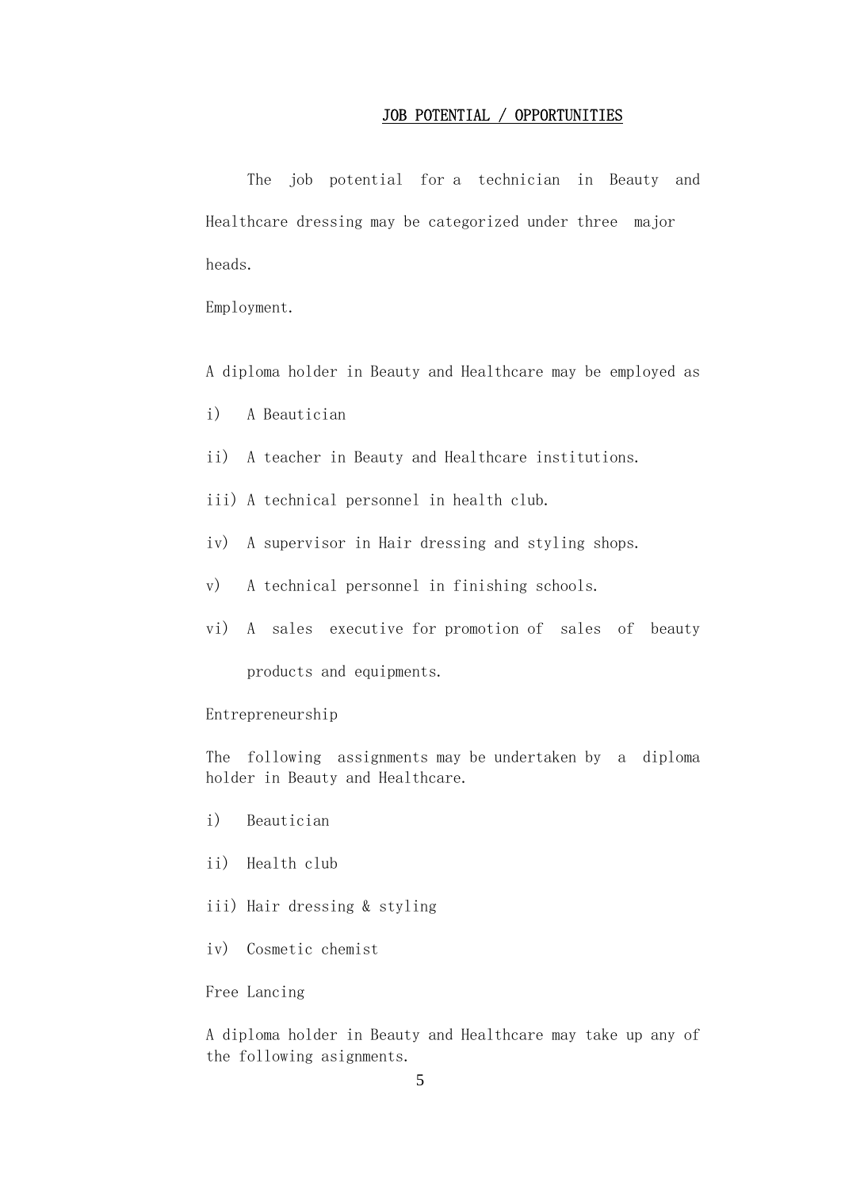## JOB POTENTIAL / OPPORTUNITIES

The job potential for a technician in Beauty and Healthcare dressing may be categorized under three major heads.

Employment.

A diploma holder in Beauty and Healthcare may be employed as

i) A Beautician

ii) A teacher in Beauty and Healthcare institutions.

iii) A technical personnel in health club.

iv) A supervisor in Hair dressing and styling shops.

v) A technical personnel in finishing schools.

vi) A sales executive for promotion of sales of beauty products and equipments.

Entrepreneurship

The following assignments may be undertaken by a diploma holder in Beauty and Healthcare.

i) Beautician

ii) Health club

iii) Hair dressing & styling

iv) Cosmetic chemist

Free Lancing

A diploma holder in Beauty and Healthcare may take up any of the following asignments.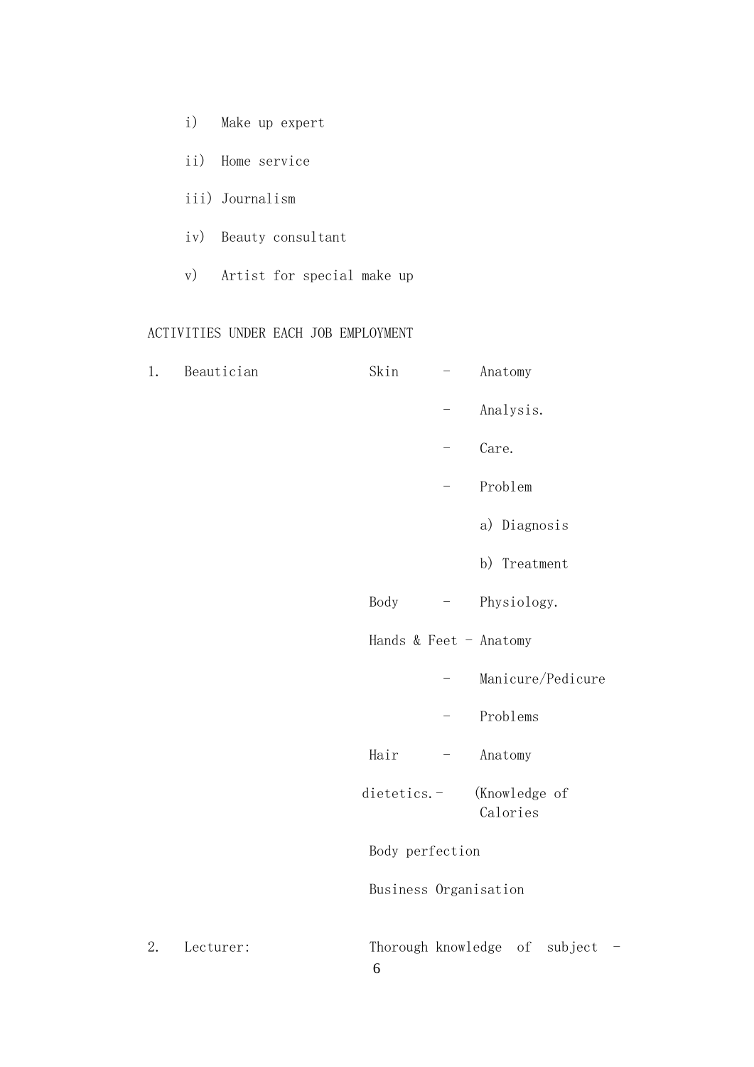i) Make up expert

ii) Home service

iii) Journalism

iv) Beauty consultant

v) Artist for special make up

ACTIVITIES UNDER EACH JOB EMPLOYMENT

1. Beautician

   Skin
   - Anatomy
   - Analysis.
   - Care.
   - Problem
     a) Diagnosis
     b) Treatment

   Body - Physiology.

   Hands & Feet
   - Anatomy
   - Manicure/Pedicure
   - Problems

   Hair - Anatomy

   dietetics.- (Knowledge of Calories

   Body perfection

   Business Organisation

2. Lecturer: Thorough knowledge of subject -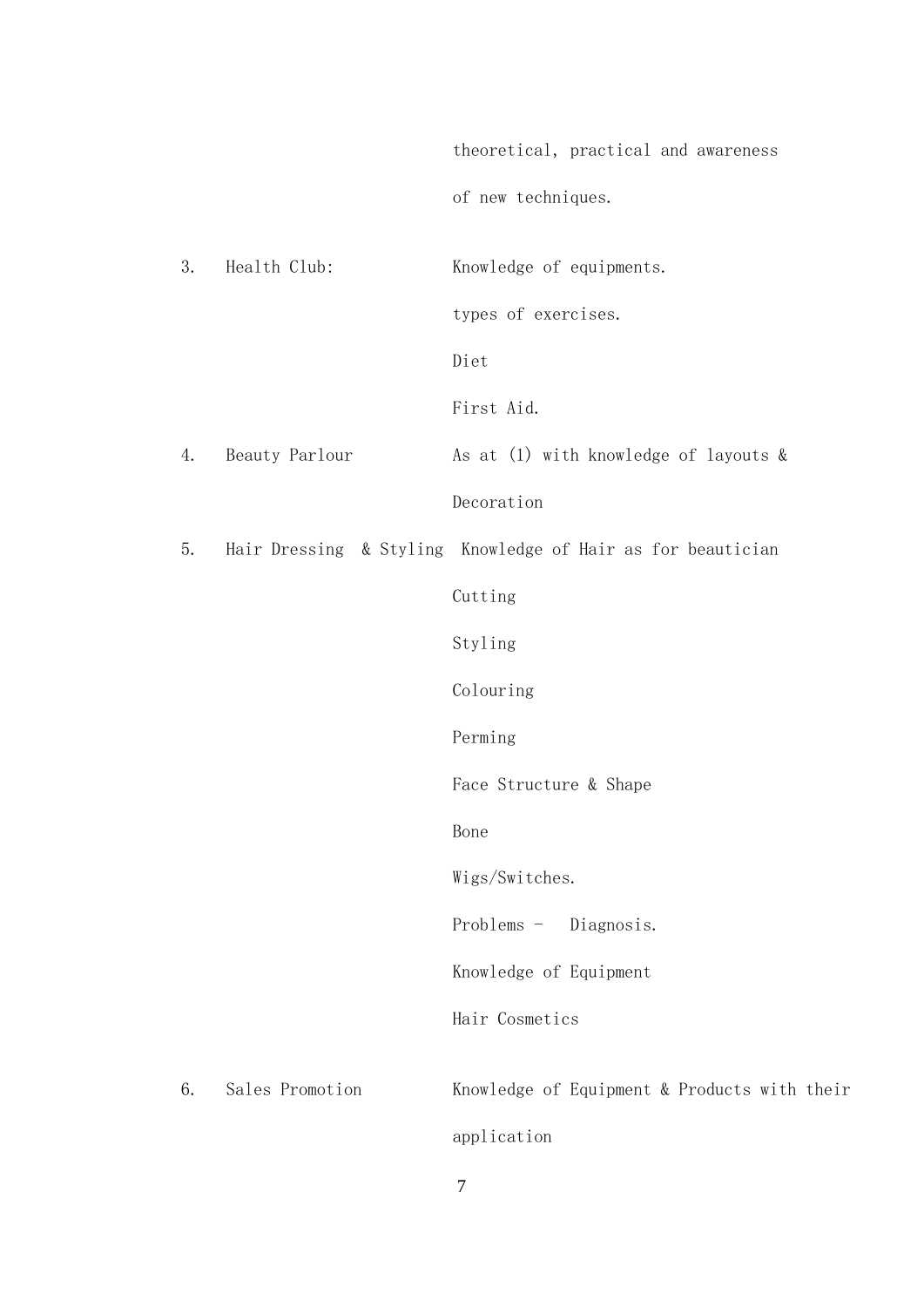| | | |
|---|---|---|
| | | theoretical, practical and awareness of new techniques. |
| 3. | Health Club: | Knowledge of equipments.<br>types of exercises.<br>Diet<br>First Aid. |
| 4. | Beauty Parlour | As at (1) with knowledge of layouts & Decoration |
| 5. | Hair Dressing & Styling | Knowledge of Hair as for beautician<br>Cutting<br>Styling<br>Colouring<br>Perming<br>Face Structure & Shape<br>Bone<br>Wigs/Switches.<br>Problems - Diagnosis.<br>Knowledge of Equipment<br>Hair Cosmetics |
| 6. | Sales Promotion | Knowledge of Equipment & Products with their application |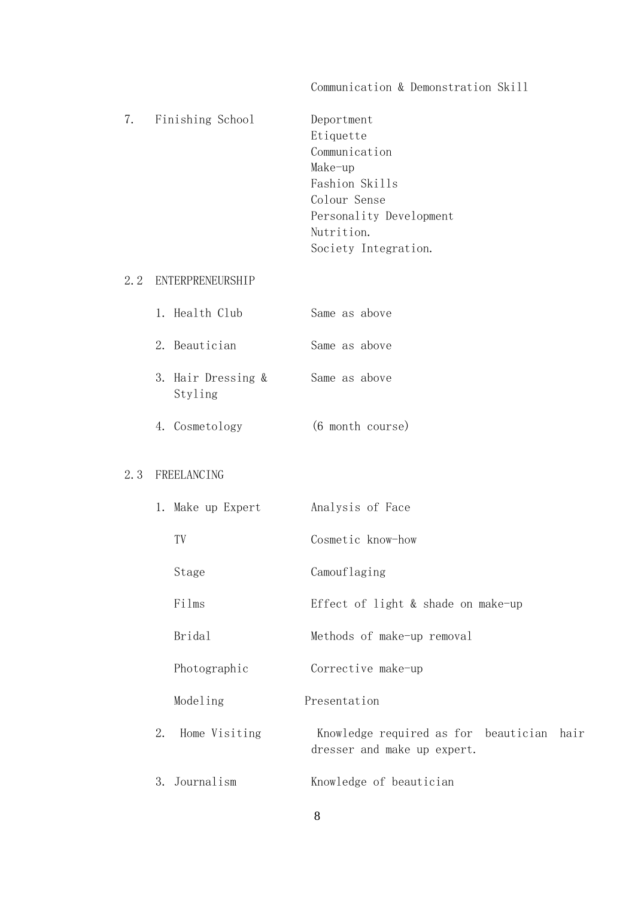| | | |
|---|---|---|
| | | Communication & Demonstration Skill |
| 7. | Finishing School | Deportment<br>Etiquette<br>Communication<br>Make-up<br>Fashion Skills<br>Colour Sense<br>Personality Development<br>Nutrition.<br>Society Integration. |

## 2.2 ENTERPRENEURSHIP

| | |
|---|---|
| 1. Health Club | Same as above |
| 2. Beautician | Same as above |
| 3. Hair Dressing & Styling | Same as above |
| 4. Cosmetology | (6 month course) |

## 2.3 FREELANCING

| | |
|---|---|
| 1. Make up Expert | Analysis of Face |
| TV | Cosmetic know-how |
| Stage | Camouflaging |
| Films | Effect of light & shade on make-up |
| Bridal | Methods of make-up removal |
| Photographic | Corrective make-up |
| Modeling | Presentation |
| 2. Home Visiting | Knowledge required as for beautician hair dresser and make up expert. |
| 3. Journalism | Knowledge of beautician |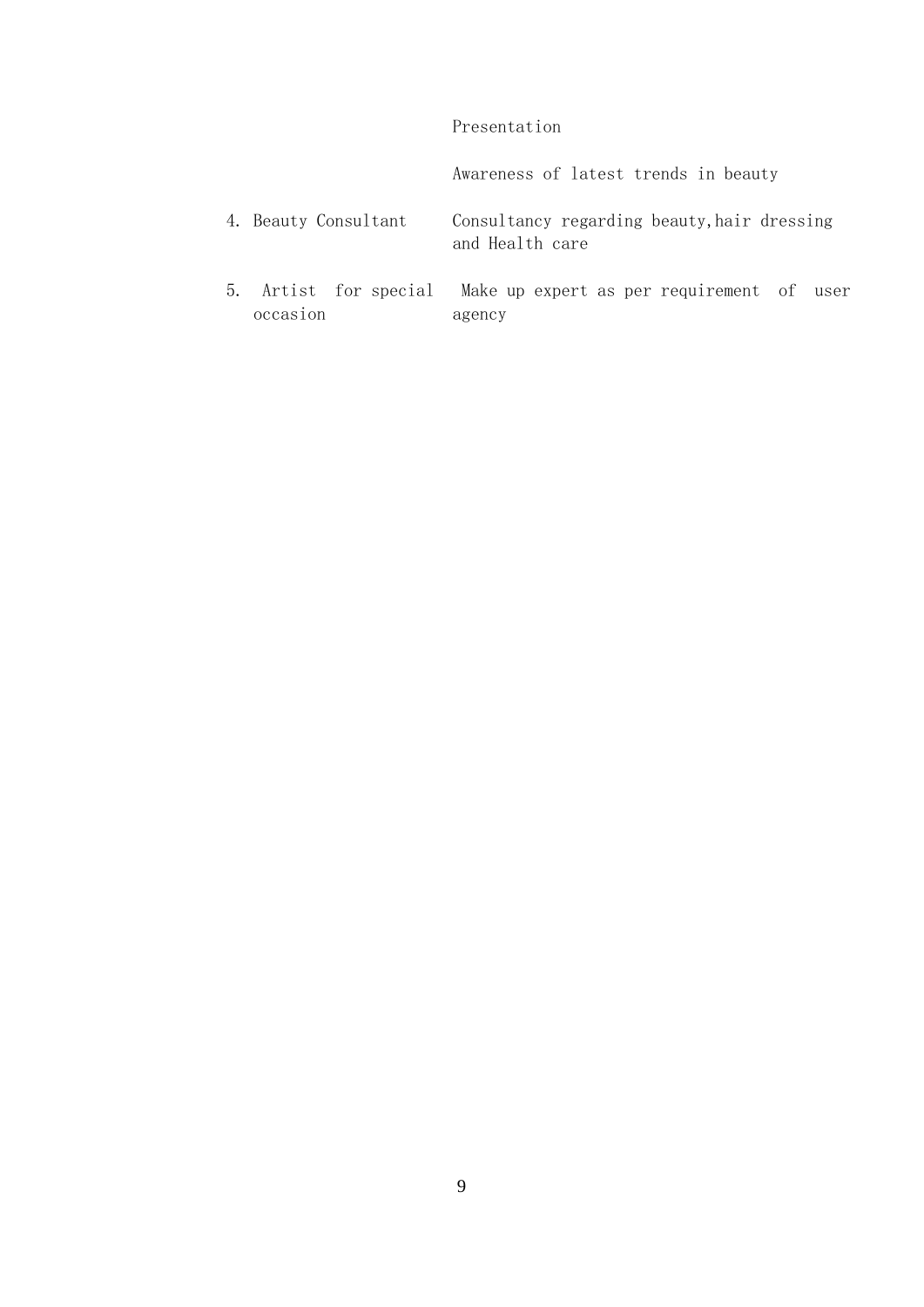| | |
|---|---|
| | Presentation |
| | Awareness of latest trends in beauty |
| 4. Beauty Consultant | Consultancy regarding beauty, hair dressing and Health care |
| 5. Artist for special occasion | Make up expert as per requirement of user agency |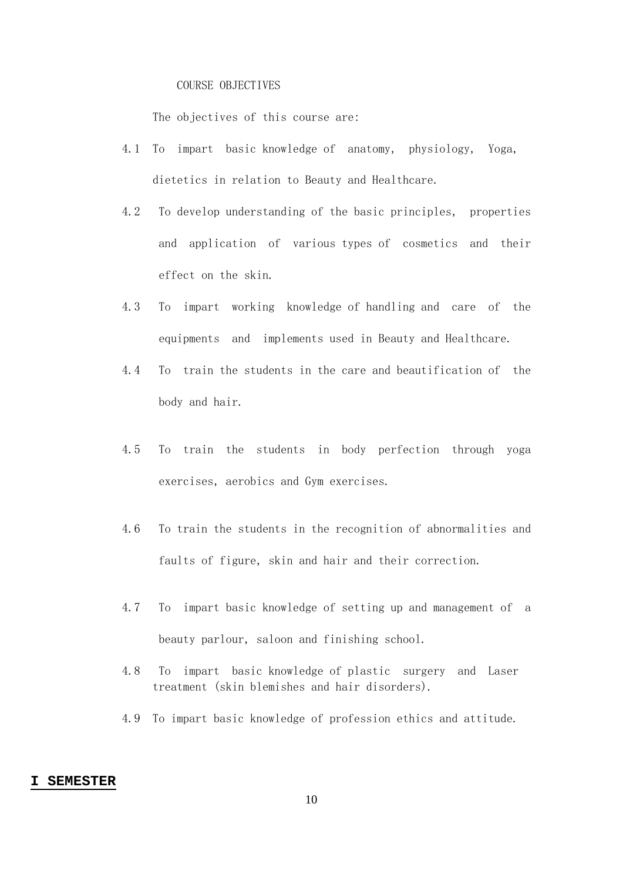## COURSE OBJECTIVES

The objectives of this course are:

4.1 To impart basic knowledge of anatomy, physiology, Yoga, dietetics in relation to Beauty and Healthcare.

4.2 To develop understanding of the basic principles, properties and application of various types of cosmetics and their effect on the skin.

4.3 To impart working knowledge of handling and care of the equipments and implements used in Beauty and Healthcare.

4.4 To train the students in the care and beautification of the body and hair.

4.5 To train the students in body perfection through yoga exercises, aerobics and Gym exercises.

4.6 To train the students in the recognition of abnormalities and faults of figure, skin and hair and their correction.

4.7 To impart basic knowledge of setting up and management of a beauty parlour, saloon and finishing school.

4.8 To impart basic knowledge of plastic surgery and Laser treatment (skin blemishes and hair disorders).

4.9 To impart basic knowledge of profession ethics and attitude.

## I SEMESTER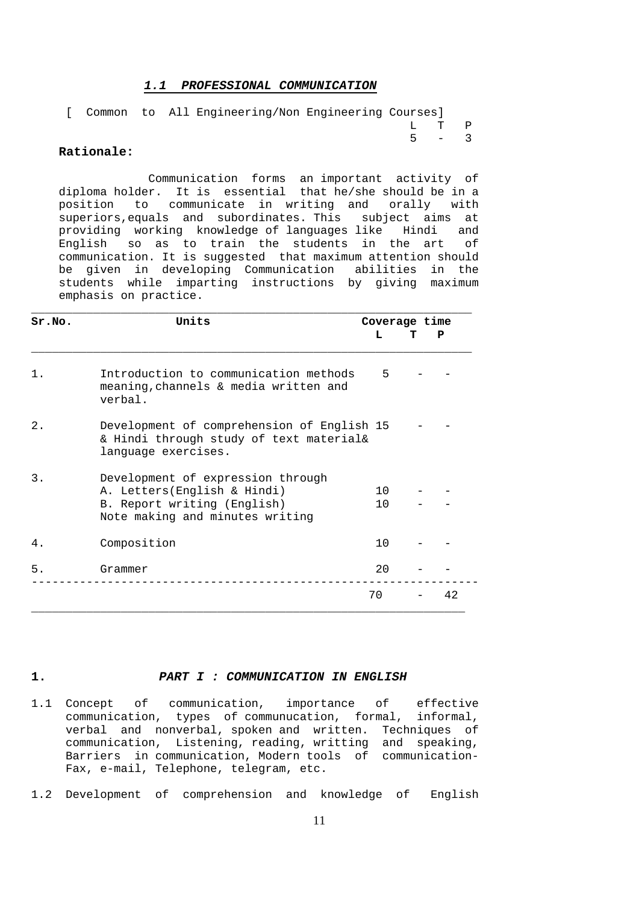### ***1.1 PROFESSIONAL COMMUNICATION***

[ Common to All Engineering/Non Engineering Courses]

| L | T | P |
|---|---|---|
| 5 | - | 3 |

**Rationale:**

Communication forms an important activity of diploma holder. It is essential that he/she should be in a position to communicate in writing and orally with superiors,equals and subordinates. This subject aims at providing working knowledge of languages like Hindi and English so as to train the students in the art of communication. It is suggested that maximum attention should be given in developing Communication abilities in the students while imparting instructions by giving maximum emphasis on practice.

| Sr.No. | Units | Coverage time L | T | P |
|---|---|---|---|---|
| 1. | Introduction to communication methods meaning,channels & media written and verbal. | 5 | - | - |
| 2. | Development of comprehension of English & Hindi through study of text material& language exercises. | 15 | - | - |
| 3. | Development of expression through<br>A. Letters(English & Hindi)<br>B. Report writing (English)<br>Note making and minutes writing | <br>10<br>10 | <br>-<br>- | <br>-<br>- |
| 4. | Composition | 10 | - | - |
| 5. | Grammer | 20 | - | - |
| | | 70 | - | 42 |

**1.** ***PART I : COMMUNICATION IN ENGLISH***

1.1 Concept of communication, importance of effective communication, types of communucation, formal, informal, verbal and nonverbal, spoken and written. Techniques of communication, Listening, reading, writting and speaking, Barriers in communication, Modern tools of communication- Fax, e-mail, Telephone, telegram, etc.

1.2 Development of comprehension and knowledge of English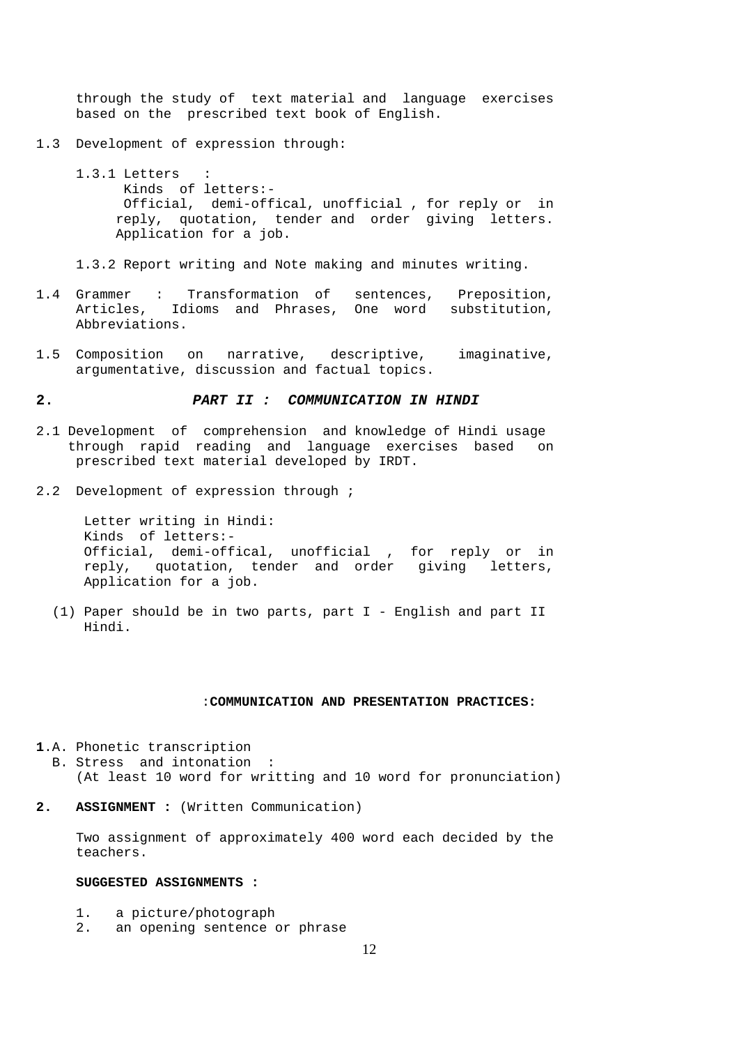through the study of text material and language exercises based on the prescribed text book of English.

1.3 Development of expression through:

1.3.1 Letters :
Kinds of letters:-
Official, demi-offical, unofficial , for reply or in reply, quotation, tender and order giving letters. Application for a job.

1.3.2 Report writing and Note making and minutes writing.

1.4 Grammer : Transformation of sentences, Preposition, Articles, Idioms and Phrases, One word substitution, Abbreviations.

1.5 Composition on narrative, descriptive, imaginative, argumentative, discussion and factual topics.

## 2. *PART II : COMMUNICATION IN HINDI*

2.1 Development of comprehension and knowledge of Hindi usage through rapid reading and language exercises based on prescribed text material developed by IRDT.

2.2 Development of expression through ;

Letter writing in Hindi:
Kinds of letters:-
Official, demi-offical, unofficial , for reply or in reply, quotation, tender and order giving letters, Application for a job.

(1) Paper should be in two parts, part I - English and part II Hindi.

## :COMMUNICATION AND PRESENTATION PRACTICES:

**1**.A. Phonetic transcription
B. Stress and intonation :
(At least 10 word for writting and 10 word for pronunciation)

**2. ASSIGNMENT :** (Written Communication)

Two assignment of approximately 400 word each decided by the teachers.

**SUGGESTED ASSIGNMENTS :**

1. a picture/photograph
2. an opening sentence or phrase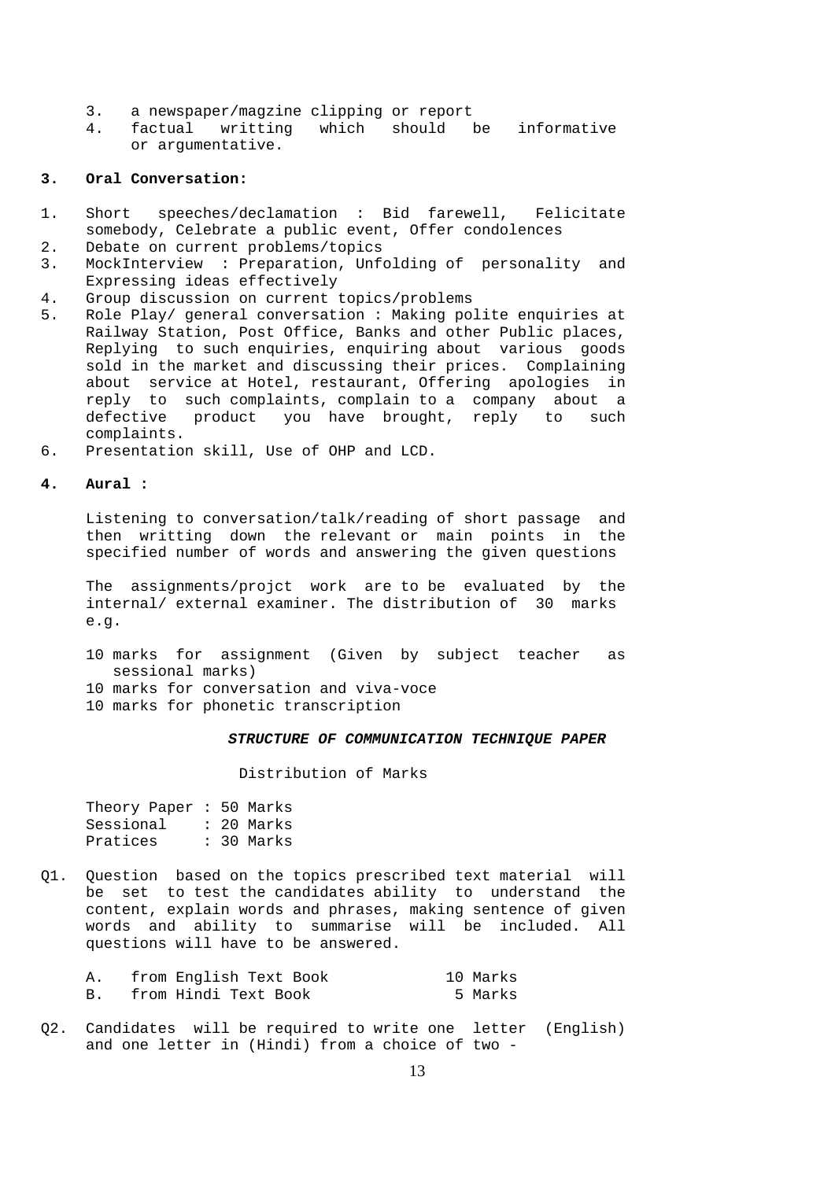3. a newspaper/magzine clipping or report
4. factual writting which should be informative or argumentative.

**3. Oral Conversation:**

1. Short speeches/declamation : Bid farewell, Felicitate somebody, Celebrate a public event, Offer condolences
2. Debate on current problems/topics
3. MockInterview : Preparation, Unfolding of personality and Expressing ideas effectively
4. Group discussion on current topics/problems
5. Role Play/ general conversation : Making polite enquiries at Railway Station, Post Office, Banks and other Public places, Replying to such enquiries, enquiring about various goods sold in the market and discussing their prices. Complaining about service at Hotel, restaurant, Offering apologies in reply to such complaints, complain to a company about a defective product you have brought, reply to such complaints.
6. Presentation skill, Use of OHP and LCD.

**4. Aural :**

Listening to conversation/talk/reading of short passage and then writting down the relevant or main points in the specified number of words and answering the given questions

The assignments/projct work are to be evaluated by the internal/ external examiner. The distribution of 30 marks e.g.

10 marks for assignment (Given by subject teacher as sessional marks)
10 marks for conversation and viva-voce
10 marks for phonetic transcription

***STRUCTURE OF COMMUNICATION TECHNIQUE PAPER***

Distribution of Marks

Theory Paper : 50 Marks
Sessional : 20 Marks
Pratices : 30 Marks

Q1. Question based on the topics prescribed text material will be set to test the candidates ability to understand the content, explain words and phrases, making sentence of given words and ability to summarise will be included. All questions will have to be answered.

A. from English Text Book 10 Marks
B. from Hindi Text Book 5 Marks

Q2. Candidates will be required to write one letter (English) and one letter in (Hindi) from a choice of two -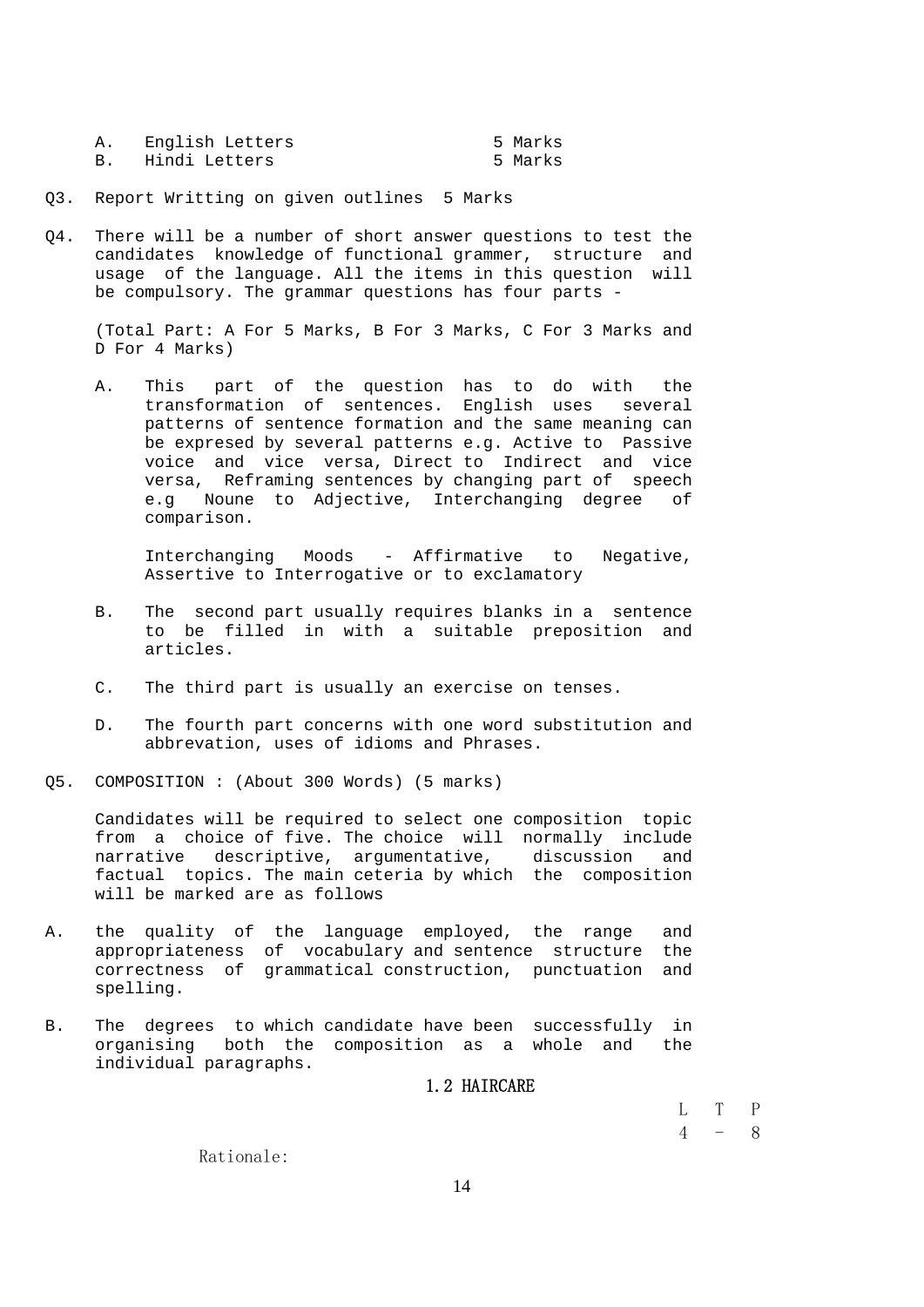A. English Letters 5 Marks
B. Hindi Letters 5 Marks

Q3. Report Writting on given outlines 5 Marks

Q4. There will be a number of short answer questions to test the candidates knowledge of functional grammer, structure and usage of the language. All the items in this question will be compulsory. The grammar questions has four parts -

(Total Part: A For 5 Marks, B For 3 Marks, C For 3 Marks and D For 4 Marks)

A. This part of the question has to do with the transformation of sentences. English uses several patterns of sentence formation and the same meaning can be expresed by several patterns e.g. Active to Passive voice and vice versa, Direct to Indirect and vice versa, Reframing sentences by changing part of speech e.g Noune to Adjective, Interchanging degree of comparison.

   Interchanging Moods - Affirmative to Negative, Assertive to Interrogative or to exclamatory

B. The second part usually requires blanks in a sentence to be filled in with a suitable preposition and articles.

C. The third part is usually an exercise on tenses.

D. The fourth part concerns with one word substitution and abbrevation, uses of idioms and Phrases.

Q5. COMPOSITION : (About 300 Words) (5 marks)

Candidates will be required to select one composition topic from a choice of five. The choice will normally include narrative descriptive, argumentative, discussion and factual topics. The main ceteria by which the composition will be marked are as follows

A. the quality of the language employed, the range and appropriateness of vocabulary and sentence structure the correctness of grammatical construction, punctuation and spelling.

B. The degrees to which candidate have been successfully in organising both the composition as a whole and the individual paragraphs.

## 1.2 HAIRCARE

| L | T | P |
|---|---|---|
| 4 | - | 8 |

Rationale: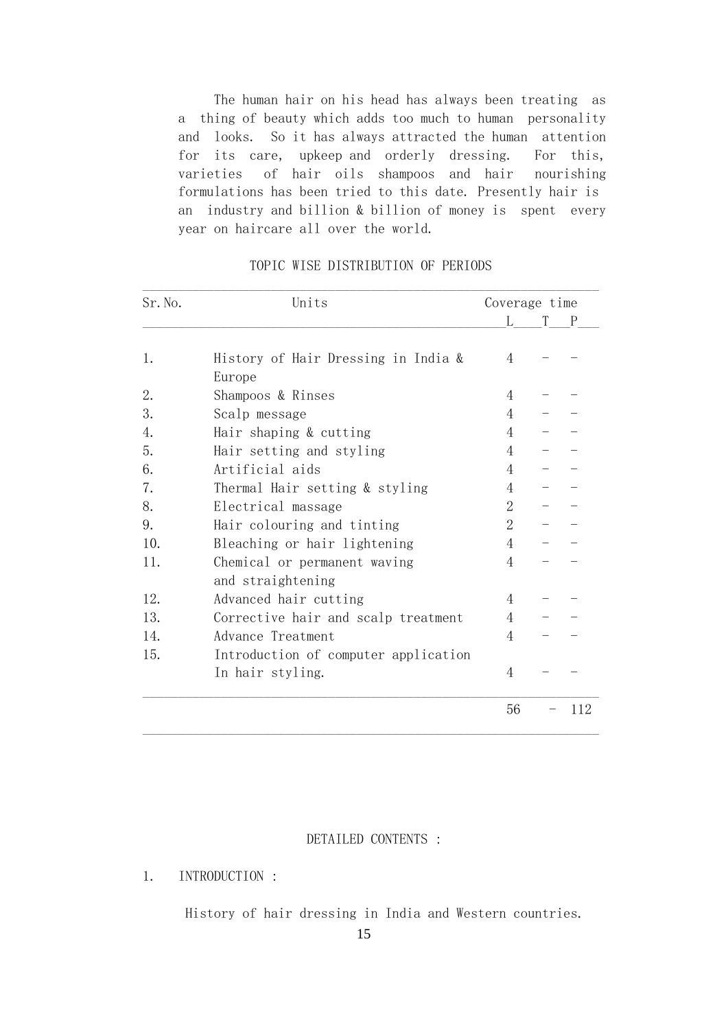The human hair on his head has always been treating as a thing of beauty which adds too much to human personality and looks. So it has always attracted the human attention for its care, upkeep and orderly dressing. For this, varieties of hair oils shampoos and hair nourishing formulations has been tried to this date. Presently hair is an industry and billion & billion of money is spent every year on haircare all over the world.

TOPIC WISE DISTRIBUTION OF PERIODS

| Sr.No. | Units | Coverage time | | |
|---|---|---|---|---|
| | | L | T | P |
| 1. | History of Hair Dressing in India & Europe | 4 | - | - |
| 2. | Shampoos & Rinses | 4 | - | - |
| 3. | Scalp message | 4 | - | - |
| 4. | Hair shaping & cutting | 4 | - | - |
| 5. | Hair setting and styling | 4 | - | - |
| 6. | Artificial aids | 4 | - | - |
| 7. | Thermal Hair setting & styling | 4 | - | - |
| 8. | Electrical massage | 2 | - | - |
| 9. | Hair colouring and tinting | 2 | - | - |
| 10. | Bleaching or hair lightening | 4 | - | - |
| 11. | Chemical or permanent waving and straightening | 4 | - | - |
| 12. | Advanced hair cutting | 4 | - | - |
| 13. | Corrective hair and scalp treatment | 4 | - | - |
| 14. | Advance Treatment | 4 | - | - |
| 15. | Introduction of computer application In hair styling. | 4 | - | - |
| | | 56 | - | 112 |

DETAILED CONTENTS :

1. INTRODUCTION :

History of hair dressing in India and Western countries.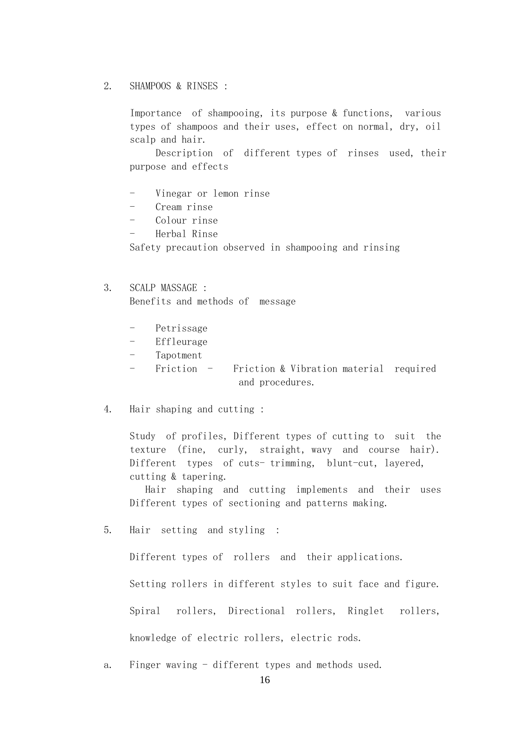2. SHAMPOOS & RINSES :

   Importance of shampooing, its purpose & functions, various types of shampoos and their uses, effect on normal, dry, oil scalp and hair.

   Description of different types of rinses used, their purpose and effects

   - Vinegar or lemon rinse
   - Cream rinse
   - Colour rinse
   - Herbal Rinse

   Safety precaution observed in shampooing and rinsing

3. SCALP MASSAGE :

   Benefits and methods of message

   - Petrissage
   - Effleurage
   - Tapotment
   - Friction - Friction & Vibration material required and procedures.

4. Hair shaping and cutting :

   Study of profiles, Different types of cutting to suit the texture (fine, curly, straight, wavy and course hair). Different types of cuts- trimming, blunt-cut, layered, cutting & tapering.

   Hair shaping and cutting implements and their uses Different types of sectioning and patterns making.

5. Hair setting and styling :

   Different types of rollers and their applications.

   Setting rollers in different styles to suit face and figure.

   Spiral rollers, Directional rollers, Ringlet rollers,

   knowledge of electric rollers, electric rods.

a. Finger waving - different types and methods used.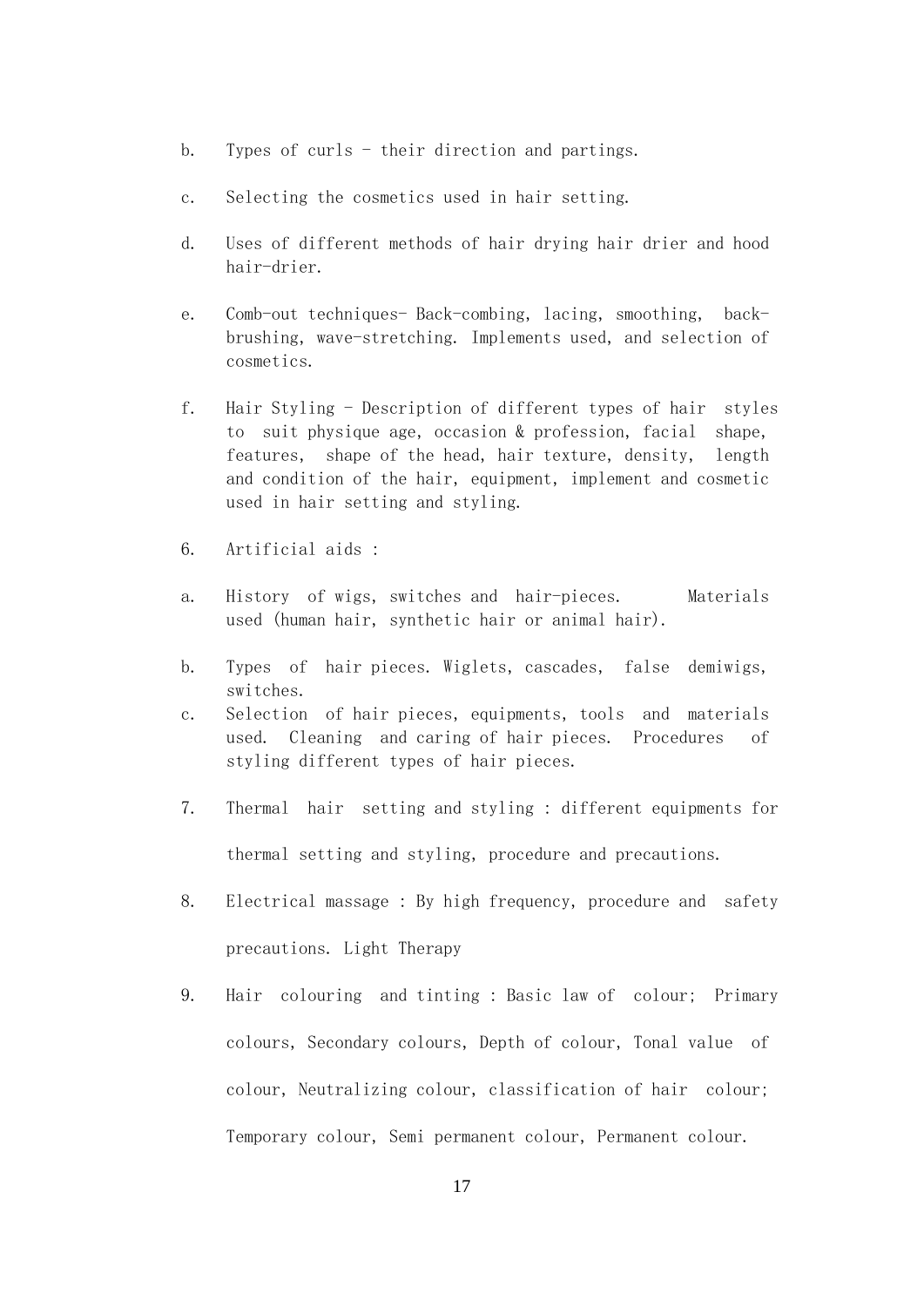b. Types of curls - their direction and partings.

c. Selecting the cosmetics used in hair setting.

d. Uses of different methods of hair drying hair drier and hood hair-drier.

e. Comb-out techniques- Back-combing, lacing, smoothing, back-brushing, wave-stretching. Implements used, and selection of cosmetics.

f. Hair Styling - Description of different types of hair styles to suit physique age, occasion & profession, facial shape, features, shape of the head, hair texture, density, length and condition of the hair, equipment, implement and cosmetic used in hair setting and styling.

6. Artificial aids :

a. History of wigs, switches and hair-pieces. Materials used (human hair, synthetic hair or animal hair).

b. Types of hair pieces. Wiglets, cascades, false demiwigs, switches.

c. Selection of hair pieces, equipments, tools and materials used. Cleaning and caring of hair pieces. Procedures of styling different types of hair pieces.

7. Thermal hair setting and styling : different equipments for thermal setting and styling, procedure and precautions.

8. Electrical massage : By high frequency, procedure and safety precautions. Light Therapy

9. Hair colouring and tinting : Basic law of colour; Primary colours, Secondary colours, Depth of colour, Tonal value of colour, Neutralizing colour, classification of hair colour; Temporary colour, Semi permanent colour, Permanent colour.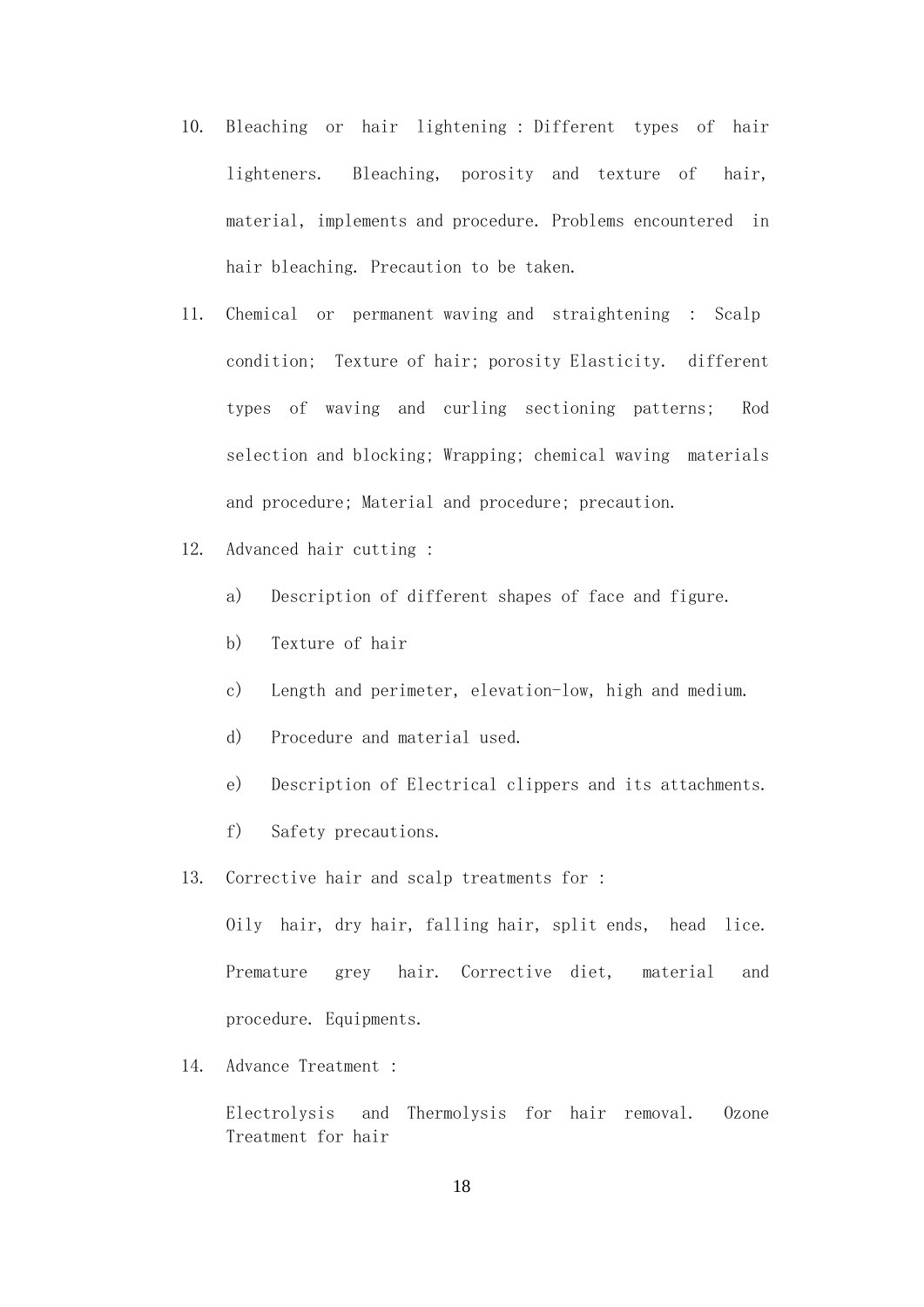10. Bleaching or hair lightening : Different types of hair lighteners. Bleaching, porosity and texture of hair, material, implements and procedure. Problems encountered in hair bleaching. Precaution to be taken.

11. Chemical or permanent waving and straightening : Scalp condition; Texture of hair; porosity Elasticity. different types of waving and curling sectioning patterns; Rod selection and blocking; Wrapping; chemical waving materials and procedure; Material and procedure; precaution.

12. Advanced hair cutting :

    a) Description of different shapes of face and figure.

    b) Texture of hair

    c) Length and perimeter, elevation-low, high and medium.

    d) Procedure and material used.

    e) Description of Electrical clippers and its attachments.

    f) Safety precautions.

13. Corrective hair and scalp treatments for :

    Oily hair, dry hair, falling hair, split ends, head lice. Premature grey hair. Corrective diet, material and procedure. Equipments.

14. Advance Treatment :

    Electrolysis and Thermolysis for hair removal. Ozone Treatment for hair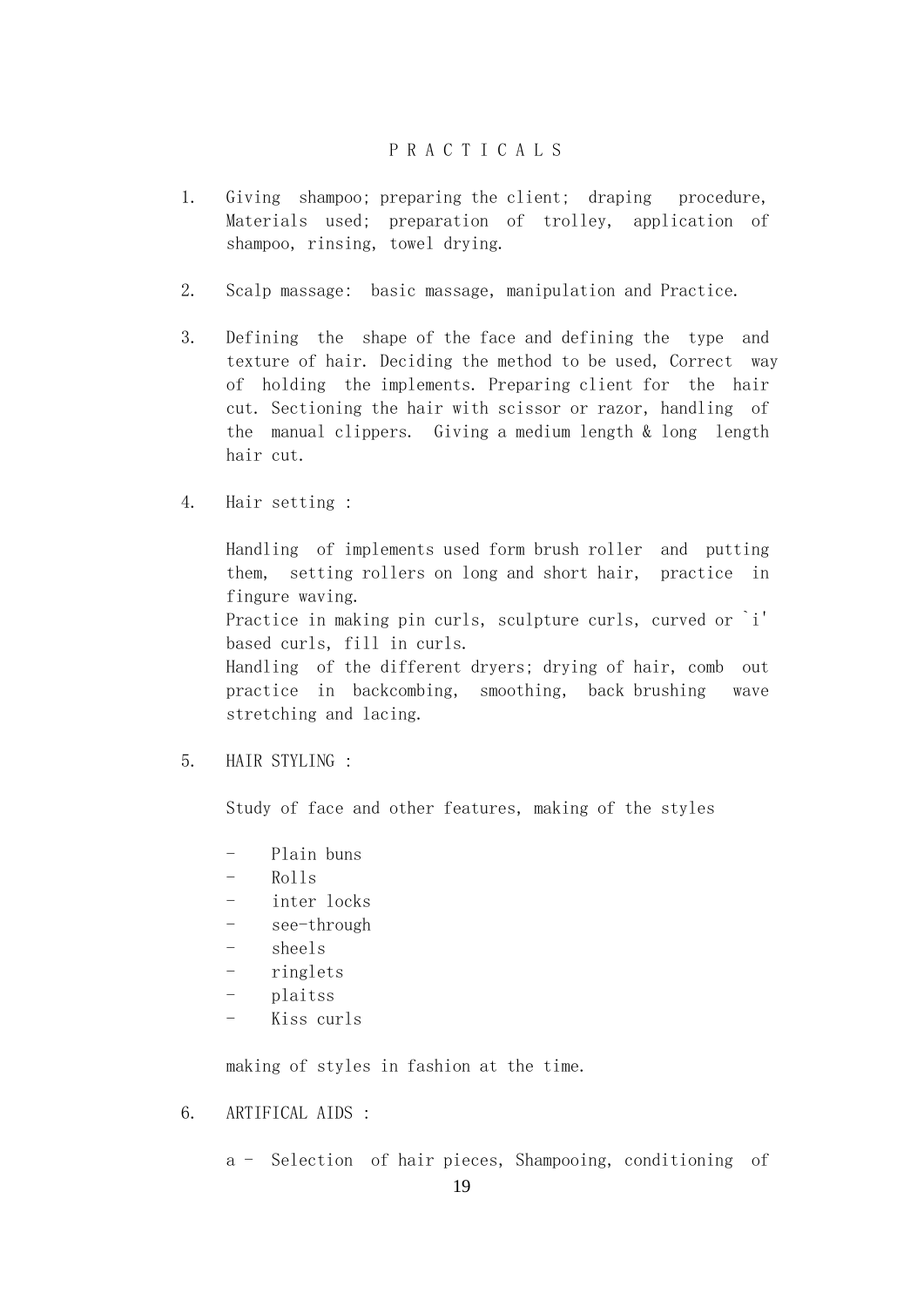# P R A C T I C A L S

1. Giving shampoo; preparing the client; draping procedure, Materials used; preparation of trolley, application of shampoo, rinsing, towel drying.

2. Scalp massage: basic massage, manipulation and Practice.

3. Defining the shape of the face and defining the type and texture of hair. Deciding the method to be used, Correct way of holding the implements. Preparing client for the hair cut. Sectioning the hair with scissor or razor, handling of the manual clippers. Giving a medium length & long length hair cut.

4. Hair setting :

   Handling of implements used form brush roller and putting them, setting rollers on long and short hair, practice in fingure waving.
   Practice in making pin curls, sculpture curls, curved or `i' based curls, fill in curls.
   Handling of the different dryers; drying of hair, comb out practice in backcombing, smoothing, back brushing wave stretching and lacing.

5. HAIR STYLING :

   Study of face and other features, making of the styles

   - Plain buns
   - Rolls
   - inter locks
   - see-through
   - sheels
   - ringlets
   - plaitss
   - Kiss curls

   making of styles in fashion at the time.

6. ARTIFICAL AIDS :

   a - Selection of hair pieces, Shampooing, conditioning of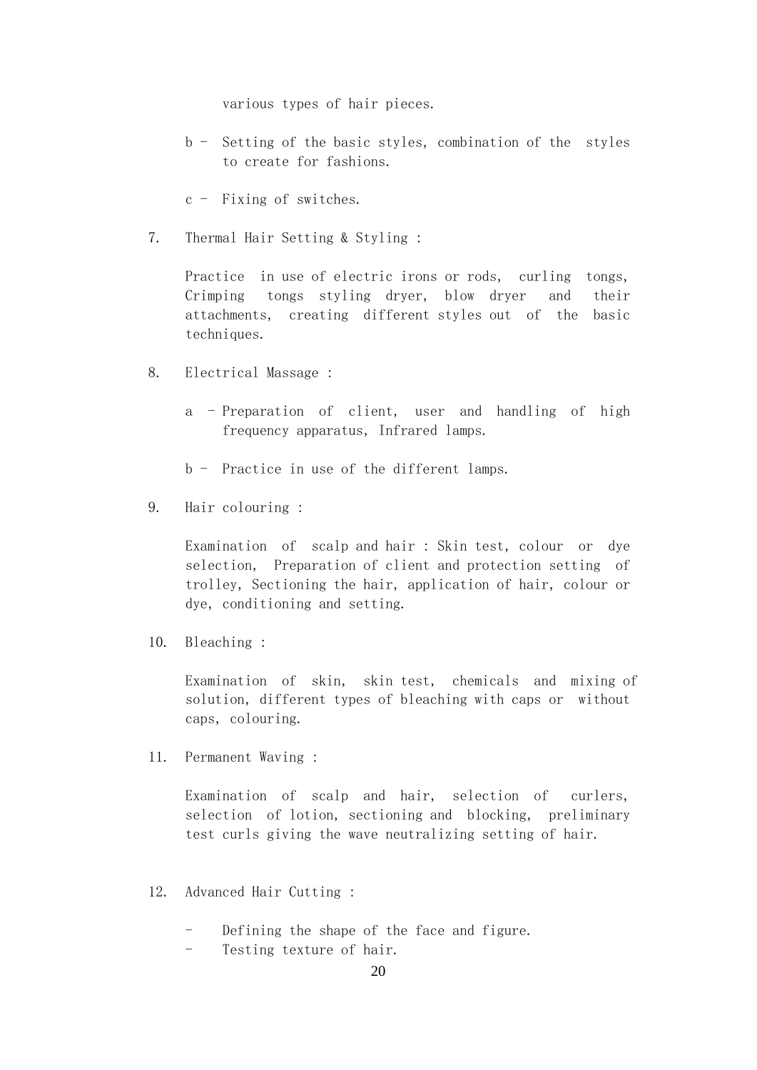various types of hair pieces.

b - Setting of the basic styles, combination of the styles to create for fashions.

c - Fixing of switches.

7. Thermal Hair Setting & Styling :

   Practice in use of electric irons or rods, curling tongs, Crimping tongs styling dryer, blow dryer and their attachments, creating different styles out of the basic techniques.

8. Electrical Massage :

   a - Preparation of client, user and handling of high frequency apparatus, Infrared lamps.

   b - Practice in use of the different lamps.

9. Hair colouring :

   Examination of scalp and hair : Skin test, colour or dye selection, Preparation of client and protection setting of trolley, Sectioning the hair, application of hair, colour or dye, conditioning and setting.

10. Bleaching :

    Examination of skin, skin test, chemicals and mixing of solution, different types of bleaching with caps or without caps, colouring.

11. Permanent Waving :

    Examination of scalp and hair, selection of curlers, selection of lotion, sectioning and blocking, preliminary test curls giving the wave neutralizing setting of hair.

12. Advanced Hair Cutting :

    - Defining the shape of the face and figure.
    - Testing texture of hair.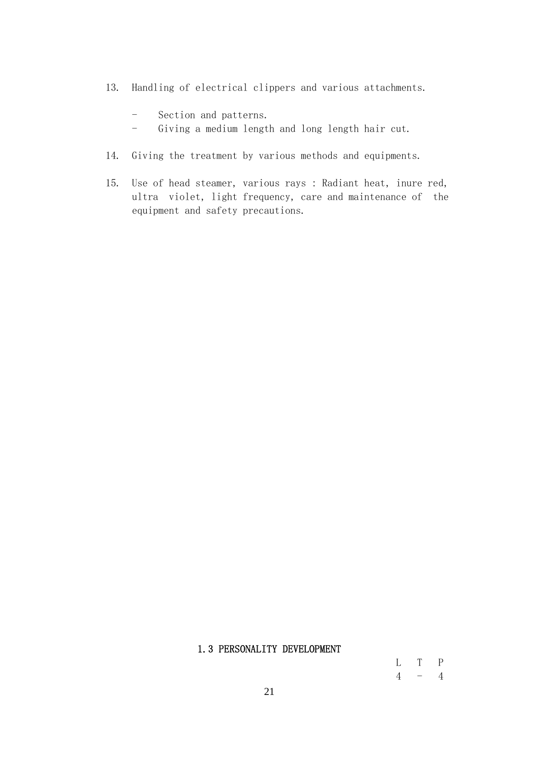13. Handling of electrical clippers and various attachments.

    - Section and patterns.
    - Giving a medium length and long length hair cut.

14. Giving the treatment by various methods and equipments.

15. Use of head steamer, various rays : Radiant heat, inure red, ultra violet, light frequency, care and maintenance of the equipment and safety precautions.

## 1.3 PERSONALITY DEVELOPMENT

| L | T | P |
|---|---|---|
| 4 | - | 4 |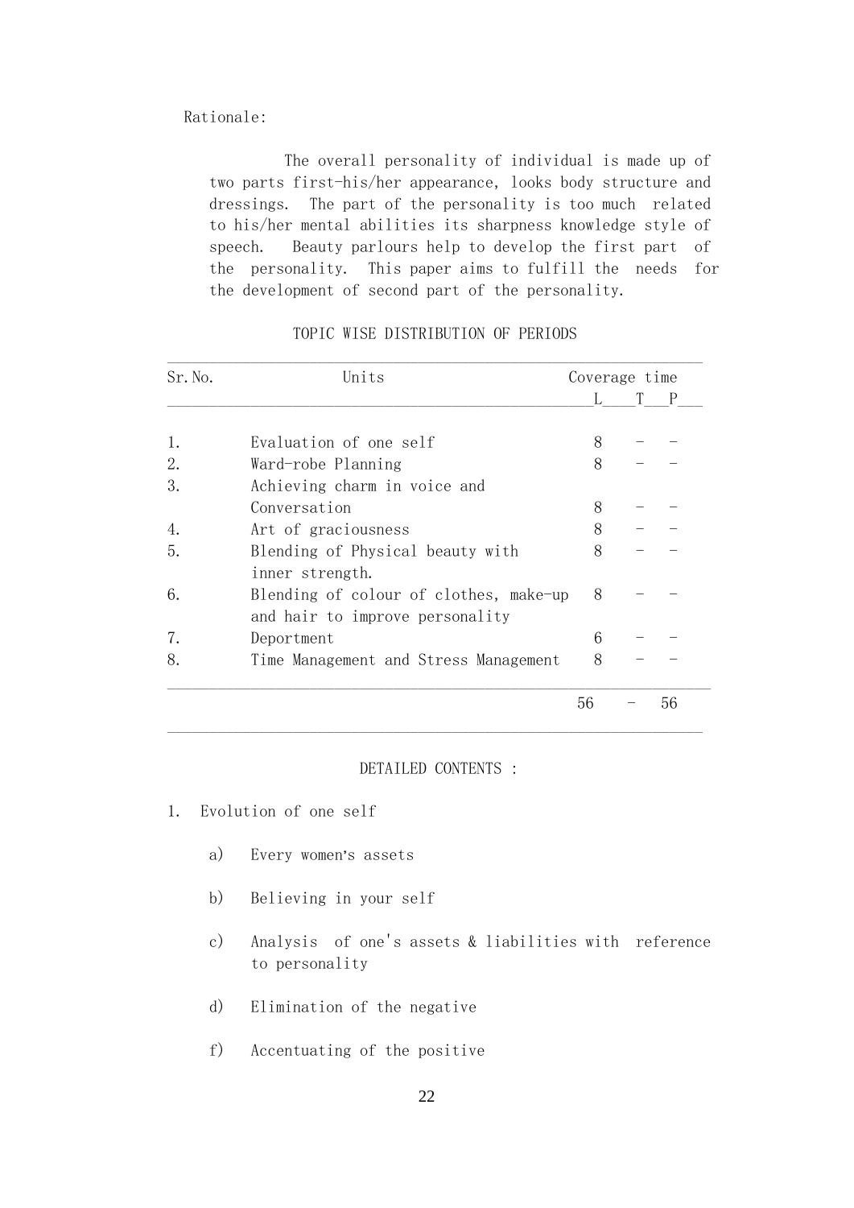Rationale:

The overall personality of individual is made up of two parts first-his/her appearance, looks body structure and dressings. The part of the personality is too much related to his/her mental abilities its sharpness knowledge style of speech. Beauty parlours help to develop the first part of the personality. This paper aims to fulfill the needs for the development of second part of the personality.

TOPIC WISE DISTRIBUTION OF PERIODS

| Sr. No. | Units | Coverage time L | T | P |
|---|---|---|---|---|
| 1. | Evaluation of one self | 8 | - | - |
| 2. | Ward-robe Planning | 8 | - | - |
| 3. | Achieving charm in voice and Conversation | 8 | - | - |
| 4. | Art of graciousness | 8 | - | - |
| 5. | Blending of Physical beauty with inner strength. | 8 | - | - |
| 6. | Blending of colour of clothes, make-up and hair to improve personality | 8 | - | - |
| 7. | Deportment | 6 | - | - |
| 8. | Time Management and Stress Management | 8 | - | - |
| | | 56 | - | 56 |

DETAILED CONTENTS :

1. Evolution of one self

   a) Every women's assets

   b) Believing in your self

   c) Analysis of one's assets & liabilities with reference to personality

   d) Elimination of the negative

   f) Accentuating of the positive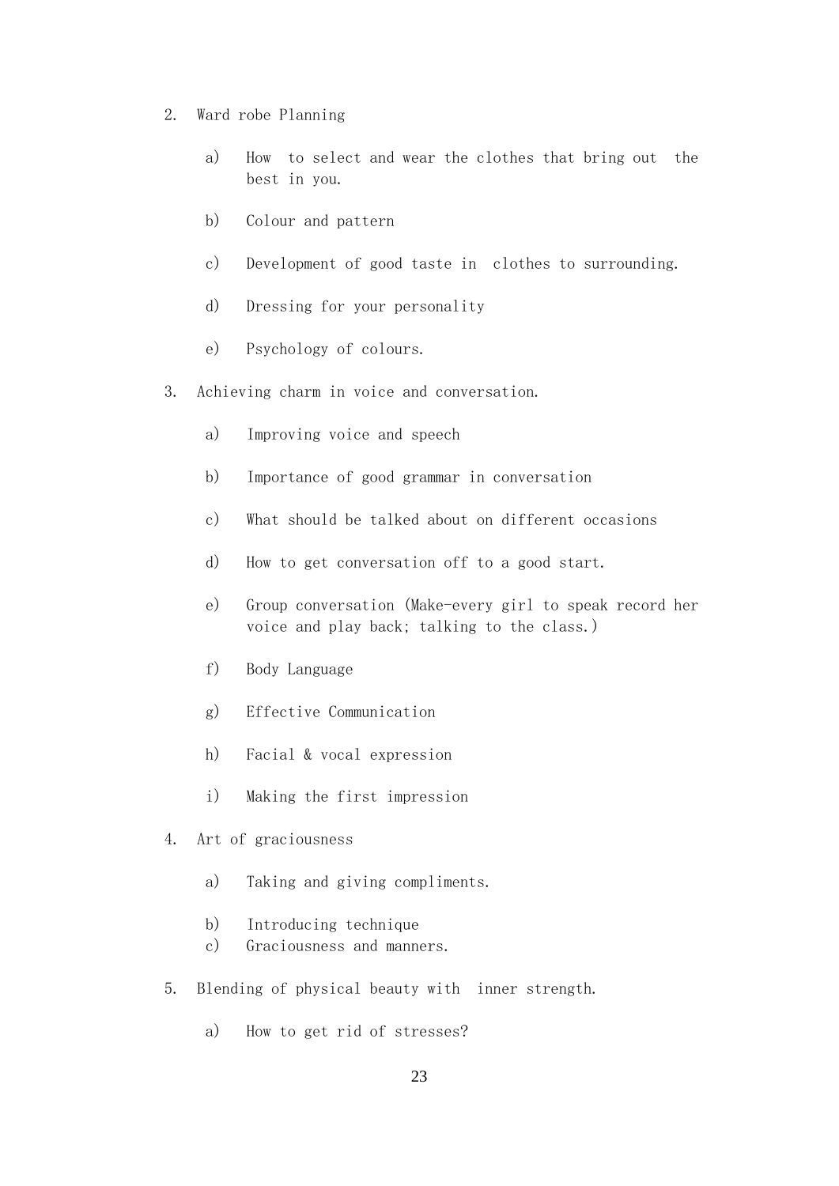2. Ward robe Planning

   a) How to select and wear the clothes that bring out the best in you.

   b) Colour and pattern

   c) Development of good taste in clothes to surrounding.

   d) Dressing for your personality

   e) Psychology of colours.

3. Achieving charm in voice and conversation.

   a) Improving voice and speech

   b) Importance of good grammar in conversation

   c) What should be talked about on different occasions

   d) How to get conversation off to a good start.

   e) Group conversation (Make-every girl to speak record her voice and play back; talking to the class.)

   f) Body Language

   g) Effective Communication

   h) Facial & vocal expression

   i) Making the first impression

4. Art of graciousness

   a) Taking and giving compliments.

   b) Introducing technique

   c) Graciousness and manners.

5. Blending of physical beauty with inner strength.

   a) How to get rid of stresses?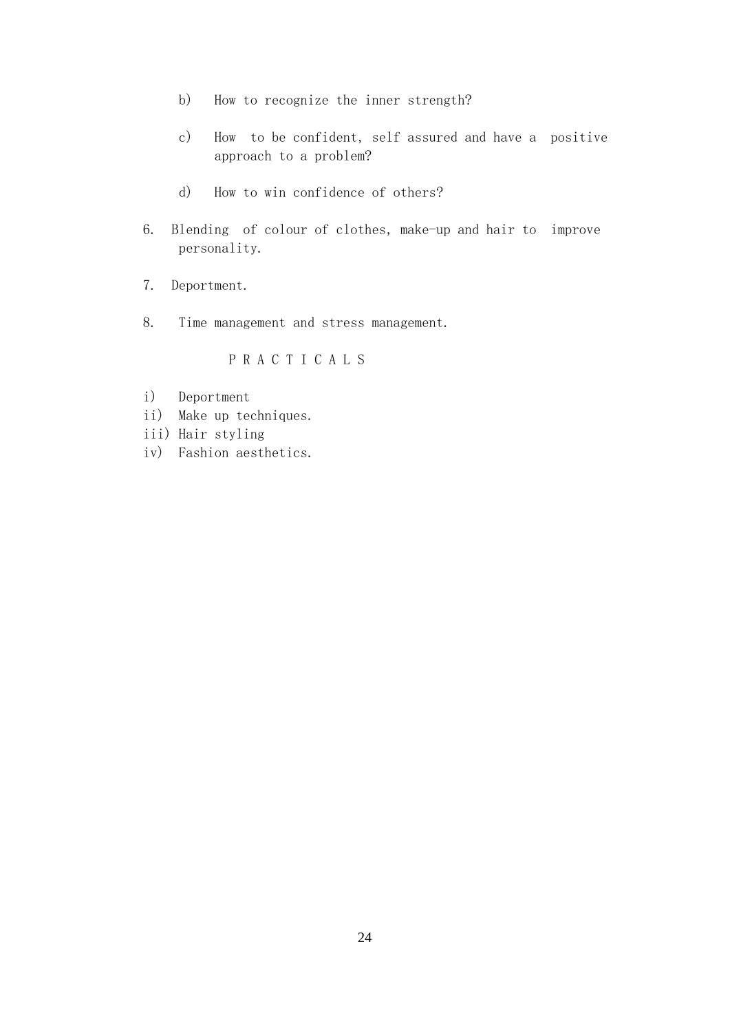b) How to recognize the inner strength?

c) How to be confident, self assured and have a positive approach to a problem?

d) How to win confidence of others?

6. Blending of colour of clothes, make-up and hair to improve personality.

7. Deportment.

8. Time management and stress management.

P R A C T I C A L S

i) Deportment
ii) Make up techniques.
iii) Hair styling
iv) Fashion aesthetics.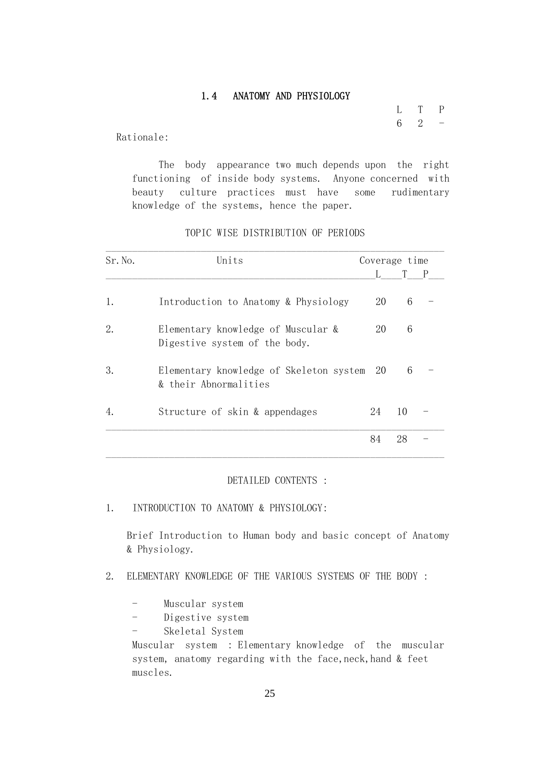## 1.4 ANATOMY AND PHYSIOLOGY

| L | T | P |
|---|---|---|
| 6 | 2 | - |

Rationale:

The body appearance two much depends upon the right functioning of inside body systems. Anyone concerned with beauty culture practices must have some rudimentary knowledge of the systems, hence the paper.

TOPIC WISE DISTRIBUTION OF PERIODS

| Sr.No. | Units | Coverage time L | T | P |
|---|---|---|---|---|
| 1. | Introduction to Anatomy & Physiology | 20 | 6 | - |
| 2. | Elementary knowledge of Muscular & Digestive system of the body. | 20 | 6 | |
| 3. | Elementary knowledge of Skeleton system & their Abnormalities | 20 | 6 | - |
| 4. | Structure of skin & appendages | 24 | 10 | - |
| | | 84 | 28 | - |

DETAILED CONTENTS :

1. INTRODUCTION TO ANATOMY & PHYSIOLOGY:

   Brief Introduction to Human body and basic concept of Anatomy & Physiology.

2. ELEMENTARY KNOWLEDGE OF THE VARIOUS SYSTEMS OF THE BODY :

   - Muscular system
   - Digestive system
   - Skeletal System

   Muscular system : Elementary knowledge of the muscular system, anatomy regarding with the face,neck,hand & feet muscles.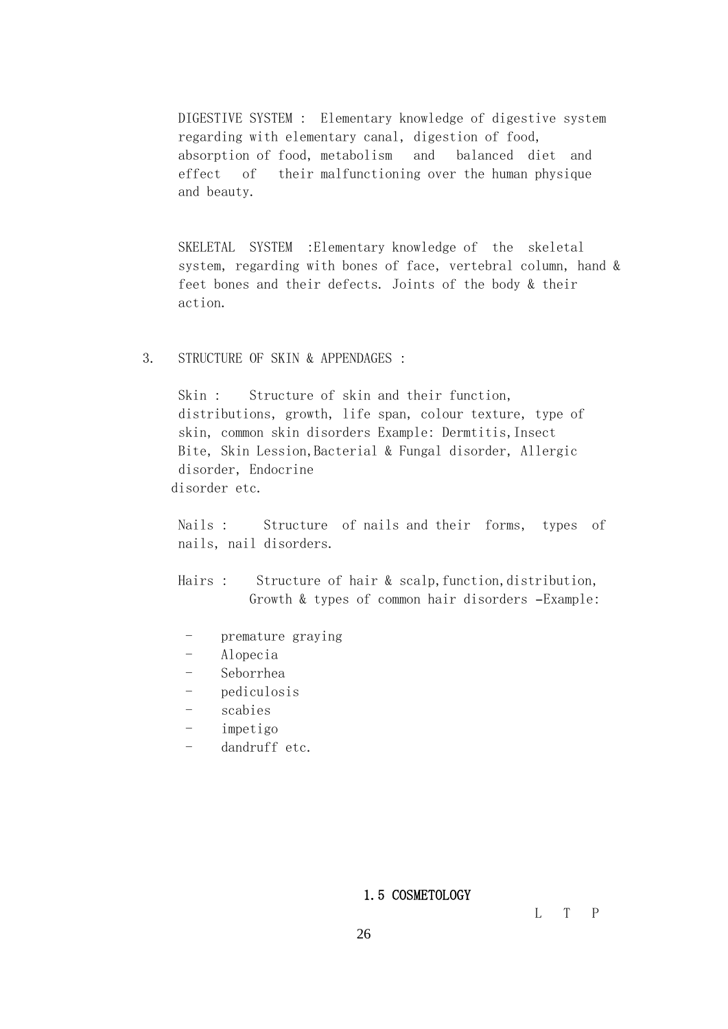DIGESTIVE SYSTEM : Elementary knowledge of digestive system regarding with elementary canal, digestion of food, absorption of food, metabolism and balanced diet and effect of their malfunctioning over the human physique and beauty.

SKELETAL SYSTEM :Elementary knowledge of the skeletal system, regarding with bones of face, vertebral column, hand & feet bones and their defects. Joints of the body & their action.

3. STRUCTURE OF SKIN & APPENDAGES :

Skin : Structure of skin and their function, distributions, growth, life span, colour texture, type of skin, common skin disorders Example: Dermtitis,Insect Bite, Skin Lession,Bacterial & Fungal disorder, Allergic disorder, Endocrine disorder etc.

Nails : Structure of nails and their forms, types of nails, nail disorders.

Hairs : Structure of hair & scalp,function,distribution, Growth & types of common hair disorders -Example:

- premature graying
- Alopecia
- Seborrhea
- pediculosis
- scabies
- impetigo
- dandruff etc.

## 1.5 COSMETOLOGY

L T P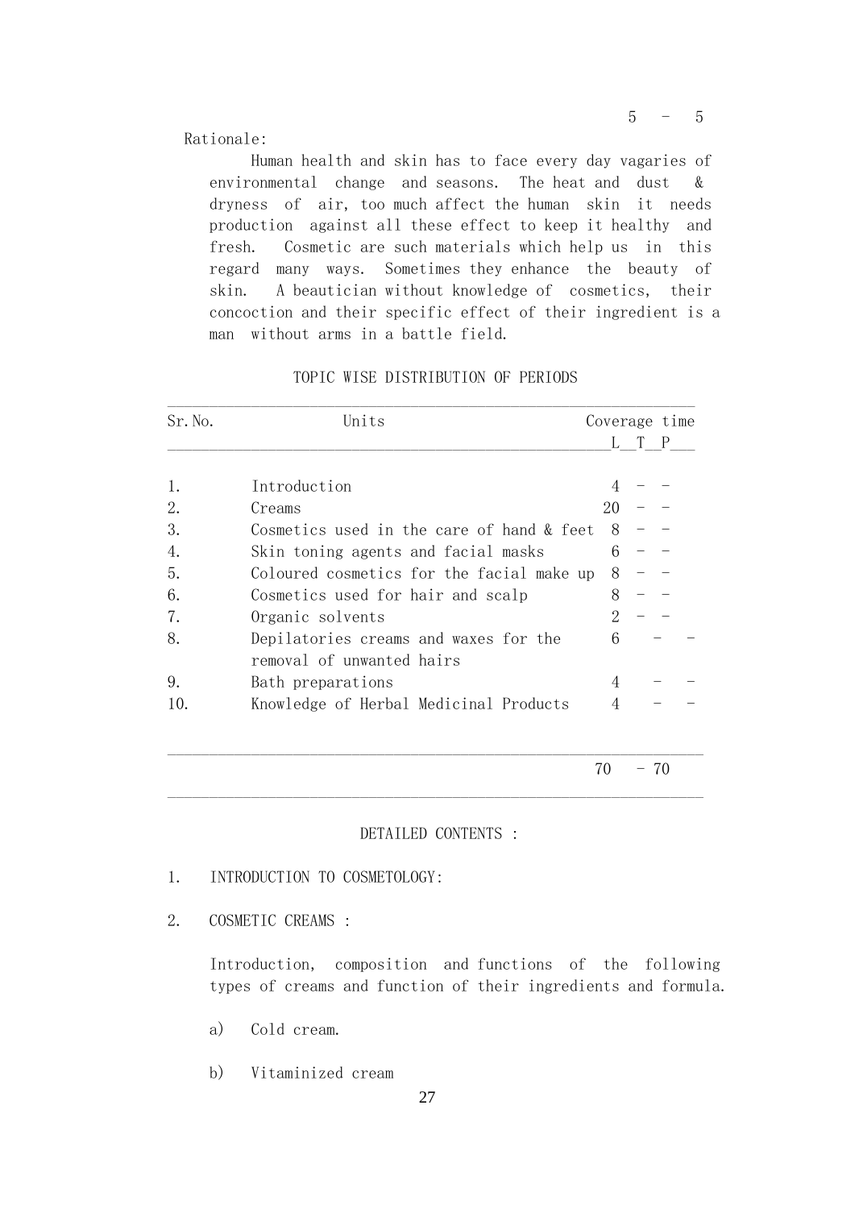5 - 5

Rationale:

Human health and skin has to face every day vagaries of environmental change and seasons. The heat and dust & dryness of air, too much affect the human skin it needs production against all these effect to keep it healthy and fresh. Cosmetic are such materials which help us in this regard many ways. Sometimes they enhance the beauty of skin. A beautician without knowledge of cosmetics, their concoction and their specific effect of their ingredient is a man without arms in a battle field.

TOPIC WISE DISTRIBUTION OF PERIODS

| Sr.No. | Units | Coverage time L | T | P |
|---|---|---|---|---|
| 1. | Introduction | 4 | - | - |
| 2. | Creams | 20 | - | - |
| 3. | Cosmetics used in the care of hand & feet | 8 | - | - |
| 4. | Skin toning agents and facial masks | 6 | - | - |
| 5. | Coloured cosmetics for the facial make up | 8 | - | - |
| 6. | Cosmetics used for hair and scalp | 8 | - | - |
| 7. | Organic solvents | 2 | - | - |
| 8. | Depilatories creams and waxes for the removal of unwanted hairs | 6 | - | - |
| 9. | Bath preparations | 4 | - | - |
| 10. | Knowledge of Herbal Medicinal Products | 4 | - | - |
| | | 70 | - | 70 |

DETAILED CONTENTS :

1. INTRODUCTION TO COSMETOLOGY:

2. COSMETIC CREAMS :

   Introduction, composition and functions of the following types of creams and function of their ingredients and formula.

   a) Cold cream.

   b) Vitaminized cream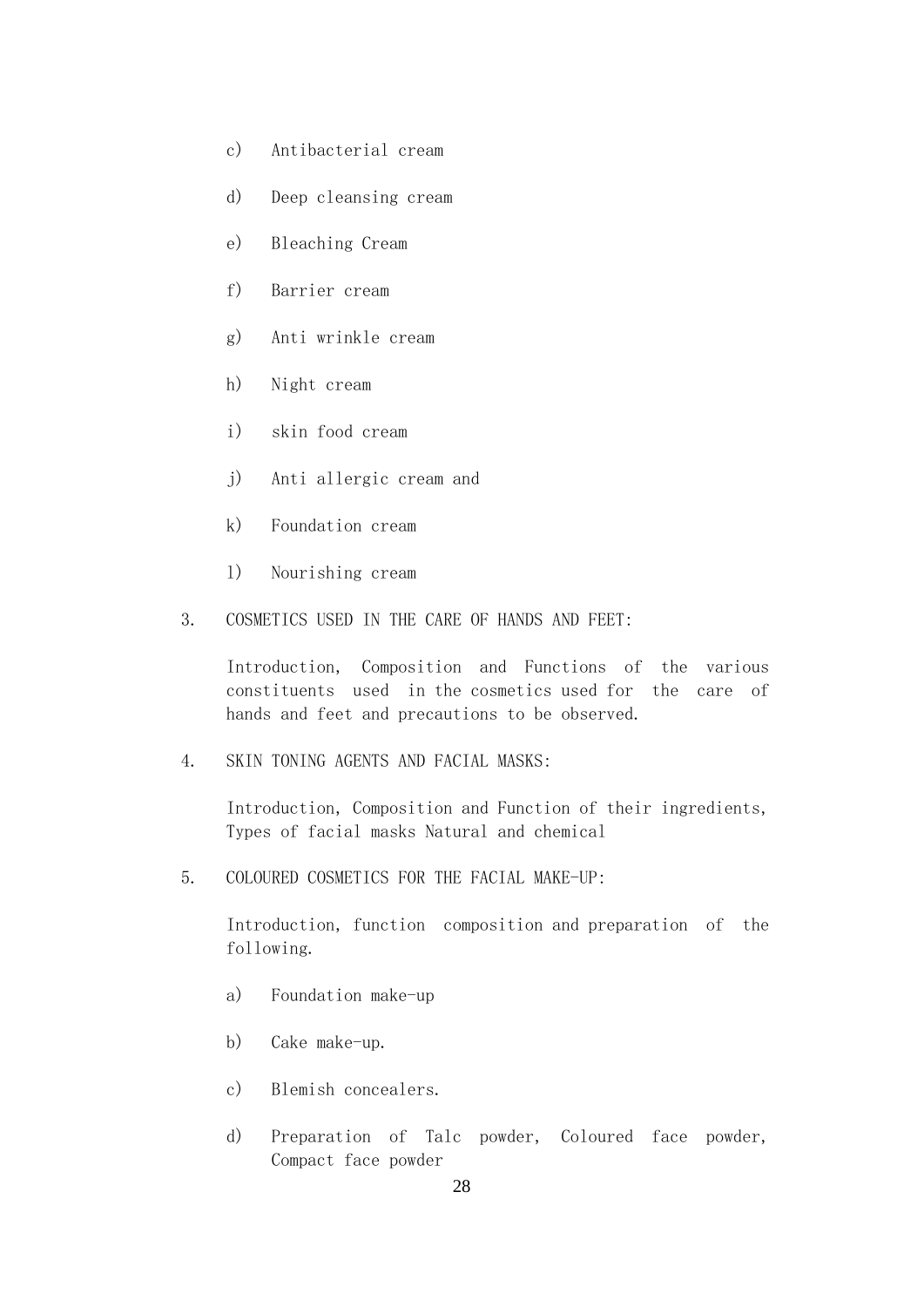c) Antibacterial cream

d) Deep cleansing cream

e) Bleaching Cream

f) Barrier cream

g) Anti wrinkle cream

h) Night cream

i) skin food cream

j) Anti allergic cream and

k) Foundation cream

l) Nourishing cream

3. COSMETICS USED IN THE CARE OF HANDS AND FEET:

   Introduction, Composition and Functions of the various constituents used in the cosmetics used for the care of hands and feet and precautions to be observed.

4. SKIN TONING AGENTS AND FACIAL MASKS:

   Introduction, Composition and Function of their ingredients, Types of facial masks Natural and chemical

5. COLOURED COSMETICS FOR THE FACIAL MAKE-UP:

   Introduction, function composition and preparation of the following.

   a) Foundation make-up

   b) Cake make-up.

   c) Blemish concealers.

   d) Preparation of Talc powder, Coloured face powder, Compact face powder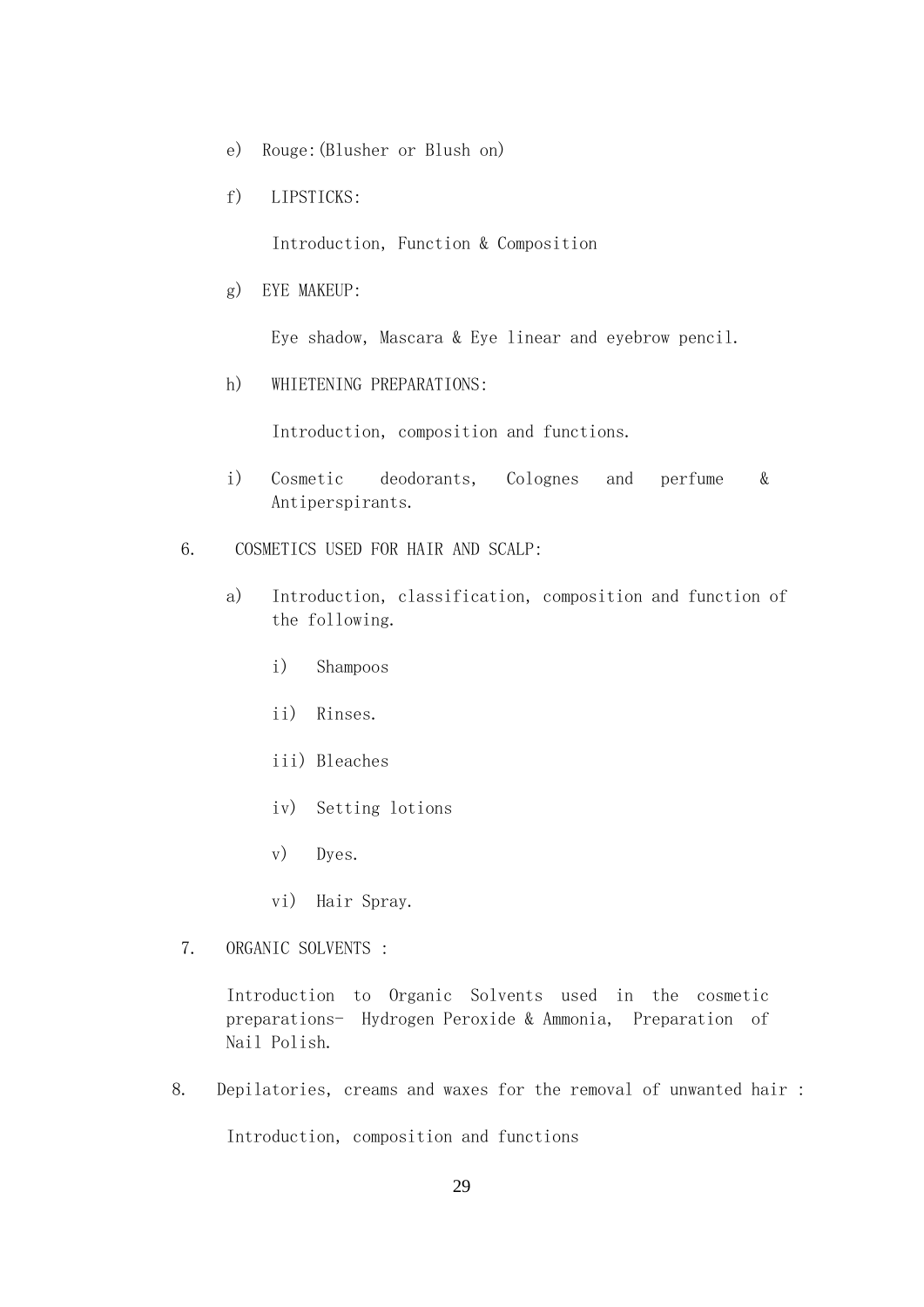e) Rouge:(Blusher or Blush on)

f) LIPSTICKS:

   Introduction, Function & Composition

g) EYE MAKEUP:

   Eye shadow, Mascara & Eye linear and eyebrow pencil.

h) WHIETENING PREPARATIONS:

   Introduction, composition and functions.

i) Cosmetic deodorants, Colognes and perfume & Antiperspirants.

6. COSMETICS USED FOR HAIR AND SCALP:

   a) Introduction, classification, composition and function of the following.

      i) Shampoos

      ii) Rinses.

      iii) Bleaches

      iv) Setting lotions

      v) Dyes.

      vi) Hair Spray.

7. ORGANIC SOLVENTS :

   Introduction to Organic Solvents used in the cosmetic preparations- Hydrogen Peroxide & Ammonia, Preparation of Nail Polish.

8. Depilatories, creams and waxes for the removal of unwanted hair :

   Introduction, composition and functions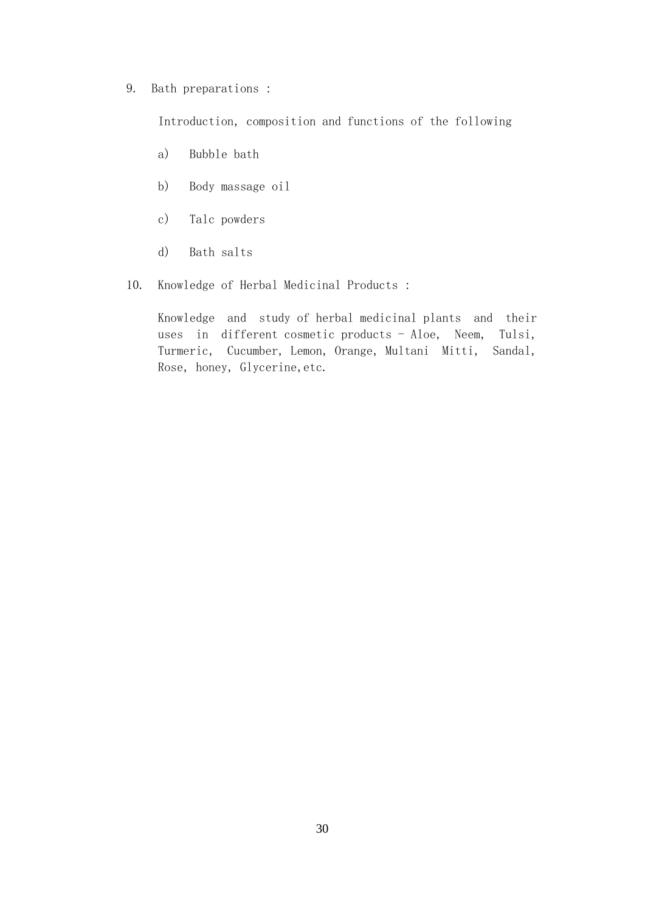9. Bath preparations :

   Introduction, composition and functions of the following

   a) Bubble bath

   b) Body massage oil

   c) Talc powders

   d) Bath salts

10. Knowledge of Herbal Medicinal Products :

    Knowledge and study of herbal medicinal plants and their uses in different cosmetic products - Aloe, Neem, Tulsi, Turmeric, Cucumber, Lemon, Orange, Multani Mitti, Sandal, Rose, honey, Glycerine,etc.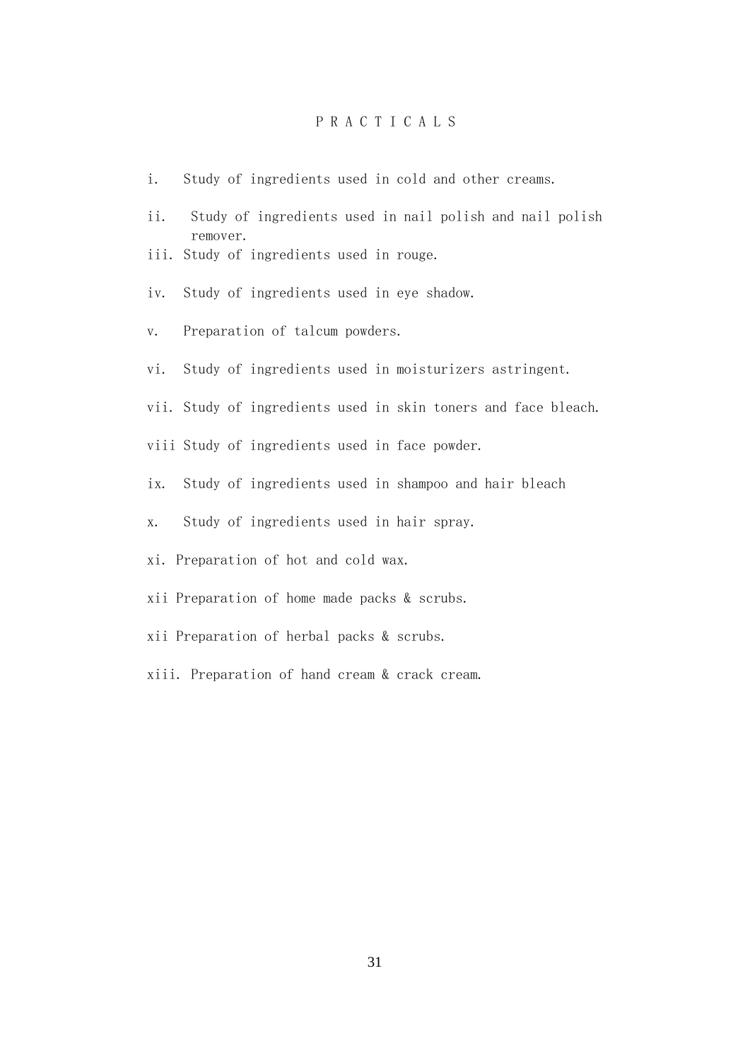# P R A C T I C A L S

i. Study of ingredients used in cold and other creams.

ii. Study of ingredients used in nail polish and nail polish remover.

iii. Study of ingredients used in rouge.

iv. Study of ingredients used in eye shadow.

v. Preparation of talcum powders.

vi. Study of ingredients used in moisturizers astringent.

vii. Study of ingredients used in skin toners and face bleach.

viii Study of ingredients used in face powder.

ix. Study of ingredients used in shampoo and hair bleach

x. Study of ingredients used in hair spray.

xi. Preparation of hot and cold wax.

xii Preparation of home made packs & scrubs.

xii Preparation of herbal packs & scrubs.

xiii. Preparation of hand cream & crack cream.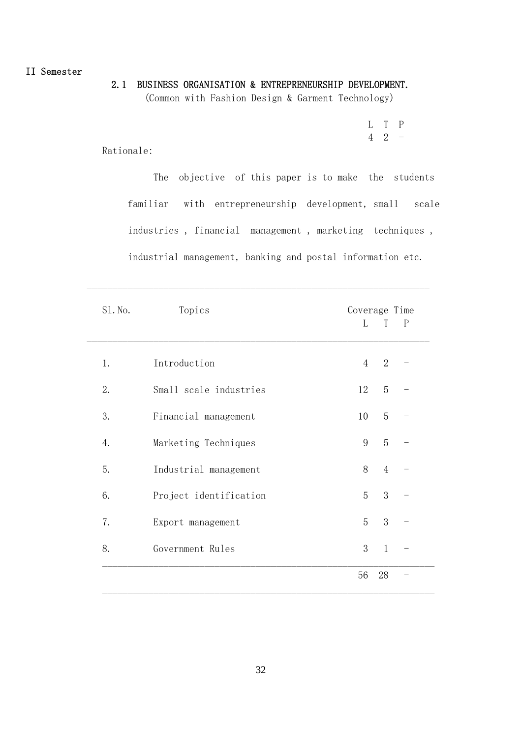II Semester

## 2.1 BUSINESS ORGANISATION & ENTREPRENEURSHIP DEVELOPMENT.

(Common with Fashion Design & Garment Technology)

| L | T | P |
|---|---|---|
| 4 | 2 | - |

Rationale:

The objective of this paper is to make the students familiar with entrepreneurship development, small scale industries , financial management , marketing techniques , industrial management, banking and postal information etc.

| Sl.No. | Topics | Coverage Time L | T | P |
|---|---|---|---|---|
| 1. | Introduction | 4 | 2 | - |
| 2. | Small scale industries | 12 | 5 | - |
| 3. | Financial management | 10 | 5 | - |
| 4. | Marketing Techniques | 9 | 5 | - |
| 5. | Industrial management | 8 | 4 | - |
| 6. | Project identification | 5 | 3 | - |
| 7. | Export management | 5 | 3 | - |
| 8. | Government Rules | 3 | 1 | - |
| | | 56 | 28 | - |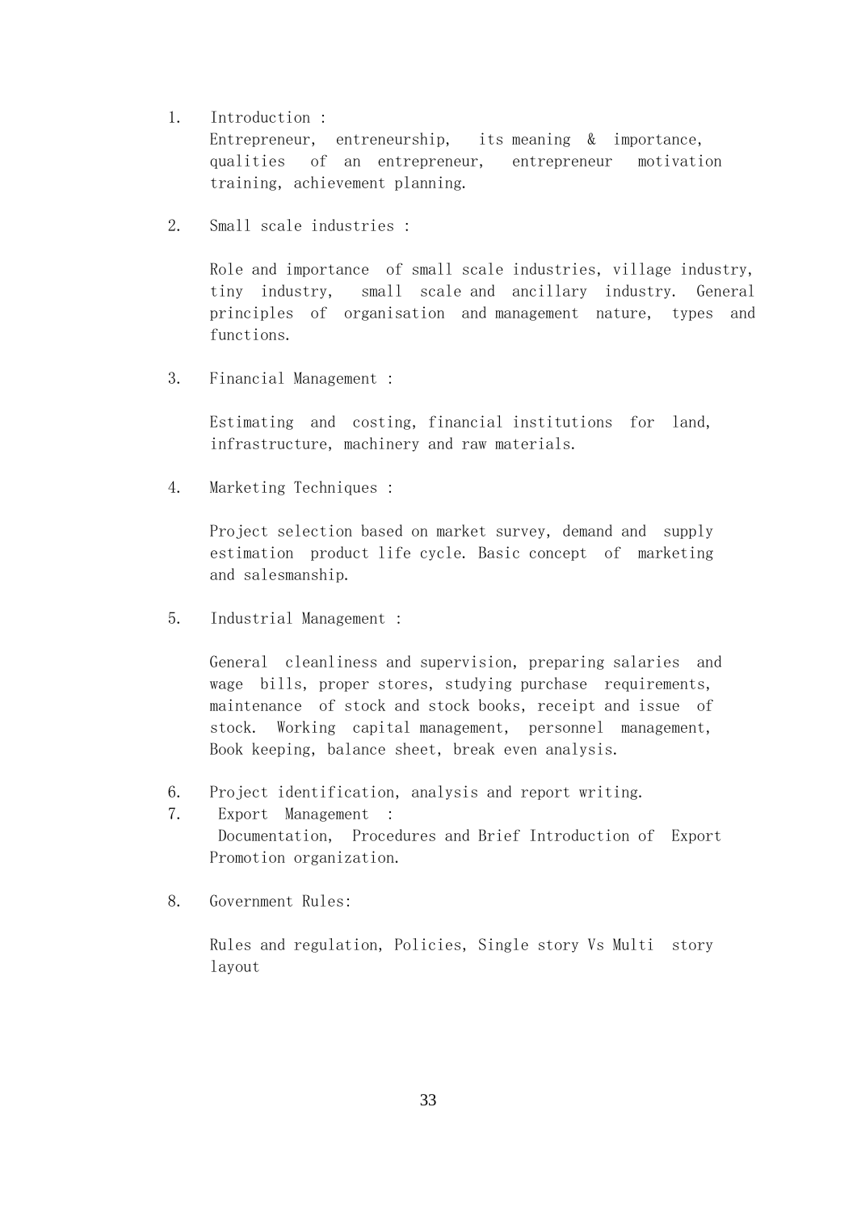1. Introduction :
   Entrepreneur, entreneurship, its meaning & importance, qualities of an entrepreneur, entrepreneur motivation training, achievement planning.

2. Small scale industries :

   Role and importance of small scale industries, village industry, tiny industry, small scale and ancillary industry. General principles of organisation and management nature, types and functions.

3. Financial Management :

   Estimating and costing, financial institutions for land, infrastructure, machinery and raw materials.

4. Marketing Techniques :

   Project selection based on market survey, demand and supply estimation product life cycle. Basic concept of marketing and salesmanship.

5. Industrial Management :

   General cleanliness and supervision, preparing salaries and wage bills, proper stores, studying purchase requirements, maintenance of stock and stock books, receipt and issue of stock. Working capital management, personnel management, Book keeping, balance sheet, break even analysis.

6. Project identification, analysis and report writing.
7. Export Management :
   Documentation, Procedures and Brief Introduction of Export Promotion organization.

8. Government Rules:

   Rules and regulation, Policies, Single story Vs Multi story layout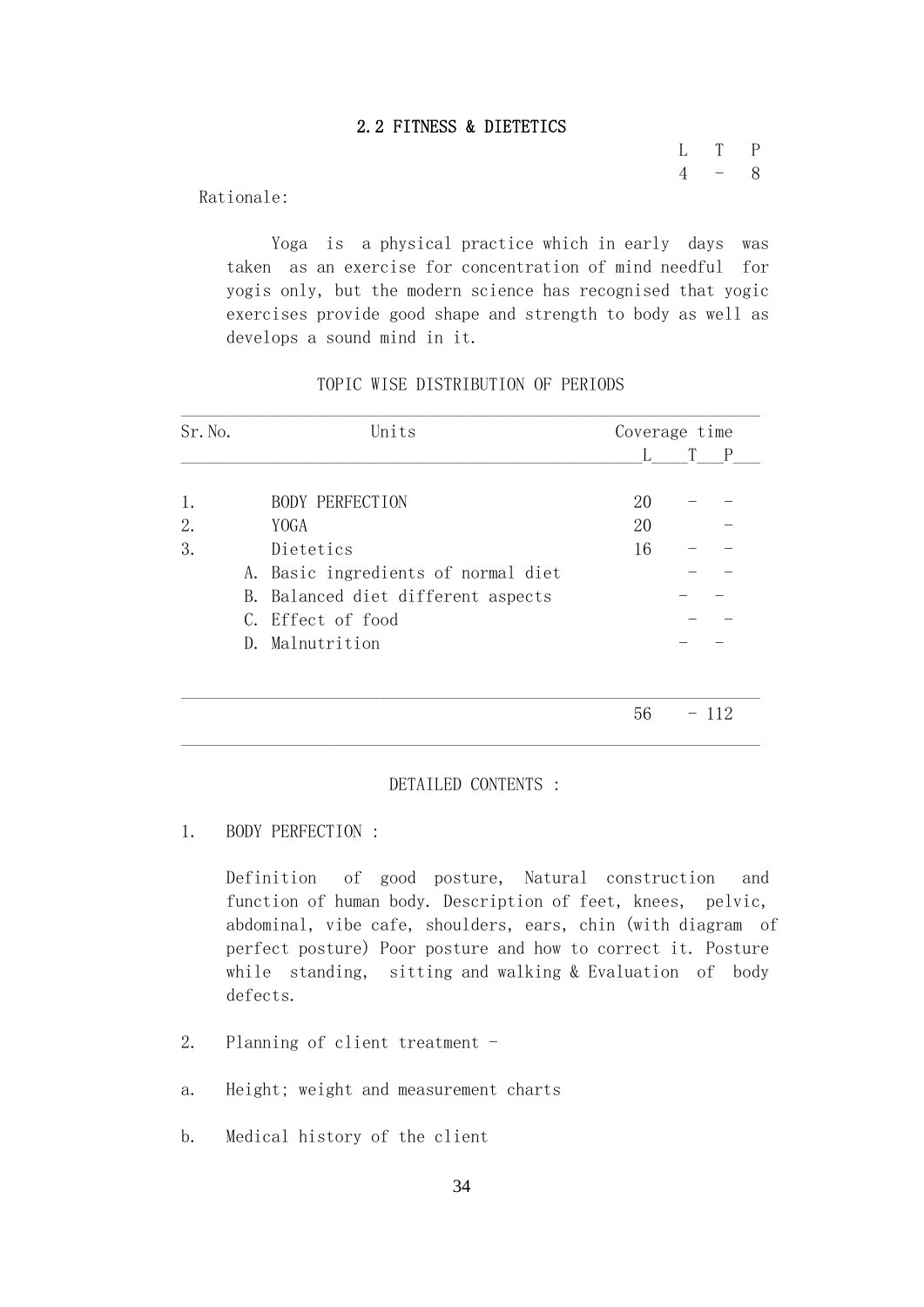## 2.2 FITNESS & DIETETICS

| L | T | P |
|---|---|---|
| 4 | - | 8 |

Rationale:

Yoga is a physical practice which in early days was taken as an exercise for concentration of mind needful for yogis only, but the modern science has recognised that yogic exercises provide good shape and strength to body as well as develops a sound mind in it.

TOPIC WISE DISTRIBUTION OF PERIODS

| Sr.No. | Units | Coverage time L | T | P |
|---|---|---|---|---|
| 1. | BODY PERFECTION | 20 | - | - |
| 2. | YOGA | 20 | | - |
| 3. | Dietetics | 16 | - | - |
| | A. Basic ingredients of normal diet | | - | - |
| | B. Balanced diet different aspects | | - | - |
| | C. Effect of food | | - | - |
| | D. Malnutrition | | - | - |
| | | 56 | - | 112 |

DETAILED CONTENTS :

1. BODY PERFECTION :

   Definition of good posture, Natural construction and function of human body. Description of feet, knees, pelvic, abdominal, vibe cafe, shoulders, ears, chin (with diagram of perfect posture) Poor posture and how to correct it. Posture while standing, sitting and walking & Evaluation of body defects.

2. Planning of client treatment -

a. Height; weight and measurement charts

b. Medical history of the client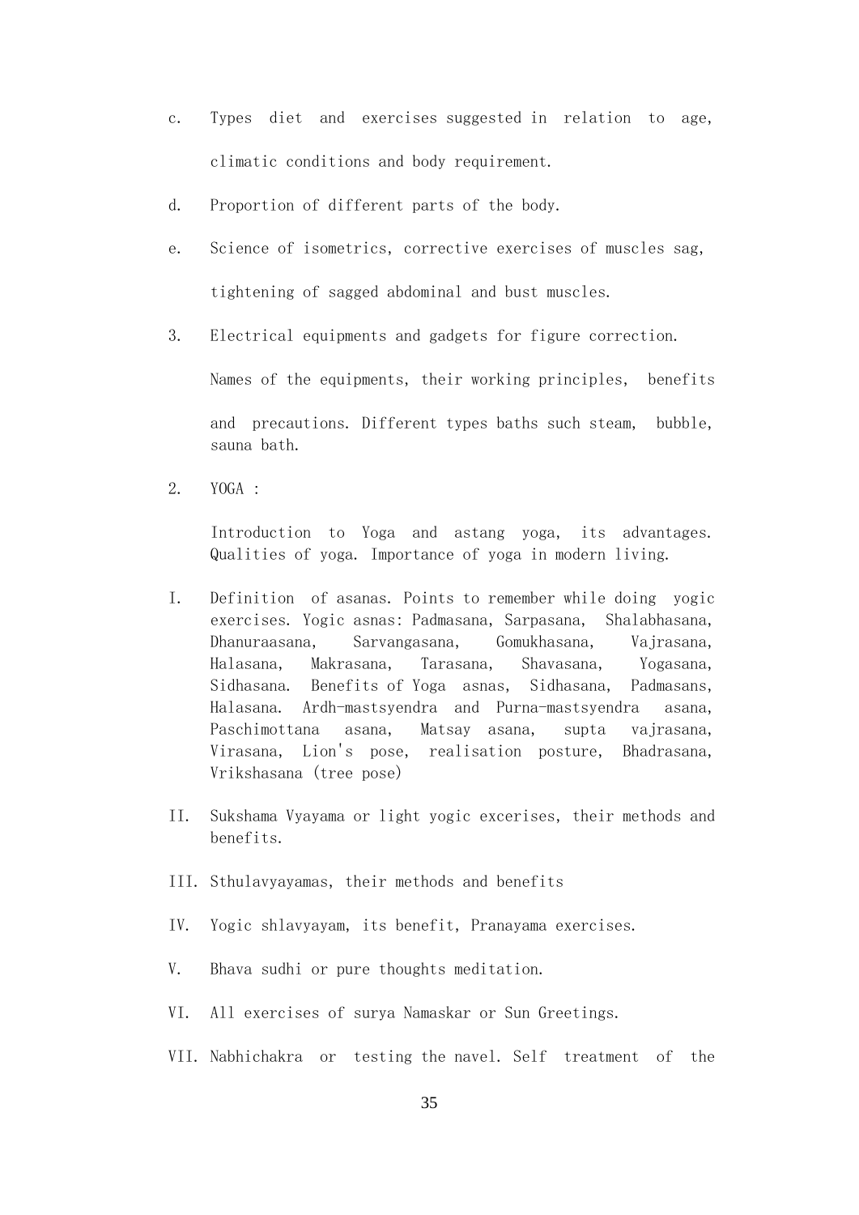c. Types diet and exercises suggested in relation to age, climatic conditions and body requirement.

d. Proportion of different parts of the body.

e. Science of isometrics, corrective exercises of muscles sag, tightening of sagged abdominal and bust muscles.

3. Electrical equipments and gadgets for figure correction.

   Names of the equipments, their working principles, benefits and precautions. Different types baths such steam, bubble, sauna bath.

2. YOGA :

   Introduction to Yoga and astang yoga, its advantages. Qualities of yoga. Importance of yoga in modern living.

I. Definition of asanas. Points to remember while doing yogic exercises. Yogic asnas: Padmasana, Sarpasana, Shalabhasana, Dhanuraasana, Sarvangasana, Gomukhasana, Vajrasana, Halasana, Makrasana, Tarasana, Shavasana, Yogasana, Sidhasana. Benefits of Yoga asnas, Sidhasana, Padmasans, Halasana. Ardh-mastsyendra and Purna-mastsyendra asana, Paschimottana asana, Matsay asana, supta vajrasana, Virasana, Lion's pose, realisation posture, Bhadrasana, Vrikshasana (tree pose)

II. Sukshama Vyayama or light yogic excerises, their methods and benefits.

III. Sthulavyayamas, their methods and benefits

IV. Yogic shlavyayam, its benefit, Pranayama exercises.

V. Bhava sudhi or pure thoughts meditation.

VI. All exercises of surya Namaskar or Sun Greetings.

VII. Nabhichakra or testing the navel. Self treatment of the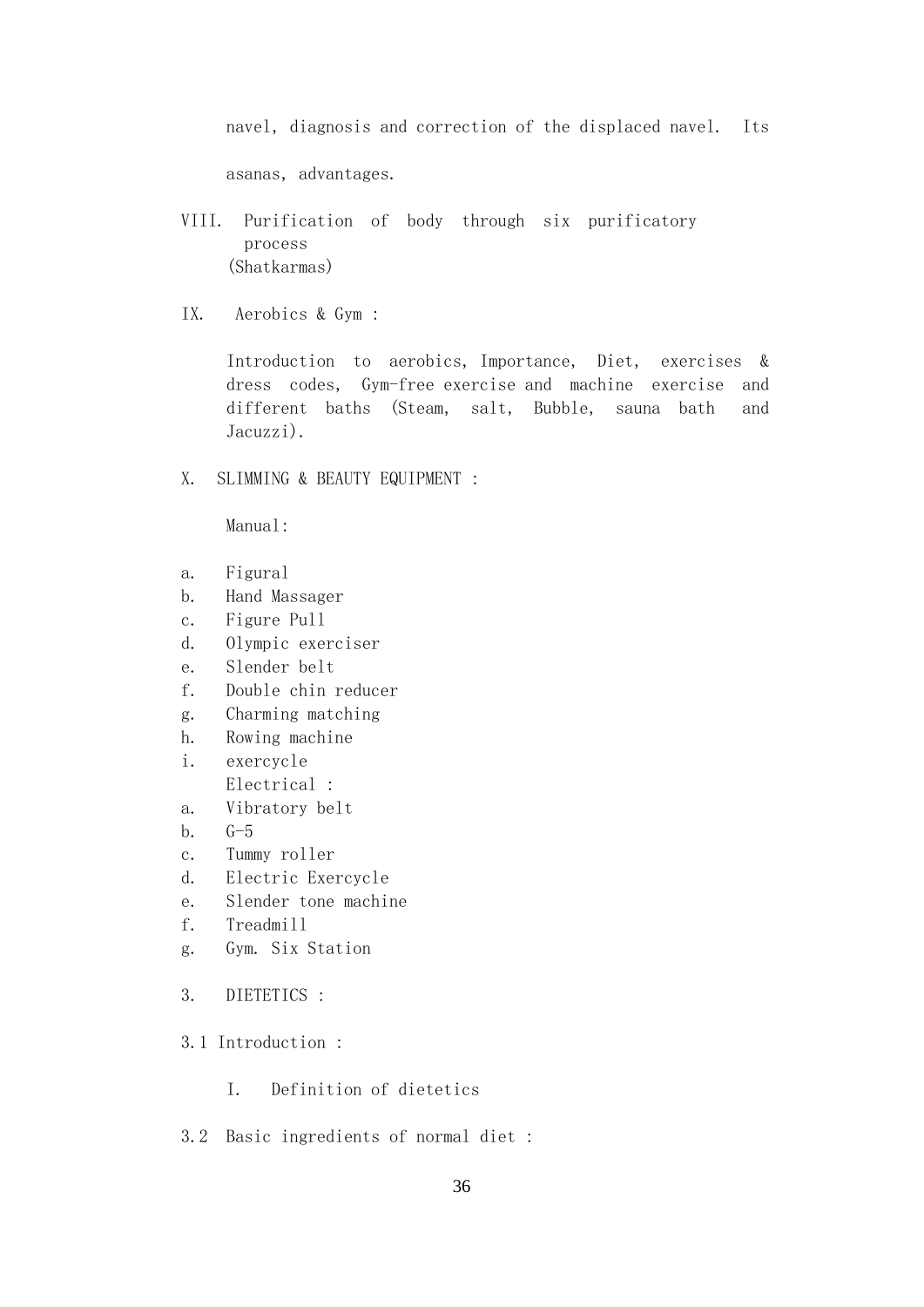navel, diagnosis and correction of the displaced navel. Its asanas, advantages.

VIII. Purification of body through six purificatory process (Shatkarmas)

IX. Aerobics & Gym :

Introduction to aerobics, Importance, Diet, exercises & dress codes, Gym-free exercise and machine exercise and different baths (Steam, salt, Bubble, sauna bath and Jacuzzi).

X. SLIMMING & BEAUTY EQUIPMENT :

Manual:

a. Figural
b. Hand Massager
c. Figure Pull
d. Olympic exerciser
e. Slender belt
f. Double chin reducer
g. Charming matching
h. Rowing machine
i. exercycle

Electrical :

a. Vibratory belt
b. G-5
c. Tummy roller
d. Electric Exercycle
e. Slender tone machine
f. Treadmill
g. Gym. Six Station

3. DIETETICS :

3.1 Introduction :

I. Definition of dietetics

3.2 Basic ingredients of normal diet :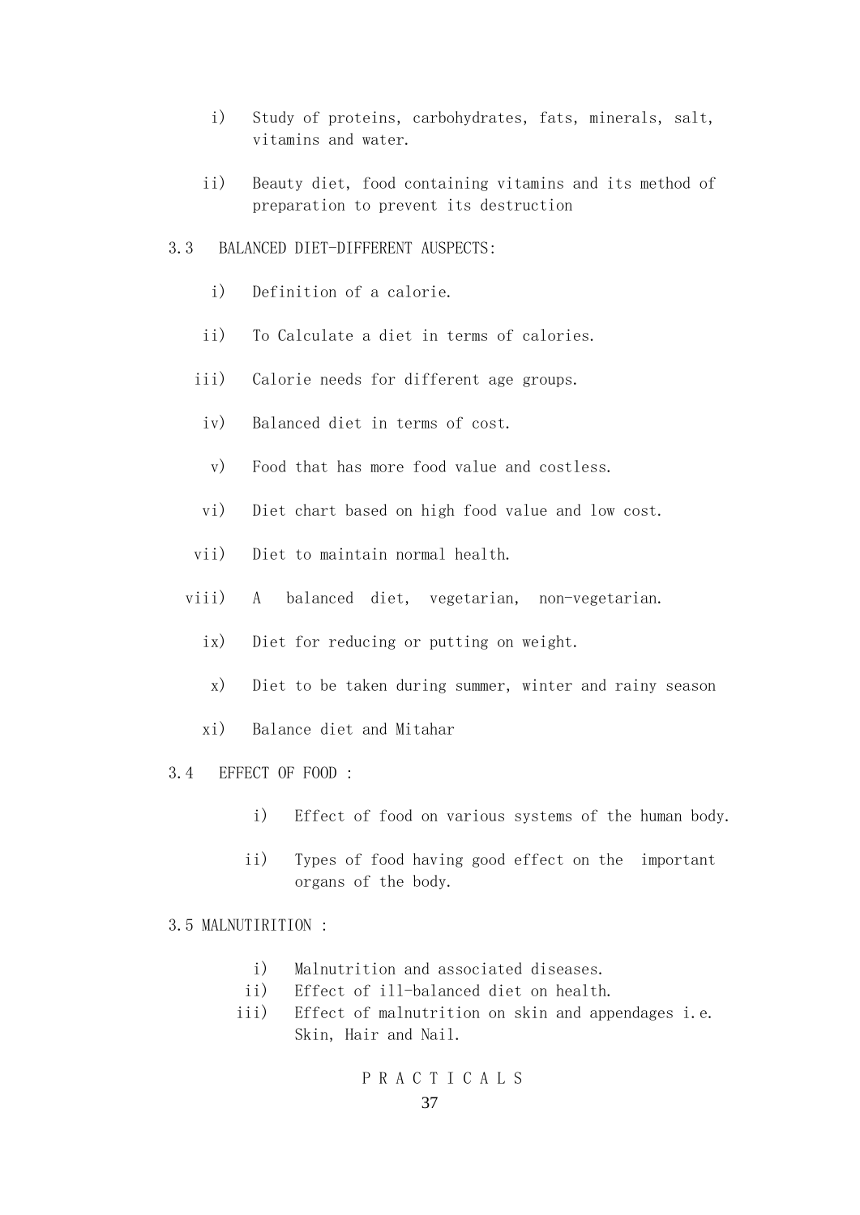i) Study of proteins, carbohydrates, fats, minerals, salt, vitamins and water.

ii) Beauty diet, food containing vitamins and its method of preparation to prevent its destruction

3.3 BALANCED DIET-DIFFERENT AUSPECTS:

i) Definition of a calorie.

ii) To Calculate a diet in terms of calories.

iii) Calorie needs for different age groups.

iv) Balanced diet in terms of cost.

v) Food that has more food value and costless.

vi) Diet chart based on high food value and low cost.

vii) Diet to maintain normal health.

viii) A balanced diet, vegetarian, non-vegetarian.

ix) Diet for reducing or putting on weight.

x) Diet to be taken during summer, winter and rainy season

xi) Balance diet and Mitahar

3.4 EFFECT OF FOOD :

i) Effect of food on various systems of the human body.

ii) Types of food having good effect on the important organs of the body.

3.5 MALNUTIRITION :

i) Malnutrition and associated diseases.
ii) Effect of ill-balanced diet on health.
iii) Effect of malnutrition on skin and appendages i.e. Skin, Hair and Nail.

P R A C T I C A L S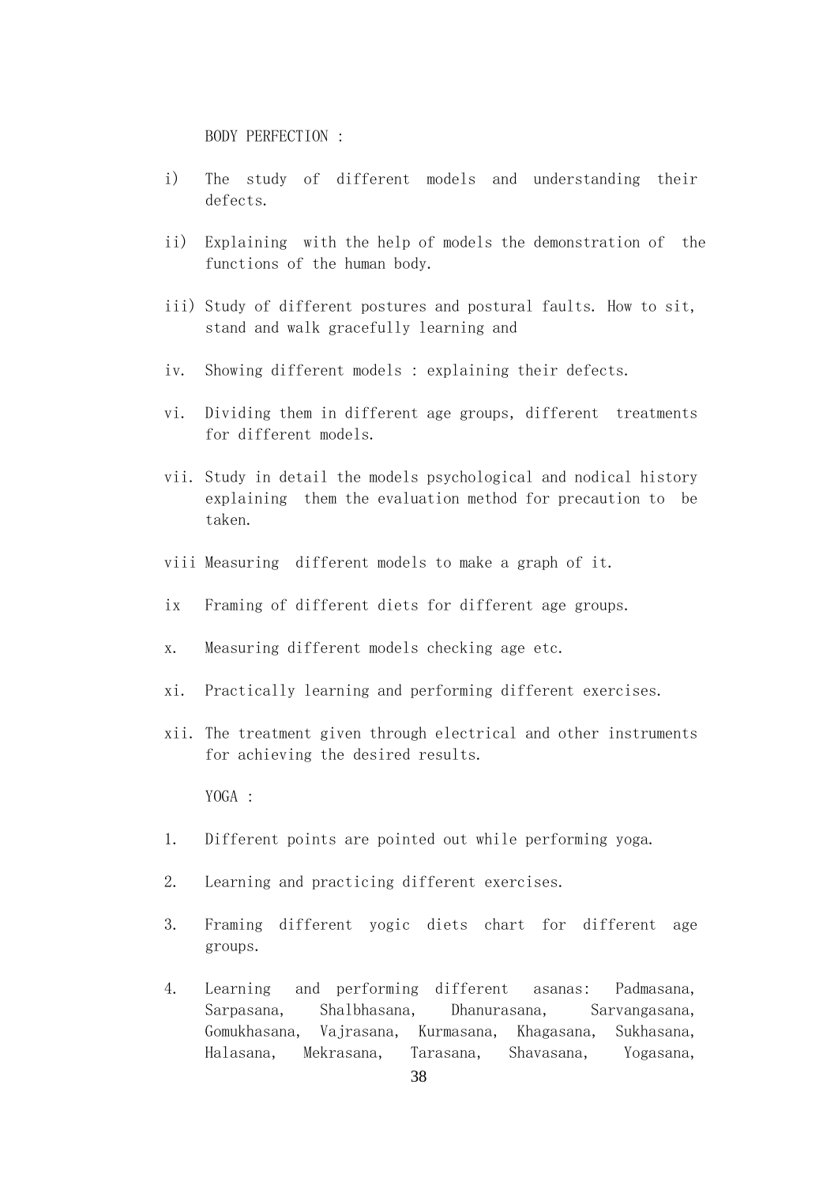BODY PERFECTION :

i) The study of different models and understanding their defects.

ii) Explaining with the help of models the demonstration of the functions of the human body.

iii) Study of different postures and postural faults. How to sit, stand and walk gracefully learning and

iv. Showing different models : explaining their defects.

vi. Dividing them in different age groups, different treatments for different models.

vii. Study in detail the models psychological and nodical history explaining them the evaluation method for precaution to be taken.

viii Measuring different models to make a graph of it.

ix Framing of different diets for different age groups.

x. Measuring different models checking age etc.

xi. Practically learning and performing different exercises.

xii. The treatment given through electrical and other instruments for achieving the desired results.

YOGA :

1. Different points are pointed out while performing yoga.

2. Learning and practicing different exercises.

3. Framing different yogic diets chart for different age groups.

4. Learning and performing different asanas: Padmasana, Sarpasana, Shalbhasana, Dhanurasana, Sarvangasana, Gomukhasana, Vajrasana, Kurmasana, Khagasana, Sukhasana, Halasana, Mekrasana, Tarasana, Shavasana, Yogasana,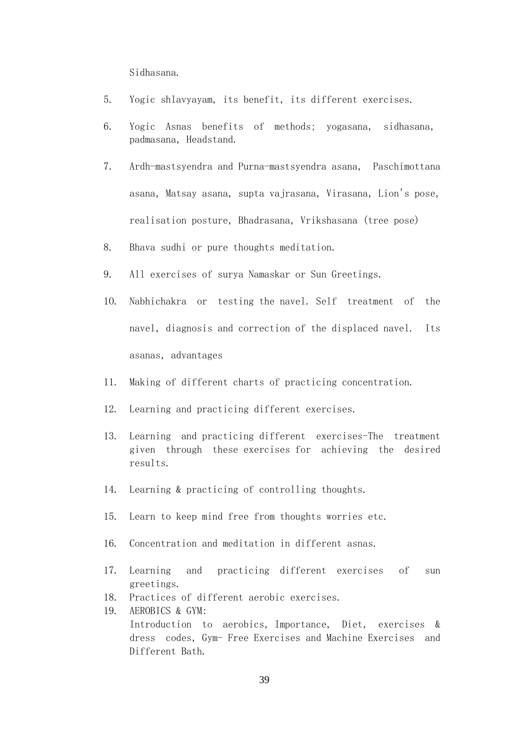Sidhasana.

5. Yogic shlavyayam, its benefit, its different exercises.

6. Yogic Asnas benefits of methods; yogasana, sidhasana, padmasana, Headstand.

7. Ardh-mastsyendra and Purna-mastsyendra asana, Paschimottana asana, Matsay asana, supta vajrasana, Virasana, Lion's pose, realisation posture, Bhadrasana, Vrikshasana (tree pose)

8. Bhava sudhi or pure thoughts meditation.

9. All exercises of surya Namaskar or Sun Greetings.

10. Nabhichakra or testing the navel. Self treatment of the navel, diagnosis and correction of the displaced navel. Its asanas, advantages

11. Making of different charts of practicing concentration.

12. Learning and practicing different exercises.

13. Learning and practicing different exercises-The treatment given through these exercises for achieving the desired results.

14. Learning & practicing of controlling thoughts.

15. Learn to keep mind free from thoughts worries etc.

16. Concentration and meditation in different asnas.

17. Learning and practicing different exercises of sun greetings.

18. Practices of different aerobic exercises.

19. AEROBICS & GYM:
    Introduction to aerobics, Importance, Diet, exercises & dress codes, Gym- Free Exercises and Machine Exercises and Different Bath.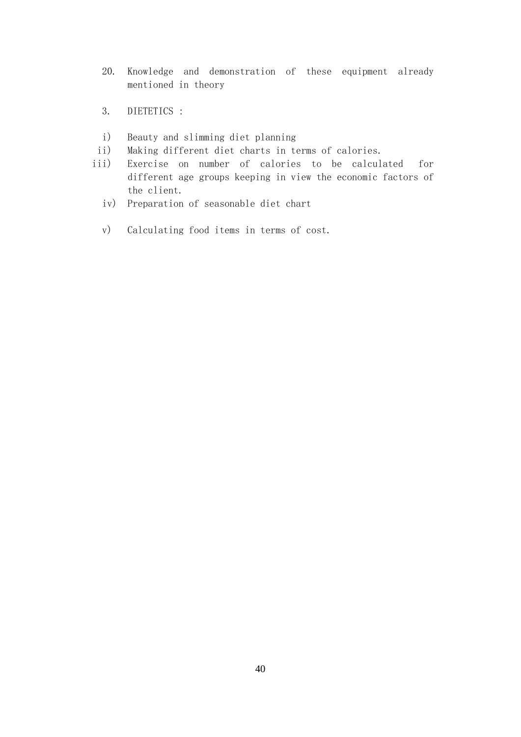20. Knowledge and demonstration of these equipment already mentioned in theory

3. DIETETICS :

i) Beauty and slimming diet planning
ii) Making different diet charts in terms of calories.
iii) Exercise on number of calories to be calculated for different age groups keeping in view the economic factors of the client.
iv) Preparation of seasonable diet chart
v) Calculating food items in terms of cost.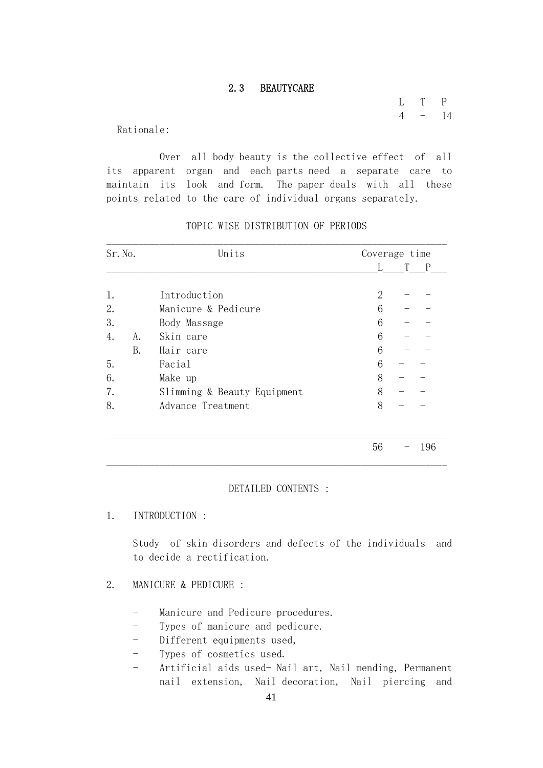## 2.3 BEAUTYCARE

| L | T | P |
|---|---|---|
| 4 | - | 14 |

Rationale:

Over all body beauty is the collective effect of all its apparent organ and each parts need a separate care to maintain its look and form. The paper deals with all these points related to the care of individual organs separately.

### TOPIC WISE DISTRIBUTION OF PERIODS

| Sr.No. | | Units | Coverage time L | T | P |
|---|---|---|---|---|---|
| 1. | | Introduction | 2 | - | - |
| 2. | | Manicure & Pedicure | 6 | - | - |
| 3. | | Body Massage | 6 | - | - |
| 4. | A. | Skin care | 6 | - | - |
| | B. | Hair care | 6 | - | - |
| 5. | | Facial | 6 | - | - |
| 6. | | Make up | 8 | - | - |
| 7. | | Slimming & Beauty Equipment | 8 | - | - |
| 8. | | Advance Treatment | 8 | - | - |
| | | | 56 | - | 196 |

### DETAILED CONTENTS :

1. INTRODUCTION :

   Study of skin disorders and defects of the individuals and to decide a rectification.

2. MANICURE & PEDICURE :

   - Manicure and Pedicure procedures.
   - Types of manicure and pedicure.
   - Different equipments used,
   - Types of cosmetics used.
   - Artificial aids used- Nail art, Nail mending, Permanent nail extension, Nail decoration, Nail piercing and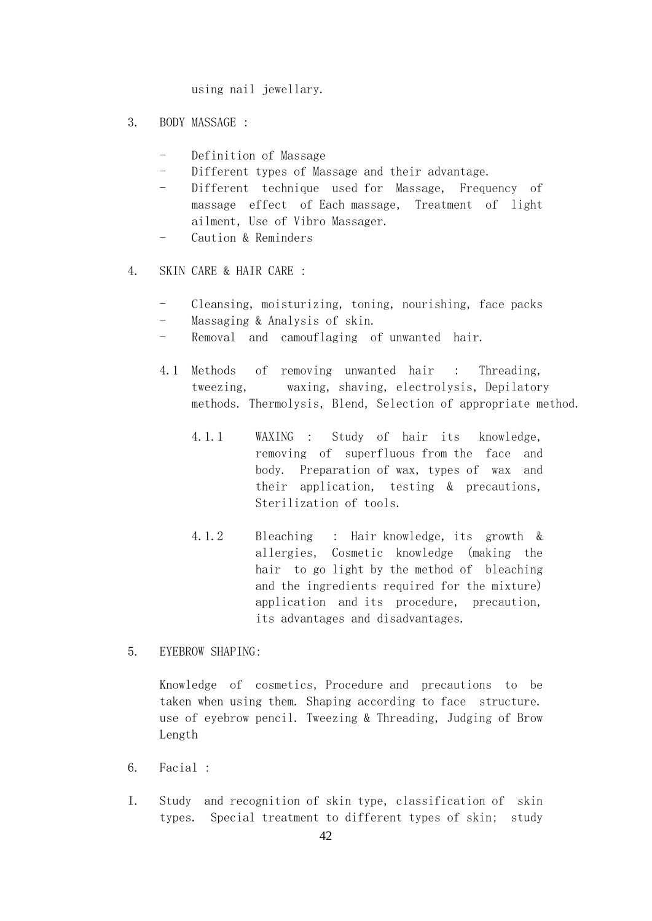using nail jewellary.

3. BODY MASSAGE :

   - Definition of Massage
   - Different types of Massage and their advantage.
   - Different technique used for Massage, Frequency of massage effect of Each massage, Treatment of light ailment, Use of Vibro Massager.
   - Caution & Reminders

4. SKIN CARE & HAIR CARE :

   - Cleansing, moisturizing, toning, nourishing, face packs
   - Massaging & Analysis of skin.
   - Removal and camouflaging of unwanted hair.

   4.1 Methods of removing unwanted hair : Threading, tweezing, waxing, shaving, electrolysis, Depilatory methods. Thermolysis, Blend, Selection of appropriate method.

      4.1.1 WAXING : Study of hair its knowledge, removing of superfluous from the face and body. Preparation of wax, types of wax and their application, testing & precautions, Sterilization of tools.

      4.1.2 Bleaching : Hair knowledge, its growth & allergies, Cosmetic knowledge (making the hair to go light by the method of bleaching and the ingredients required for the mixture) application and its procedure, precaution, its advantages and disadvantages.

5. EYEBROW SHAPING:

   Knowledge of cosmetics, Procedure and precautions to be taken when using them. Shaping according to face structure. use of eyebrow pencil. Tweezing & Threading, Judging of Brow Length

6. Facial :

I. Study and recognition of skin type, classification of skin types. Special treatment to different types of skin; study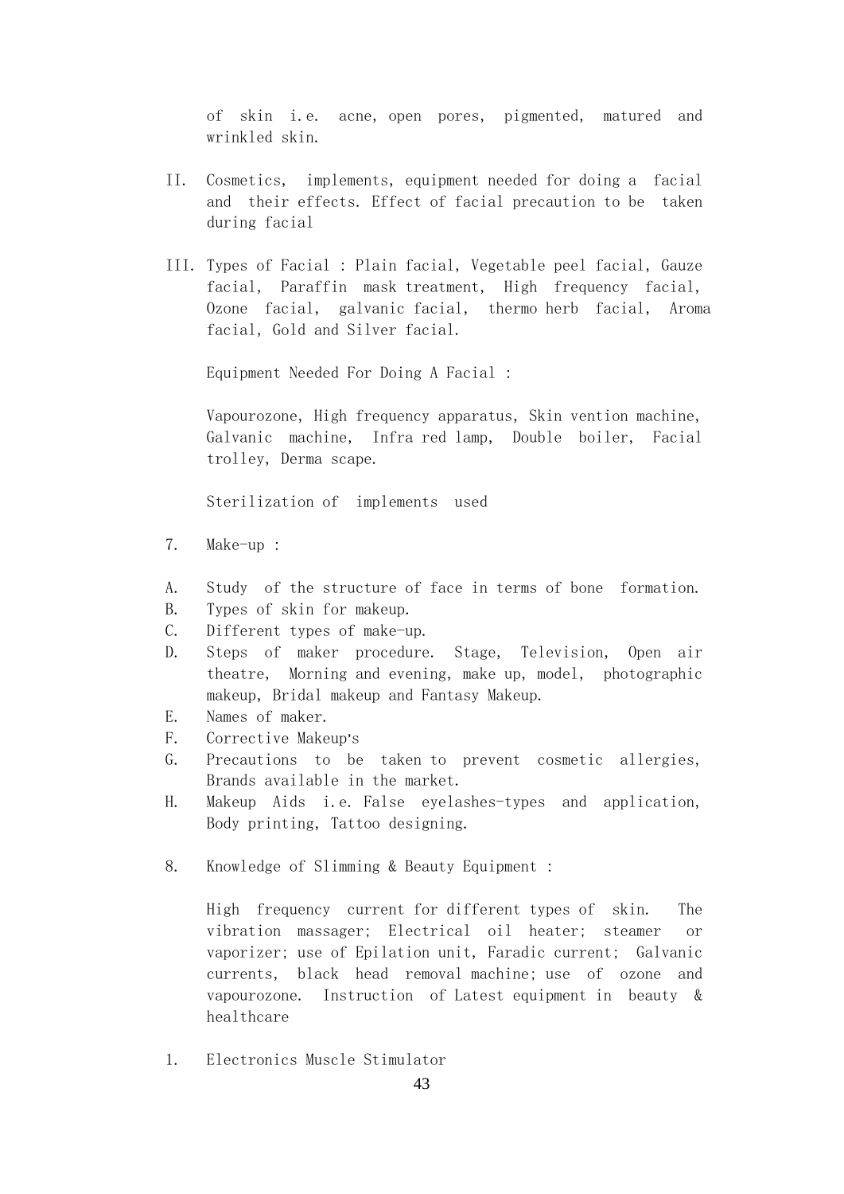of skin i.e. acne, open pores, pigmented, matured and wrinkled skin.

II. Cosmetics, implements, equipment needed for doing a facial and their effects. Effect of facial precaution to be taken during facial

III. Types of Facial : Plain facial, Vegetable peel facial, Gauze facial, Paraffin mask treatment, High frequency facial, Ozone facial, galvanic facial, thermo herb facial, Aroma facial, Gold and Silver facial.

Equipment Needed For Doing A Facial :

Vapourozone, High frequency apparatus, Skin vention machine, Galvanic machine, Infra red lamp, Double boiler, Facial trolley, Derma scape.

Sterilization of implements used

7. Make-up :

A. Study of the structure of face in terms of bone formation.
B. Types of skin for makeup.
C. Different types of make-up.
D. Steps of maker procedure. Stage, Television, Open air theatre, Morning and evening, make up, model, photographic makeup, Bridal makeup and Fantasy Makeup.
E. Names of maker.
F. Corrective Makeup's
G. Precautions to be taken to prevent cosmetic allergies, Brands available in the market.
H. Makeup Aids i.e. False eyelashes-types and application, Body printing, Tattoo designing.

8. Knowledge of Slimming & Beauty Equipment :

High frequency current for different types of skin. The vibration massager; Electrical oil heater; steamer or vaporizer; use of Epilation unit, Faradic current; Galvanic currents, black head removal machine; use of ozone and vapourozone. Instruction of Latest equipment in beauty & healthcare

1. Electronics Muscle Stimulator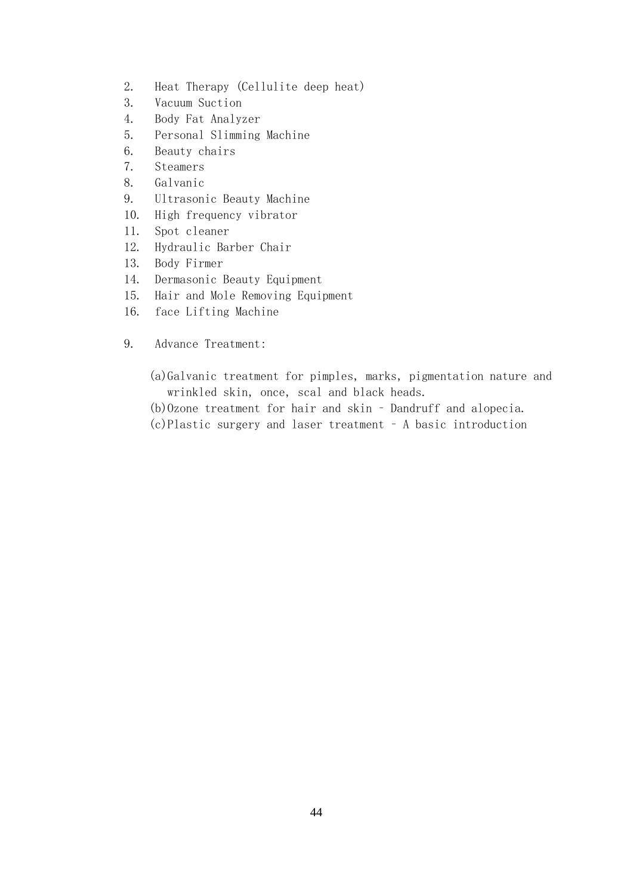2. Heat Therapy (Cellulite deep heat)
3. Vacuum Suction
4. Body Fat Analyzer
5. Personal Slimming Machine
6. Beauty chairs
7. Steamers
8. Galvanic
9. Ultrasonic Beauty Machine
10. High frequency vibrator
11. Spot cleaner
12. Hydraulic Barber Chair
13. Body Firmer
14. Dermasonic Beauty Equipment
15. Hair and Mole Removing Equipment
16. face Lifting Machine

9. Advance Treatment:

(a) Galvanic treatment for pimples, marks, pigmentation nature and wrinkled skin, once, scal and black heads.
(b) Ozone treatment for hair and skin – Dandruff and alopecia.
(c) Plastic surgery and laser treatment – A basic introduction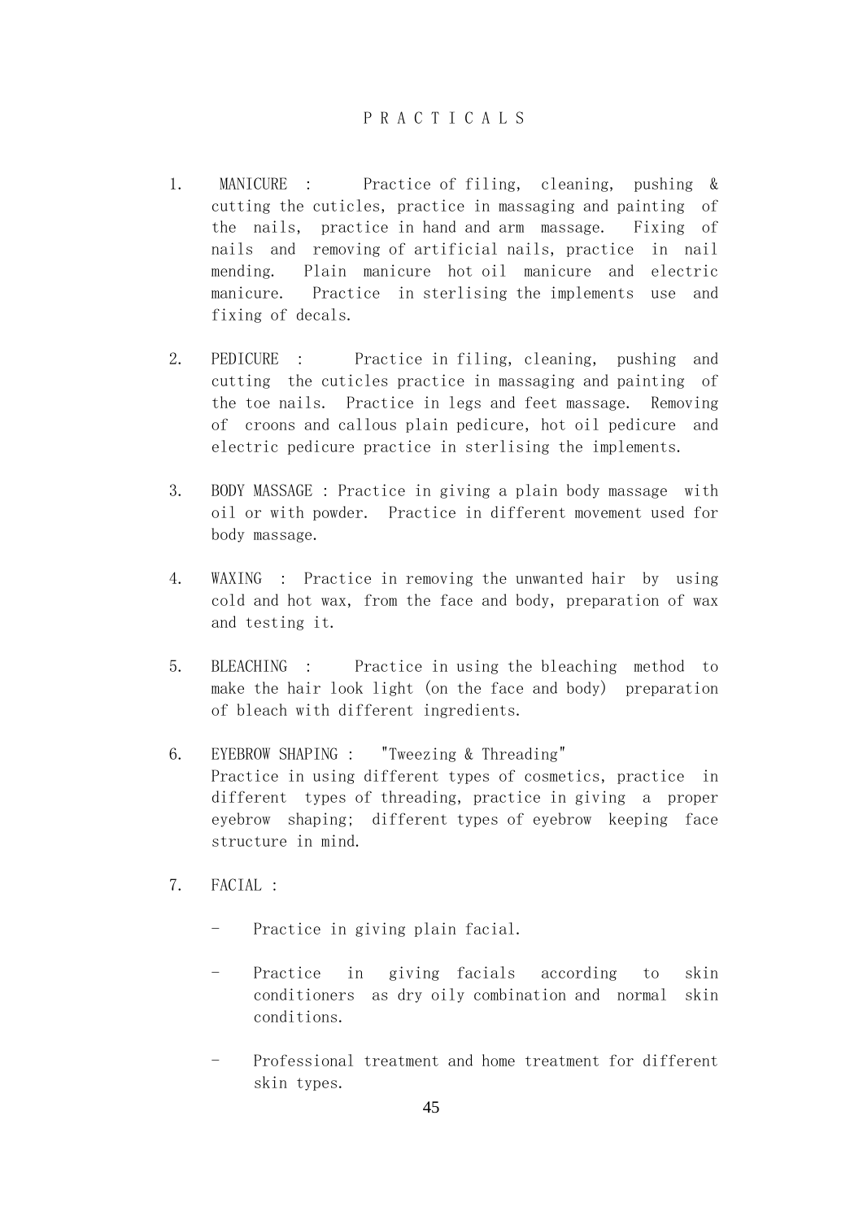# PRACTICALS

1. MANICURE : Practice of filing, cleaning, pushing & cutting the cuticles, practice in massaging and painting of the nails, practice in hand and arm massage. Fixing of nails and removing of artificial nails, practice in nail mending. Plain manicure hot oil manicure and electric manicure. Practice in sterlising the implements use and fixing of decals.

2. PEDICURE : Practice in filing, cleaning, pushing and cutting the cuticles practice in massaging and painting of the toe nails. Practice in legs and feet massage. Removing of croons and callous plain pedicure, hot oil pedicure and electric pedicure practice in sterlising the implements.

3. BODY MASSAGE : Practice in giving a plain body massage with oil or with powder. Practice in different movement used for body massage.

4. WAXING : Practice in removing the unwanted hair by using cold and hot wax, from the face and body, preparation of wax and testing it.

5. BLEACHING : Practice in using the bleaching method to make the hair look light (on the face and body) preparation of bleach with different ingredients.

6. EYEBROW SHAPING : "Tweezing & Threading"
   Practice in using different types of cosmetics, practice in different types of threading, practice in giving a proper eyebrow shaping; different types of eyebrow keeping face structure in mind.

7. FACIAL :

   - Practice in giving plain facial.
   - Practice in giving facials according to skin conditioners as dry oily combination and normal skin conditions.
   - Professional treatment and home treatment for different skin types.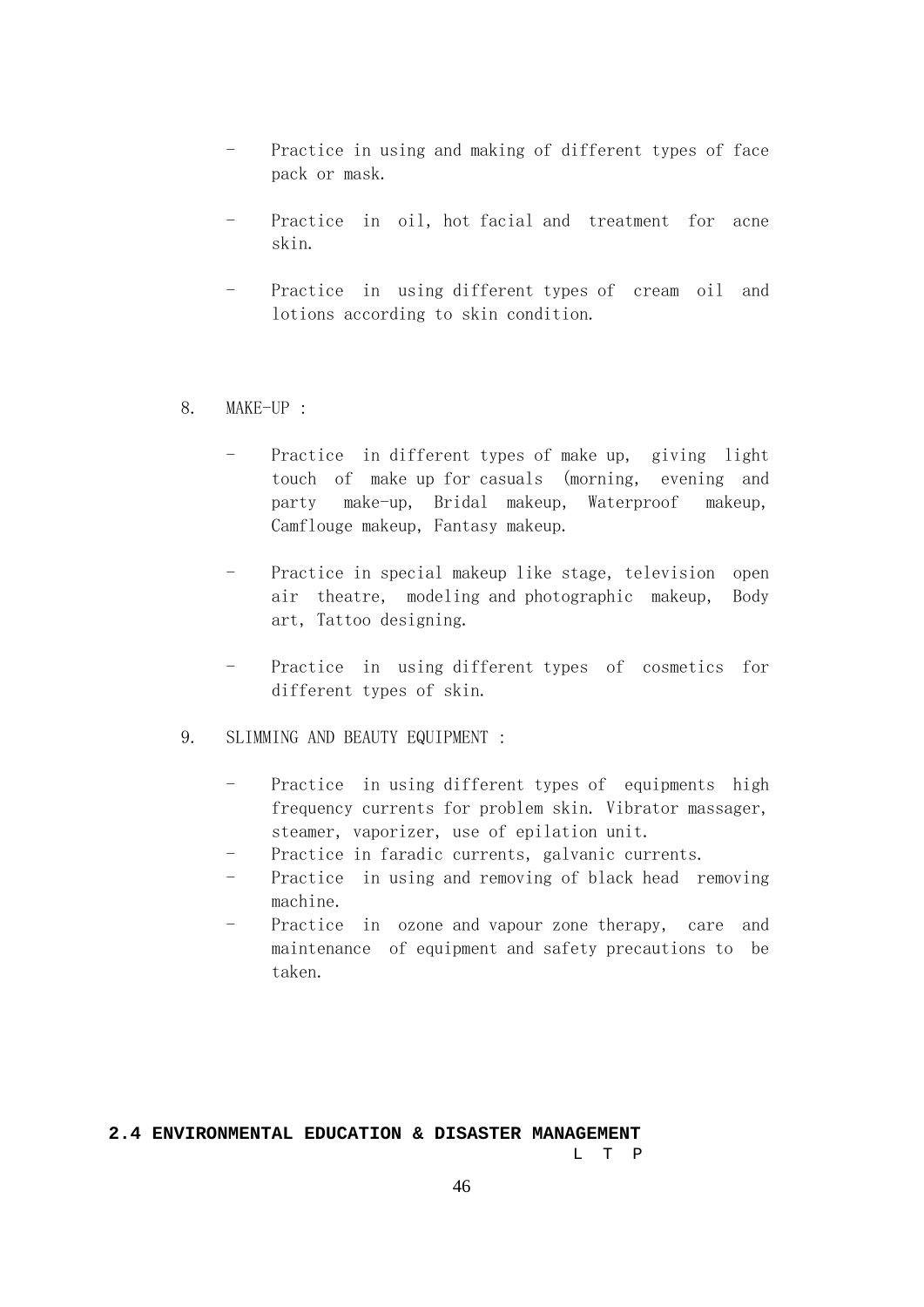- Practice in using and making of different types of face pack or mask.
- Practice in oil, hot facial and treatment for acne skin.
- Practice in using different types of cream oil and lotions according to skin condition.

8. MAKE-UP :

   - Practice in different types of make up, giving light touch of make up for casuals (morning, evening and party make-up, Bridal makeup, Waterproof makeup, Camflouge makeup, Fantasy makeup.
   - Practice in special makeup like stage, television open air theatre, modeling and photographic makeup, Body art, Tattoo designing.
   - Practice in using different types of cosmetics for different types of skin.

9. SLIMMING AND BEAUTY EQUIPMENT :

   - Practice in using different types of equipments high frequency currents for problem skin. Vibrator massager, steamer, vaporizer, use of epilation unit.
   - Practice in faradic currents, galvanic currents.
   - Practice in using and removing of black head removing machine.
   - Practice in ozone and vapour zone therapy, care and maintenance of equipment and safety precautions to be taken.

**2.4 ENVIRONMENTAL EDUCATION & DISASTER MANAGEMENT**

L T P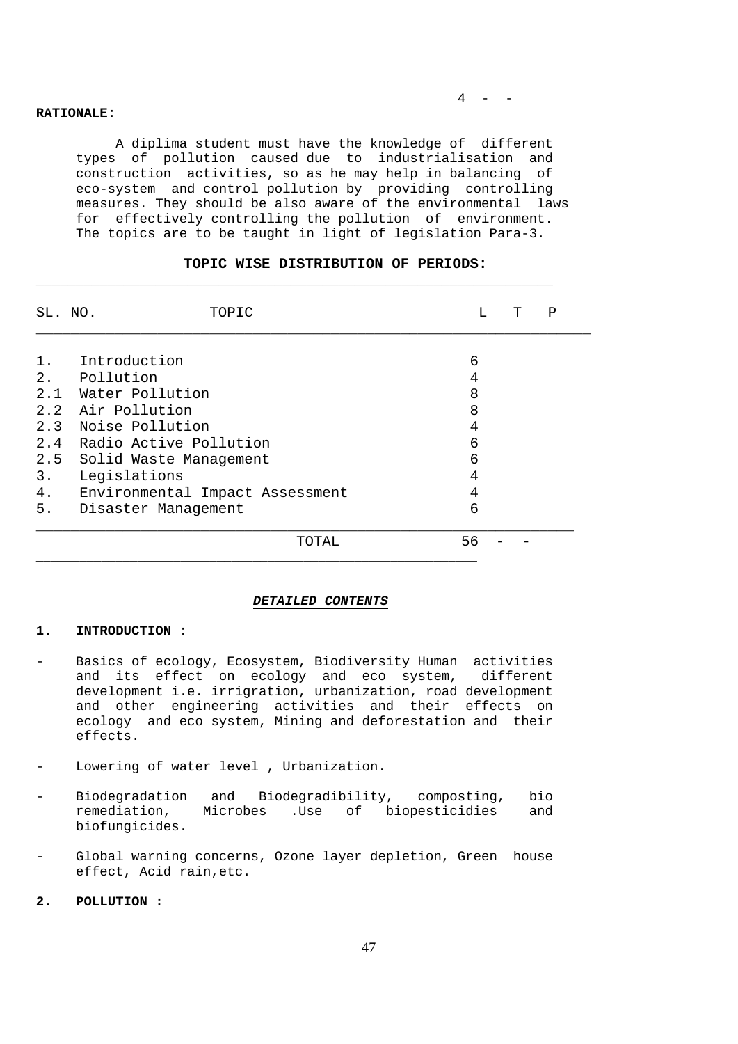4 - -

**RATIONALE:**

A diplima student must have the knowledge of different types of pollution caused due to industrialisation and construction activities, so as he may help in balancing of eco-system and control pollution by providing controlling measures. They should be also aware of the environmental laws for effectively controlling the pollution of environment. The topics are to be taught in light of legislation Para-3.

**TOPIC WISE DISTRIBUTION OF PERIODS:**

| SL. NO. | TOPIC | L | T | P |
|---|---|---|---|---|
| 1. | Introduction | 6 | | |
| 2. | Pollution | 4 | | |
| 2.1 | Water Pollution | 8 | | |
| 2.2 | Air Pollution | 8 | | |
| 2.3 | Noise Pollution | 4 | | |
| 2.4 | Radio Active Pollution | 6 | | |
| 2.5 | Solid Waste Management | 6 | | |
| 3. | Legislations | 4 | | |
| 4. | Environmental Impact Assessment | 4 | | |
| 5. | Disaster Management | 6 | | |
| | TOTAL | 56 | - | - |

***DETAILED CONTENTS***

**1. INTRODUCTION :**

- Basics of ecology, Ecosystem, Biodiversity Human activities and its effect on ecology and eco system, different development i.e. irrigration, urbanization, road development and other engineering activities and their effects on ecology and eco system, Mining and deforestation and their effects.

- Lowering of water level , Urbanization.

- Biodegradation and Biodegradibility, composting, bio remediation, Microbes .Use of biopesticidies and biofungicides.

- Global warning concerns, Ozone layer depletion, Green house effect, Acid rain,etc.

**2. POLLUTION :**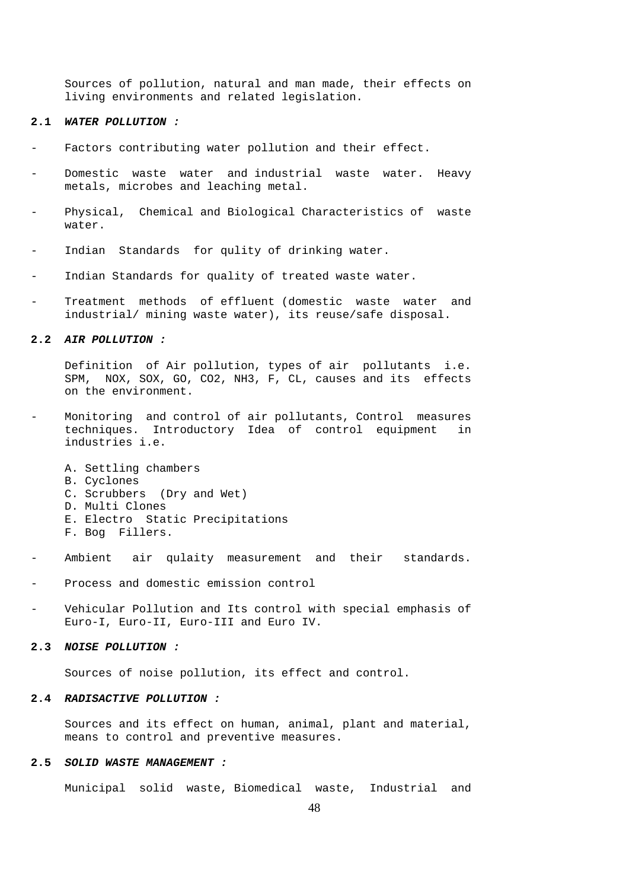Sources of pollution, natural and man made, their effects on living environments and related legislation.

**2.1** ***WATER POLLUTION :***

- Factors contributing water pollution and their effect.
- Domestic waste water and industrial waste water. Heavy metals, microbes and leaching metal.
- Physical, Chemical and Biological Characteristics of waste water.
- Indian Standards for qulity of drinking water.
- Indian Standards for quality of treated waste water.
- Treatment methods of effluent (domestic waste water and industrial/ mining waste water), its reuse/safe disposal.

**2.2** ***AIR POLLUTION :***

Definition of Air pollution, types of air pollutants i.e. SPM, NOX, SOX, GO, CO2, NH3, F, CL, causes and its effects on the environment.

- Monitoring and control of air pollutants, Control measures techniques. Introductory Idea of control equipment in industries i.e.

  A. Settling chambers
  B. Cyclones
  C. Scrubbers (Dry and Wet)
  D. Multi Clones
  E. Electro Static Precipitations
  F. Bog Fillers.

- Ambient air qulaity measurement and their standards.
- Process and domestic emission control
- Vehicular Pollution and Its control with special emphasis of Euro-I, Euro-II, Euro-III and Euro IV.

**2.3** ***NOISE POLLUTION :***

Sources of noise pollution, its effect and control.

**2.4** ***RADISACTIVE POLLUTION :***

Sources and its effect on human, animal, plant and material, means to control and preventive measures.

**2.5** ***SOLID WASTE MANAGEMENT :***

Municipal solid waste, Biomedical waste, Industrial and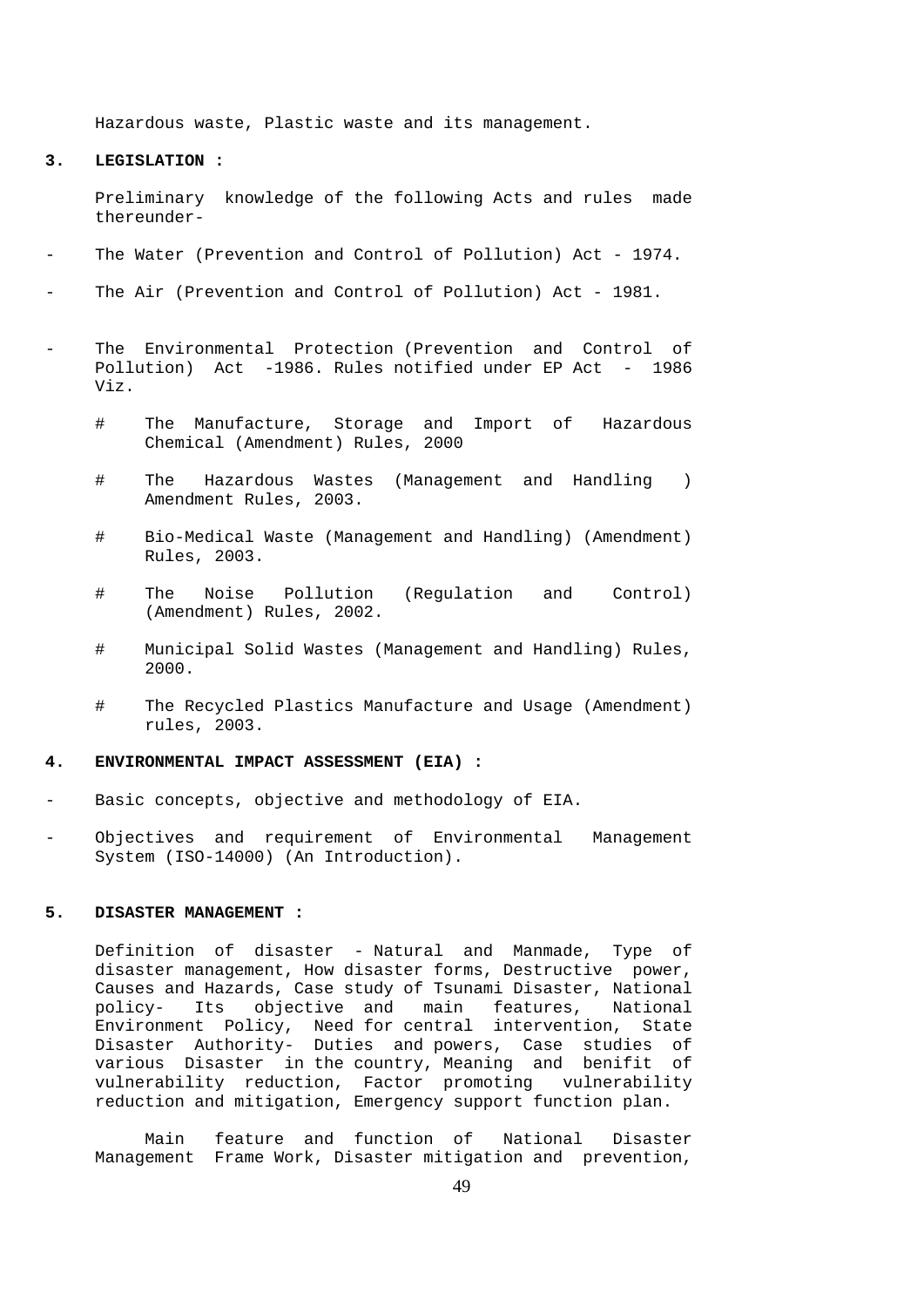Hazardous waste, Plastic waste and its management.

**3. LEGISLATION :**

Preliminary knowledge of the following Acts and rules made thereunder-

- The Water (Prevention and Control of Pollution) Act - 1974.
- The Air (Prevention and Control of Pollution) Act - 1981.
- The Environmental Protection (Prevention and Control of Pollution) Act -1986. Rules notified under EP Act - 1986 Viz.
    - # The Manufacture, Storage and Import of Hazardous Chemical (Amendment) Rules, 2000
    - # The Hazardous Wastes (Management and Handling ) Amendment Rules, 2003.
    - # Bio-Medical Waste (Management and Handling) (Amendment) Rules, 2003.
    - # The Noise Pollution (Regulation and Control) (Amendment) Rules, 2002.
    - # Municipal Solid Wastes (Management and Handling) Rules, 2000.
    - # The Recycled Plastics Manufacture and Usage (Amendment) rules, 2003.

**4. ENVIRONMENTAL IMPACT ASSESSMENT (EIA) :**

- Basic concepts, objective and methodology of EIA.
- Objectives and requirement of Environmental Management System (ISO-14000) (An Introduction).

**5. DISASTER MANAGEMENT :**

Definition of disaster - Natural and Manmade, Type of disaster management, How disaster forms, Destructive power, Causes and Hazards, Case study of Tsunami Disaster, National policy- Its objective and main features, National Environment Policy, Need for central intervention, State Disaster Authority- Duties and powers, Case studies of various Disaster in the country, Meaning and benifit of vulnerability reduction, Factor promoting vulnerability reduction and mitigation, Emergency support function plan.

Main feature and function of National Disaster Management Frame Work, Disaster mitigation and prevention,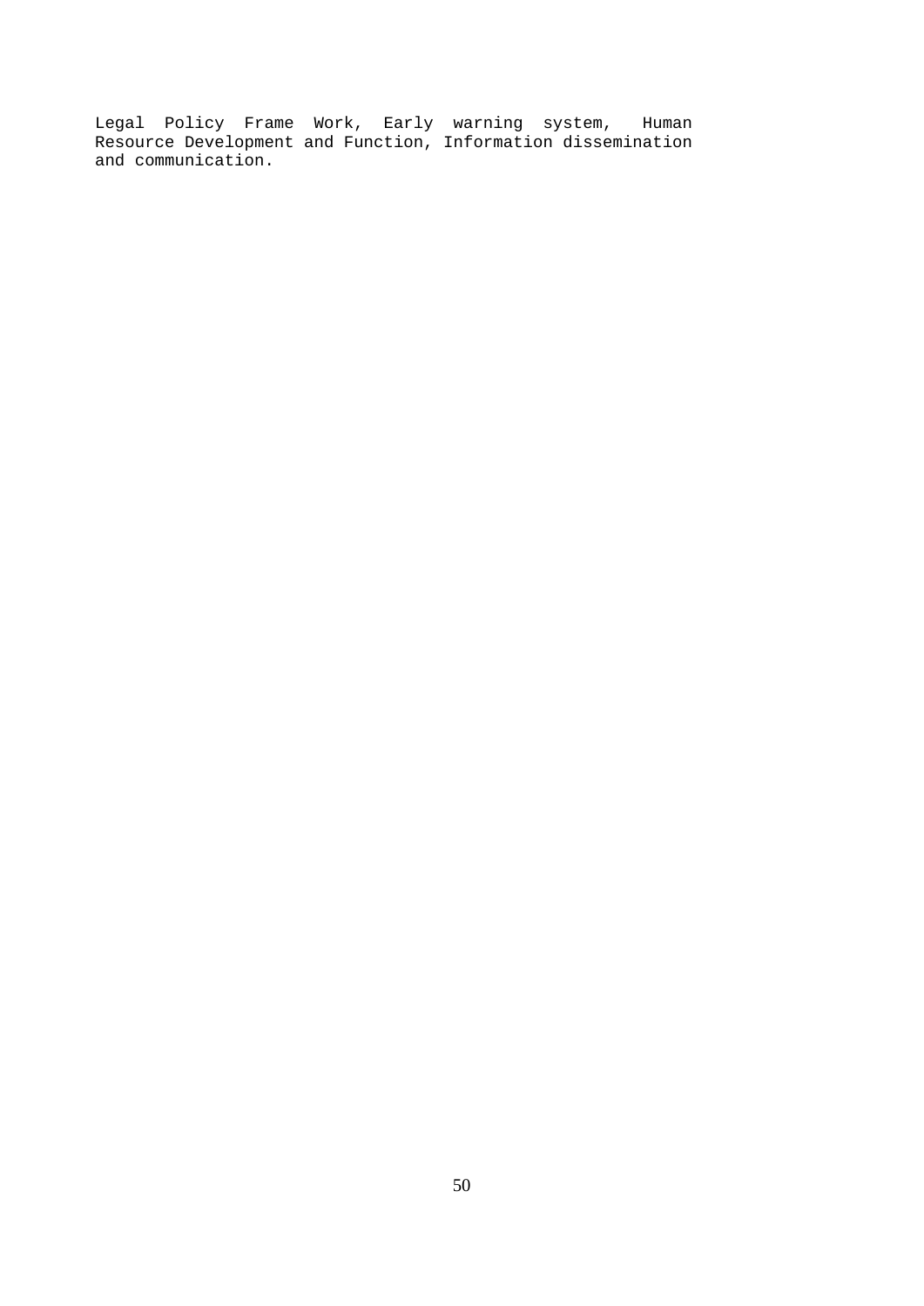Legal Policy Frame Work, Early warning system, Human Resource Development and Function, Information dissemination and communication.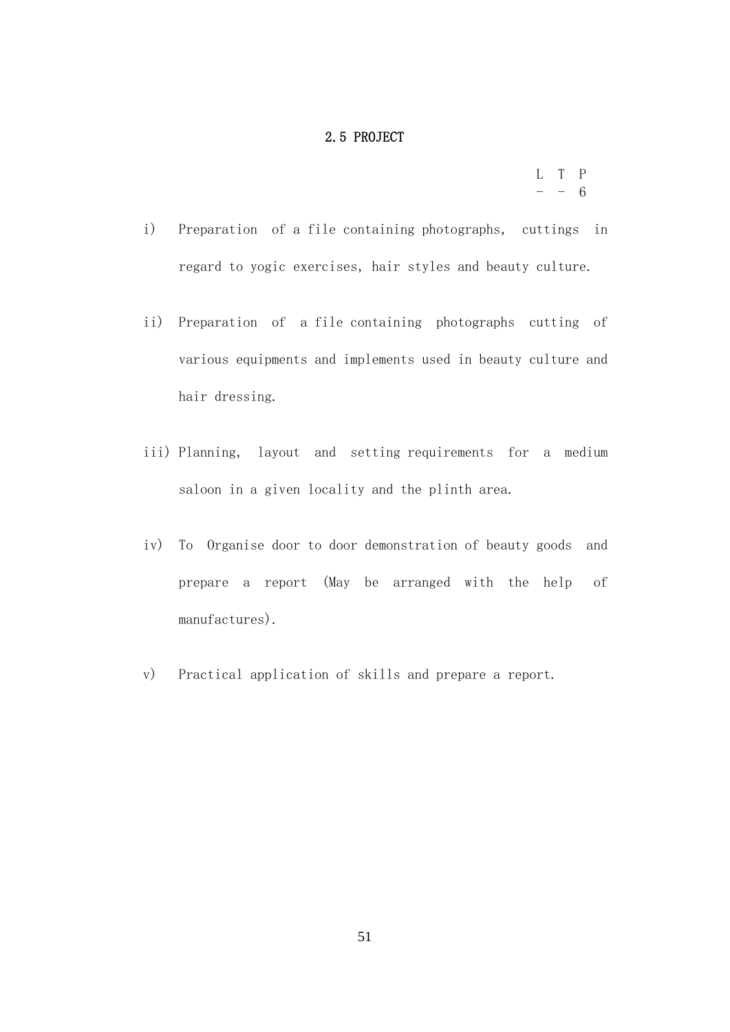## 2.5 PROJECT

| L | T | P |
|---|---|---|
| - | - | 6 |

i) Preparation of a file containing photographs, cuttings in regard to yogic exercises, hair styles and beauty culture.

ii) Preparation of a file containing photographs cutting of various equipments and implements used in beauty culture and hair dressing.

iii) Planning, layout and setting requirements for a medium saloon in a given locality and the plinth area.

iv) To Organise door to door demonstration of beauty goods and prepare a report (May be arranged with the help of manufactures).

v) Practical application of skills and prepare a report.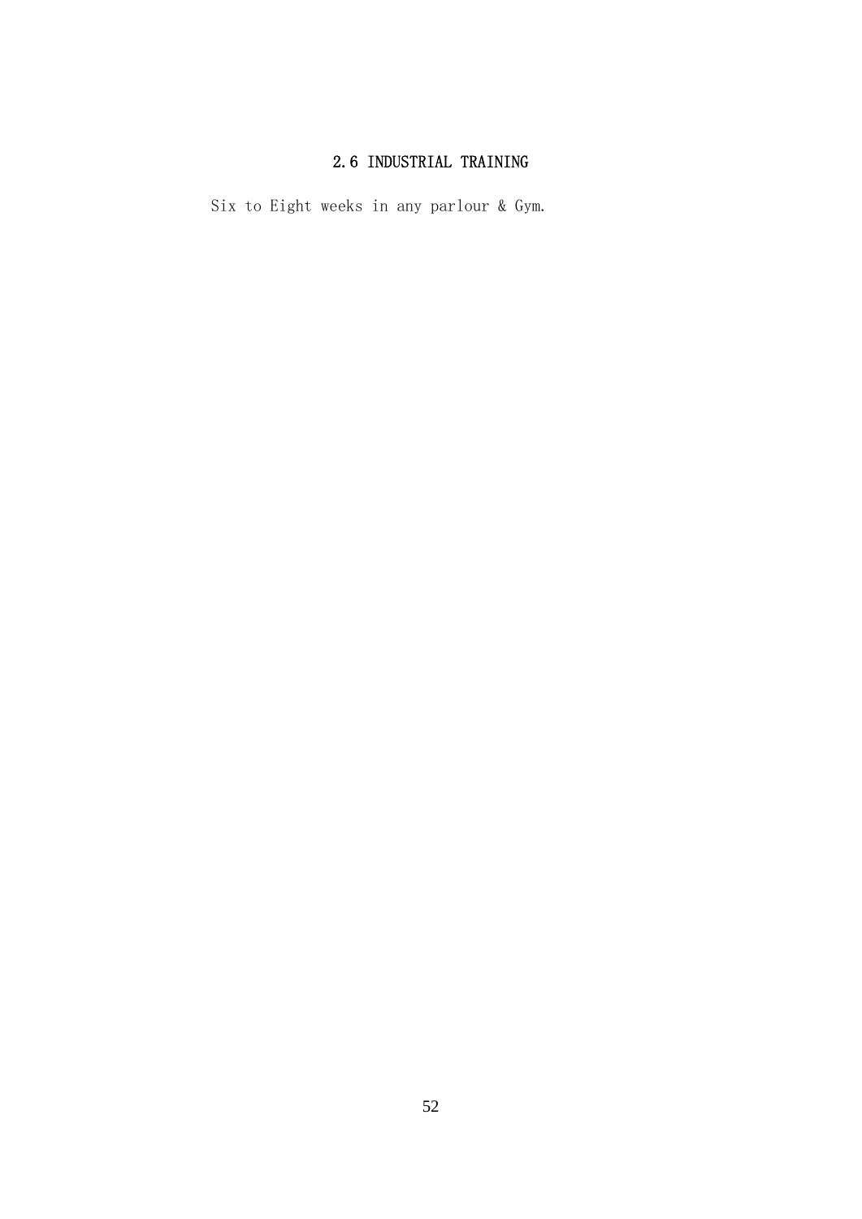## 2.6 INDUSTRIAL TRAINING

Six to Eight weeks in any parlour & Gym.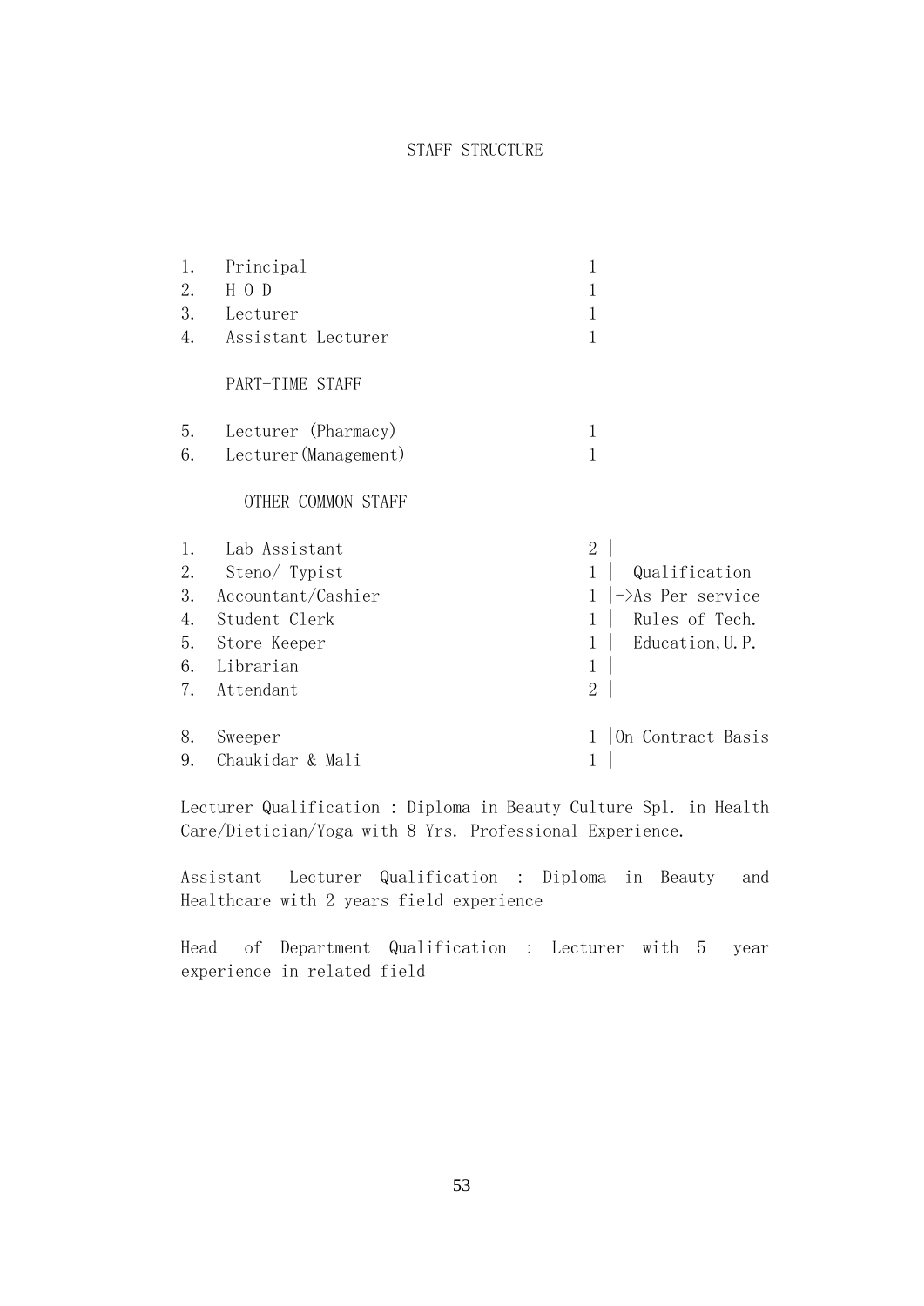# STAFF STRUCTURE

| No. | Post | Number | |
|---|---|---|---|
| 1. | Principal | 1 | |
| 2. | H O D | 1 | |
| 3. | Lecturer | 1 | |
| 4. | Assistant Lecturer | 1 | |

PART-TIME STAFF

| No. | Post | Number | |
|---|---|---|---|
| 5. | Lecturer (Pharmacy) | 1 | |
| 6. | Lecturer(Management) | 1 | |

OTHER COMMON STAFF

| No. | Post | Number | Remarks |
|---|---|---|---|
| 1. | Lab Assistant | 2 | Qualification ->As Per service Rules of Tech. Education,U.P. |
| 2. | Steno/ Typist | 1 | |
| 3. | Accountant/Cashier | 1 | |
| 4. | Student Clerk | 1 | |
| 5. | Store Keeper | 1 | |
| 6. | Librarian | 1 | |
| 7. | Attendant | 2 | |
| 8. | Sweeper | 1 | On Contract Basis |
| 9. | Chaukidar & Mali | 1 | |

Lecturer Qualification : Diploma in Beauty Culture Spl. in Health Care/Dietician/Yoga with 8 Yrs. Professional Experience.

Assistant Lecturer Qualification : Diploma in Beauty and Healthcare with 2 years field experience

Head of Department Qualification : Lecturer with 5 year experience in related field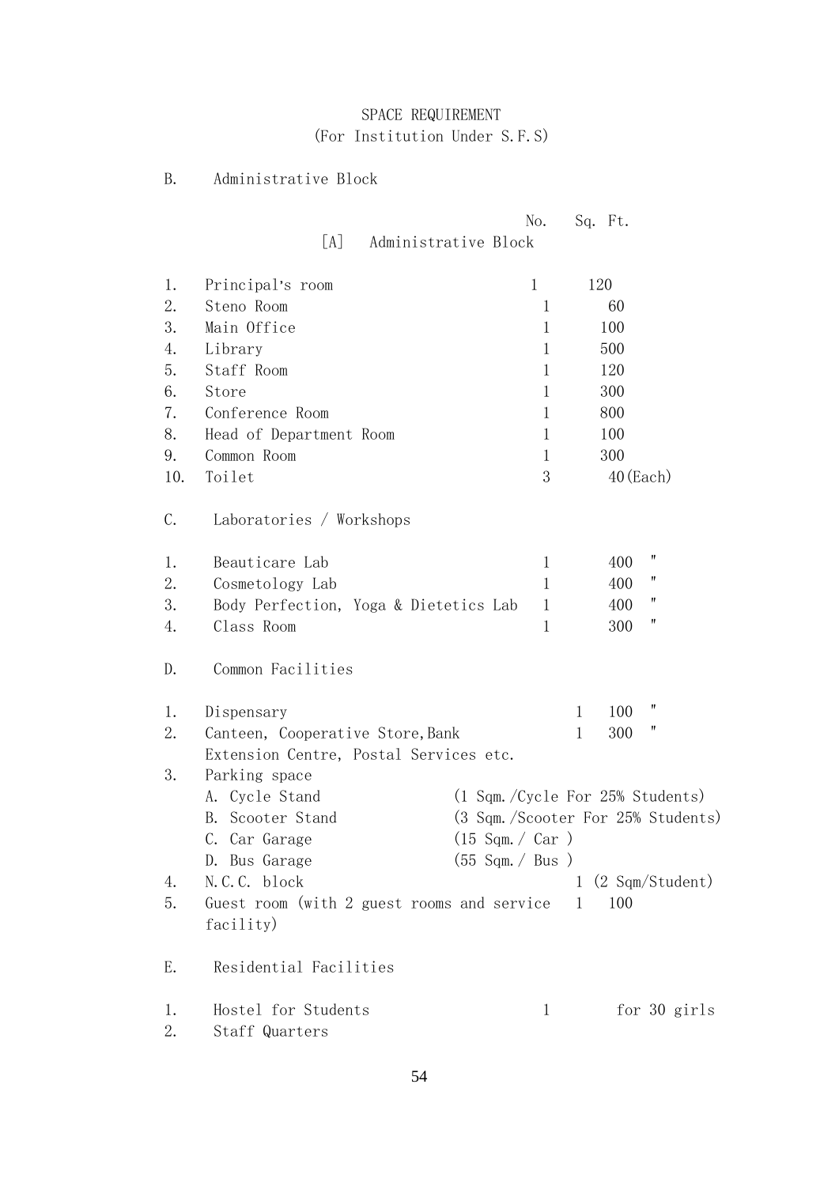# SPACE REQUIREMENT
## (For Institution Under S.F.S)

B. Administrative Block

### [A] Administrative Block

| | | No. | Sq. Ft. |
|---|---|---|---|
| 1. | Principal's room | 1 | 120 |
| 2. | Steno Room | 1 | 60 |
| 3. | Main Office | 1 | 100 |
| 4. | Library | 1 | 500 |
| 5. | Staff Room | 1 | 120 |
| 6. | Store | 1 | 300 |
| 7. | Conference Room | 1 | 800 |
| 8. | Head of Department Room | 1 | 100 |
| 9. | Common Room | 1 | 300 |
| 10. | Toilet | 3 | 40(Each) |

C. Laboratories / Workshops

| | | No. | Sq. Ft. |
|---|---|---|---|
| 1. | Beauticare Lab | 1 | 400 " |
| 2. | Cosmetology Lab | 1 | 400 " |
| 3. | Body Perfection, Yoga & Dietetics Lab | 1 | 400 " |
| 4. | Class Room | 1 | 300 " |

D. Common Facilities

1. Dispensary — 1 — 100 "
2. Canteen, Cooperative Store, Bank Extension Centre, Postal Services etc. — 1 — 300 "
3. Parking space
   - A. Cycle Stand (1 Sqm./Cycle For 25% Students)
   - B. Scooter Stand (3 Sqm./Scooter For 25% Students)
   - C. Car Garage (15 Sqm./ Car )
   - D. Bus Garage (55 Sqm./ Bus )
4. N.C.C. block — 1 (2 Sqm/Student)
5. Guest room (with 2 guest rooms and service facility) — 1 — 100

E. Residential Facilities

1. Hostel for Students — 1 — for 30 girls
2. Staff Quarters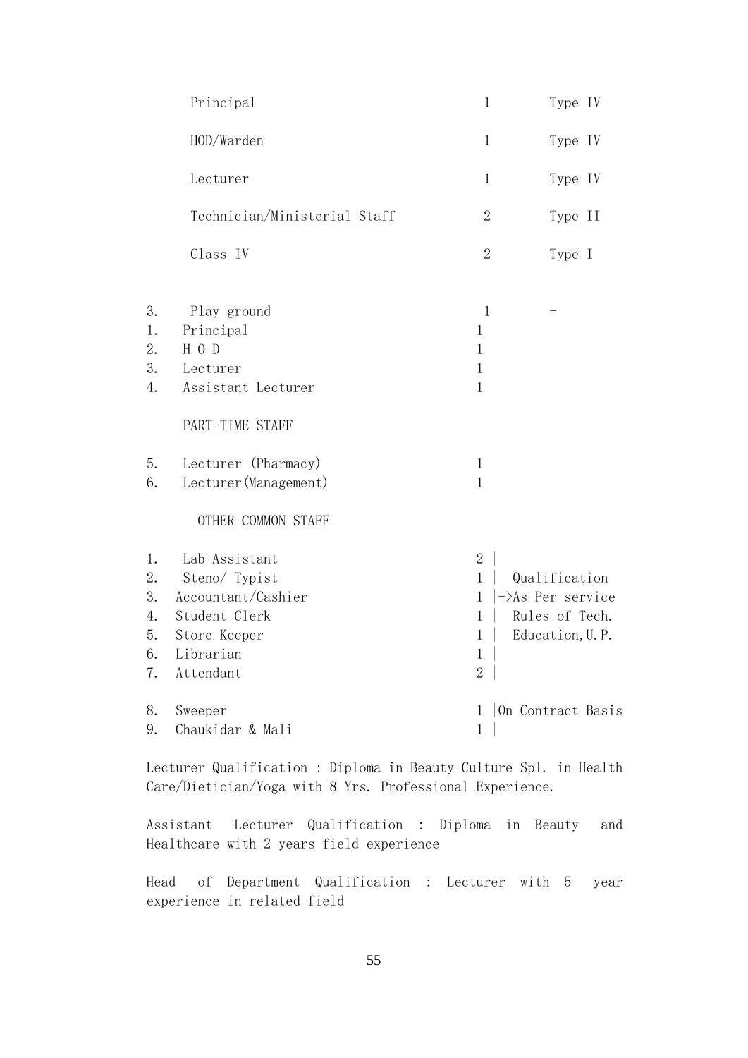| | | |
|---|---|---|
| Principal | 1 | Type IV |
| HOD/Warden | 1 | Type IV |
| Lecturer | 1 | Type IV |
| Technician/Ministerial Staff | 2 | Type II |
| Class IV | 2 | Type I |

| | | | |
|---|---|---|---|
| 3. | Play ground | 1 | - |

| | | |
|---|---|---|
| 1. | Principal | 1 |
| 2. | H O D | 1 |
| 3. | Lecturer | 1 |
| 4. | Assistant Lecturer | 1 |

PART-TIME STAFF

| | | |
|---|---|---|
| 5. | Lecturer (Pharmacy) | 1 |
| 6. | Lecturer(Management) | 1 |

OTHER COMMON STAFF

| | | | |
|---|---|---|---|
| 1. | Lab Assistant | 2 | Qualification ->As Per service Rules of Tech. Education,U.P. |
| 2. | Steno/ Typist | 1 | |
| 3. | Accountant/Cashier | 1 | |
| 4. | Student Clerk | 1 | |
| 5. | Store Keeper | 1 | |
| 6. | Librarian | 1 | |
| 7. | Attendant | 2 | |
| 8. | Sweeper | 1 | On Contract Basis |
| 9. | Chaukidar & Mali | 1 | |

Lecturer Qualification : Diploma in Beauty Culture Spl. in Health Care/Dietician/Yoga with 8 Yrs. Professional Experience.

Assistant Lecturer Qualification : Diploma in Beauty and Healthcare with 2 years field experience

Head of Department Qualification : Lecturer with 5 year experience in related field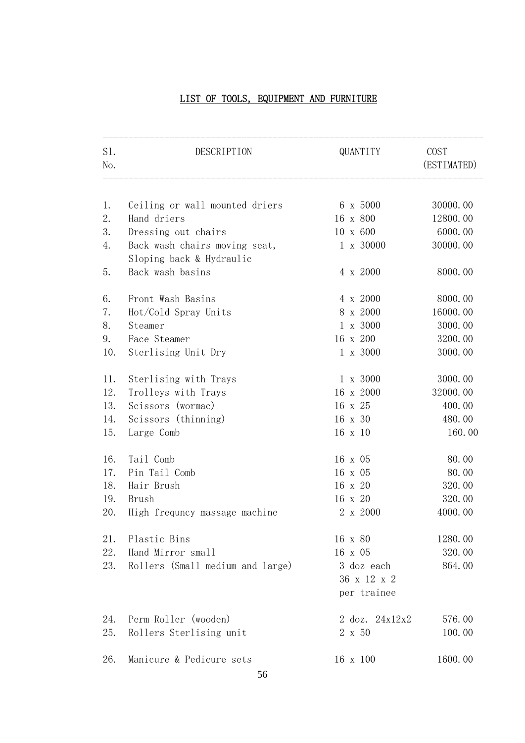# LIST OF TOOLS, EQUIPMENT AND FURNITURE

| Sl. No. | DESCRIPTION | QUANTITY | COST (ESTIMATED) |
|---|---|---|---|
| 1. | Ceiling or wall mounted driers | 6 x 5000 | 30000.00 |
| 2. | Hand driers | 16 x 800 | 12800.00 |
| 3. | Dressing out chairs | 10 x 600 | 6000.00 |
| 4. | Back wash chairs moving seat, Sloping back & Hydraulic | 1 x 30000 | 30000.00 |
| 5. | Back wash basins | 4 x 2000 | 8000.00 |
| 6. | Front Wash Basins | 4 x 2000 | 8000.00 |
| 7. | Hot/Cold Spray Units | 8 x 2000 | 16000.00 |
| 8. | Steamer | 1 x 3000 | 3000.00 |
| 9. | Face Steamer | 16 x 200 | 3200.00 |
| 10. | Sterlising Unit Dry | 1 x 3000 | 3000.00 |
| 11. | Sterlising with Trays | 1 x 3000 | 3000.00 |
| 12. | Trolleys with Trays | 16 x 2000 | 32000.00 |
| 13. | Scissors (wormac) | 16 x 25 | 400.00 |
| 14. | Scissors (thinning) | 16 x 30 | 480.00 |
| 15. | Large Comb | 16 x 10 | 160.00 |
| 16. | Tail Comb | 16 x 05 | 80.00 |
| 17. | Pin Tail Comb | 16 x 05 | 80.00 |
| 18. | Hair Brush | 16 x 20 | 320.00 |
| 19. | Brush | 16 x 20 | 320.00 |
| 20. | High frequncy massage machine | 2 x 2000 | 4000.00 |
| 21. | Plastic Bins | 16 x 80 | 1280.00 |
| 22. | Hand Mirror small | 16 x 05 | 320.00 |
| 23. | Rollers (Small medium and large) | 3 doz each 36 x 12 x 2 per trainee | 864.00 |
| 24. | Perm Roller (wooden) | 2 doz. 24x12x2 | 576.00 |
| 25. | Rollers Sterlising unit | 2 x 50 | 100.00 |
| 26. | Manicure & Pedicure sets | 16 x 100 | 1600.00 |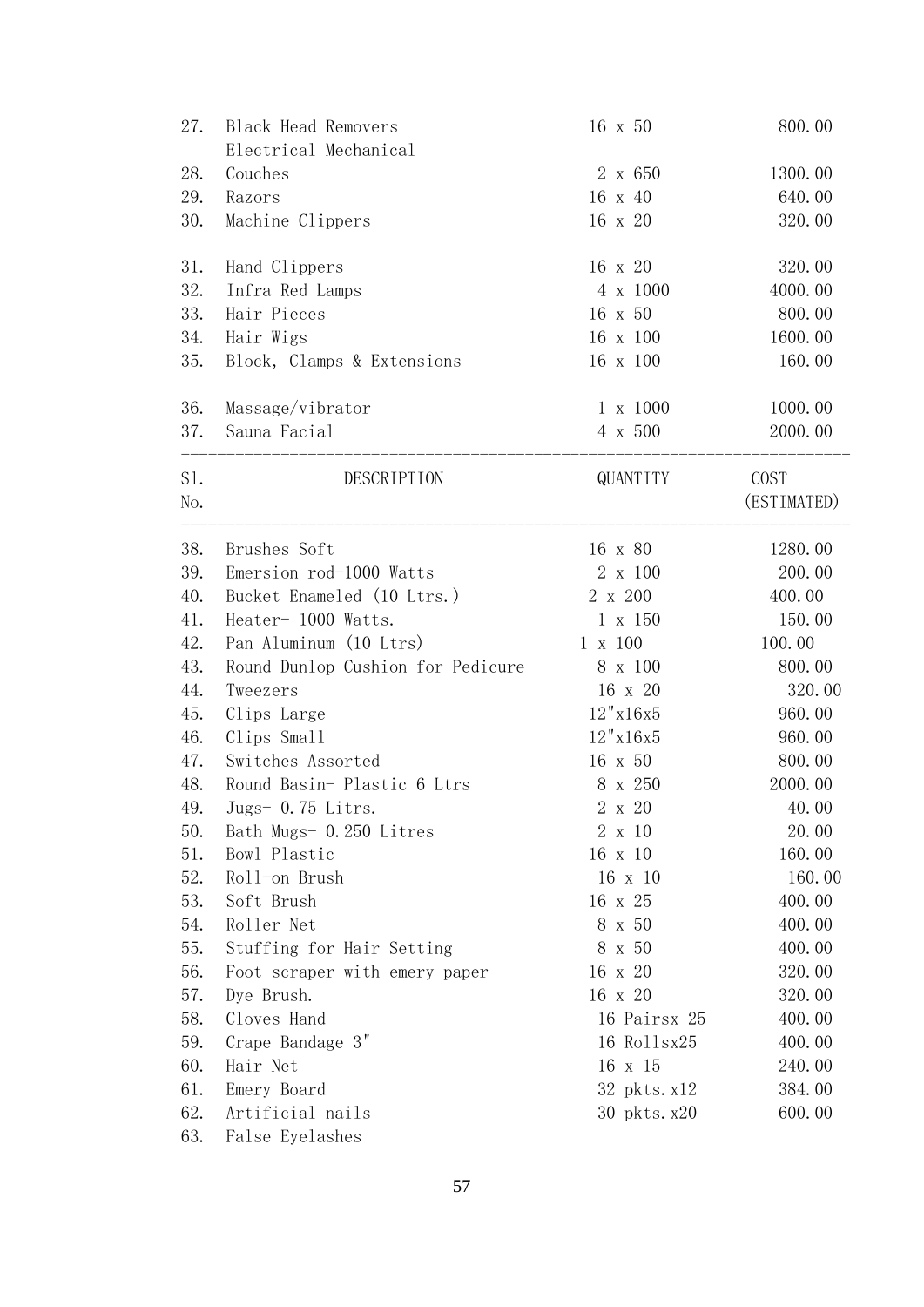| Sl. No. | DESCRIPTION | QUANTITY | COST (ESTIMATED) |
|---|---|---|---|
| 27. | Black Head Removers Electrical Mechanical | 16 x 50 | 800.00 |
| 28. | Couches | 2 x 650 | 1300.00 |
| 29. | Razors | 16 x 40 | 640.00 |
| 30. | Machine Clippers | 16 x 20 | 320.00 |
| 31. | Hand Clippers | 16 x 20 | 320.00 |
| 32. | Infra Red Lamps | 4 x 1000 | 4000.00 |
| 33. | Hair Pieces | 16 x 50 | 800.00 |
| 34. | Hair Wigs | 16 x 100 | 1600.00 |
| 35. | Block, Clamps & Extensions | 16 x 100 | 160.00 |
| 36. | Massage/vibrator | 1 x 1000 | 1000.00 |
| 37. | Sauna Facial | 4 x 500 | 2000.00 |
| 38. | Brushes Soft | 16 x 80 | 1280.00 |
| 39. | Emersion rod-1000 Watts | 2 x 100 | 200.00 |
| 40. | Bucket Enameled (10 Ltrs.) | 2 x 200 | 400.00 |
| 41. | Heater- 1000 Watts. | 1 x 150 | 150.00 |
| 42. | Pan Aluminum (10 Ltrs) | 1 x 100 | 100.00 |
| 43. | Round Dunlop Cushion for Pedicure | 8 x 100 | 800.00 |
| 44. | Tweezers | 16 x 20 | 320.00 |
| 45. | Clips Large | 12"x16x5 | 960.00 |
| 46. | Clips Small | 12"x16x5 | 960.00 |
| 47. | Switches Assorted | 16 x 50 | 800.00 |
| 48. | Round Basin- Plastic 6 Ltrs | 8 x 250 | 2000.00 |
| 49. | Jugs- 0.75 Litrs. | 2 x 20 | 40.00 |
| 50. | Bath Mugs- 0.250 Litres | 2 x 10 | 20.00 |
| 51. | Bowl Plastic | 16 x 10 | 160.00 |
| 52. | Roll-on Brush | 16 x 10 | 160.00 |
| 53. | Soft Brush | 16 x 25 | 400.00 |
| 54. | Roller Net | 8 x 50 | 400.00 |
| 55. | Stuffing for Hair Setting | 8 x 50 | 400.00 |
| 56. | Foot scraper with emery paper | 16 x 20 | 320.00 |
| 57. | Dye Brush. | 16 x 20 | 320.00 |
| 58. | Cloves Hand | 16 Pairsx 25 | 400.00 |
| 59. | Crape Bandage 3" | 16 Rollsx25 | 400.00 |
| 60. | Hair Net | 16 x 15 | 240.00 |
| 61. | Emery Board | 32 pkts.x12 | 384.00 |
| 62. | Artificial nails | 30 pkts.x20 | 600.00 |
| 63. | False Eyelashes | | |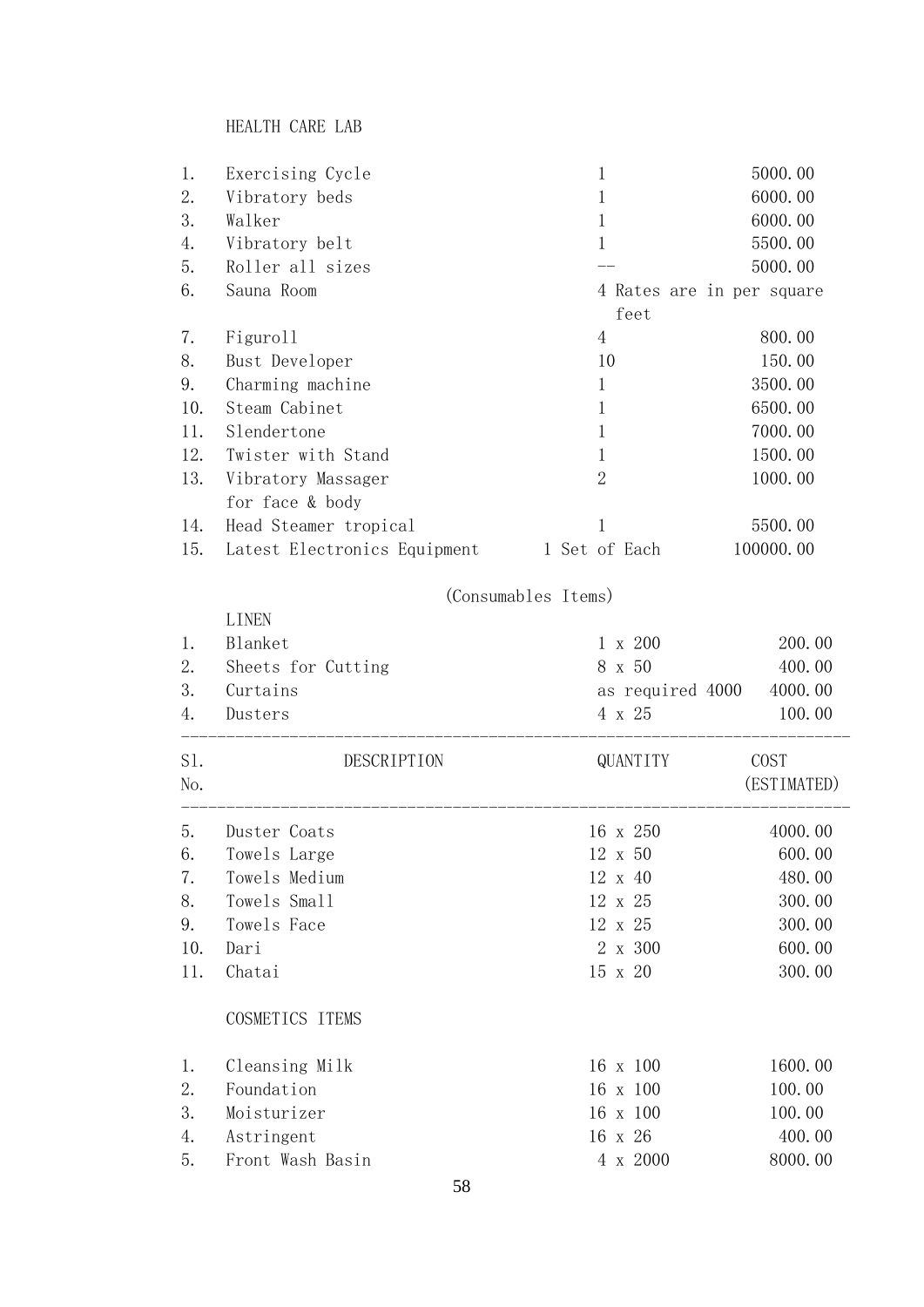HEALTH CARE LAB

| | | | |
|---|---|---|---|
| 1. | Exercising Cycle | 1 | 5000.00 |
| 2. | Vibratory beds | 1 | 6000.00 |
| 3. | Walker | 1 | 6000.00 |
| 4. | Vibratory belt | 1 | 5500.00 |
| 5. | Roller all sizes | -- | 5000.00 |
| 6. | Sauna Room | 4 Rates are in per square feet | |
| 7. | Figuroll | 4 | 800.00 |
| 8. | Bust Developer | 10 | 150.00 |
| 9. | Charming machine | 1 | 3500.00 |
| 10. | Steam Cabinet | 1 | 6500.00 |
| 11. | Slendertone | 1 | 7000.00 |
| 12. | Twister with Stand | 1 | 1500.00 |
| 13. | Vibratory Massager for face & body | 2 | 1000.00 |
| 14. | Head Steamer tropical | 1 | 5500.00 |
| 15. | Latest Electronics Equipment | 1 Set of Each | 100000.00 |

(Consumables Items)

LINEN

| | | | |
|---|---|---|---|
| 1. | Blanket | 1 x 200 | 200.00 |
| 2. | Sheets for Cutting | 8 x 50 | 400.00 |
| 3. | Curtains | as required 4000 | 4000.00 |
| 4. | Dusters | 4 x 25 | 100.00 |

| Sl. No. | DESCRIPTION | QUANTITY | COST (ESTIMATED) |
|---|---|---|---|
| 5. | Duster Coats | 16 x 250 | 4000.00 |
| 6. | Towels Large | 12 x 50 | 600.00 |
| 7. | Towels Medium | 12 x 40 | 480.00 |
| 8. | Towels Small | 12 x 25 | 300.00 |
| 9. | Towels Face | 12 x 25 | 300.00 |
| 10. | Dari | 2 x 300 | 600.00 |
| 11. | Chatai | 15 x 20 | 300.00 |
| | **COSMETICS ITEMS** | | |
| 1. | Cleansing Milk | 16 x 100 | 1600.00 |
| 2. | Foundation | 16 x 100 | 100.00 |
| 3. | Moisturizer | 16 x 100 | 100.00 |
| 4. | Astringent | 16 x 26 | 400.00 |
| 5. | Front Wash Basin | 4 x 2000 | 8000.00 |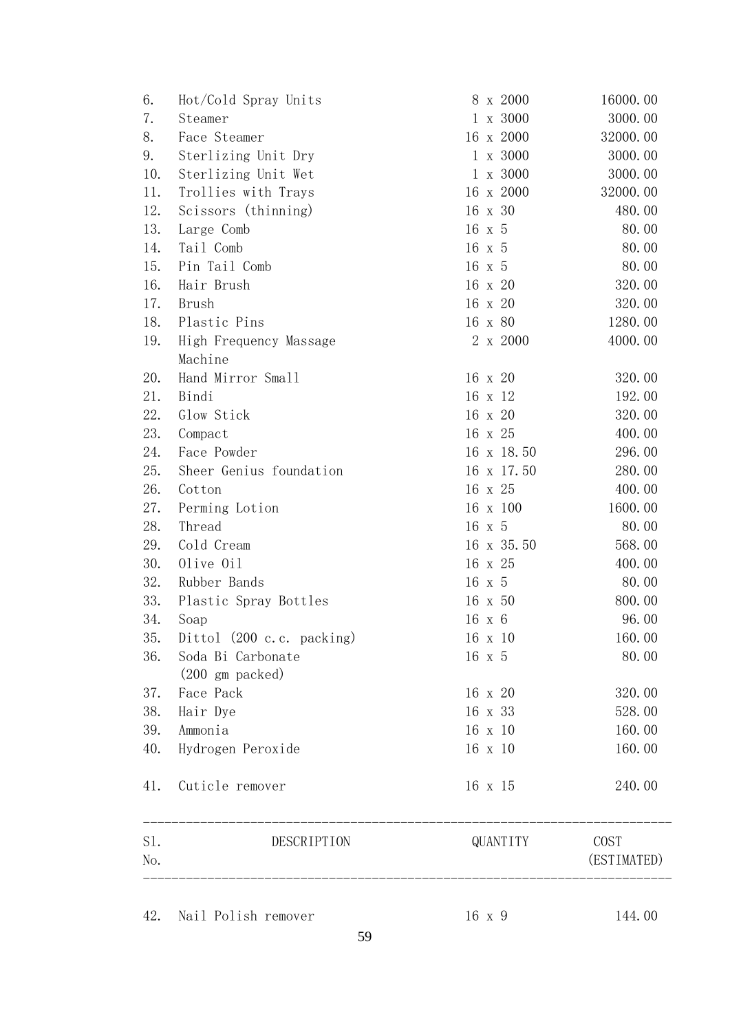| Sl. No. | DESCRIPTION | QUANTITY | COST (ESTIMATED) |
|---|---|---|---|
| 6. | Hot/Cold Spray Units | 8 x 2000 | 16000.00 |
| 7. | Steamer | 1 x 3000 | 3000.00 |
| 8. | Face Steamer | 16 x 2000 | 32000.00 |
| 9. | Sterlizing Unit Dry | 1 x 3000 | 3000.00 |
| 10. | Sterlizing Unit Wet | 1 x 3000 | 3000.00 |
| 11. | Trollies with Trays | 16 x 2000 | 32000.00 |
| 12. | Scissors (thinning) | 16 x 30 | 480.00 |
| 13. | Large Comb | 16 x 5 | 80.00 |
| 14. | Tail Comb | 16 x 5 | 80.00 |
| 15. | Pin Tail Comb | 16 x 5 | 80.00 |
| 16. | Hair Brush | 16 x 20 | 320.00 |
| 17. | Brush | 16 x 20 | 320.00 |
| 18. | Plastic Pins | 16 x 80 | 1280.00 |
| 19. | High Frequency Massage Machine | 2 x 2000 | 4000.00 |
| 20. | Hand Mirror Small | 16 x 20 | 320.00 |
| 21. | Bindi | 16 x 12 | 192.00 |
| 22. | Glow Stick | 16 x 20 | 320.00 |
| 23. | Compact | 16 x 25 | 400.00 |
| 24. | Face Powder | 16 x 18.50 | 296.00 |
| 25. | Sheer Genius foundation | 16 x 17.50 | 280.00 |
| 26. | Cotton | 16 x 25 | 400.00 |
| 27. | Perming Lotion | 16 x 100 | 1600.00 |
| 28. | Thread | 16 x 5 | 80.00 |
| 29. | Cold Cream | 16 x 35.50 | 568.00 |
| 30. | Olive Oil | 16 x 25 | 400.00 |
| 32. | Rubber Bands | 16 x 5 | 80.00 |
| 33. | Plastic Spray Bottles | 16 x 50 | 800.00 |
| 34. | Soap | 16 x 6 | 96.00 |
| 35. | Dittol (200 c.c. packing) | 16 x 10 | 160.00 |
| 36. | Soda Bi Carbonate (200 gm packed) | 16 x 5 | 80.00 |
| 37. | Face Pack | 16 x 20 | 320.00 |
| 38. | Hair Dye | 16 x 33 | 528.00 |
| 39. | Ammonia | 16 x 10 | 160.00 |
| 40. | Hydrogen Peroxide | 16 x 10 | 160.00 |
| 41. | Cuticle remover | 16 x 15 | 240.00 |
| 42. | Nail Polish remover | 16 x 9 | 144.00 |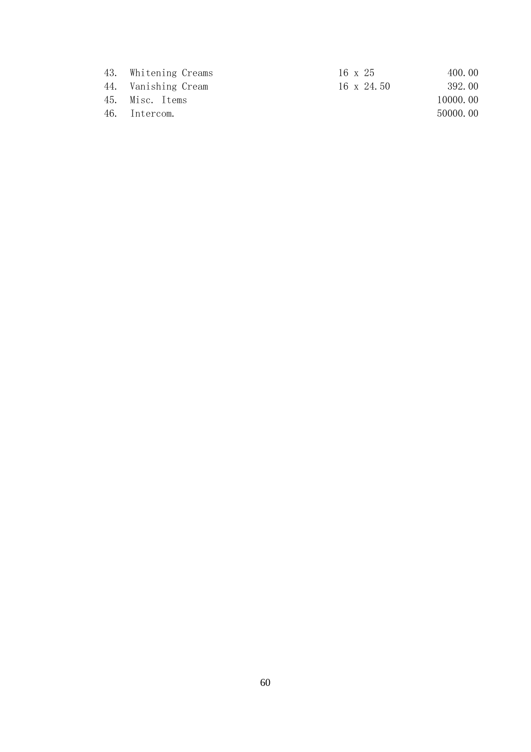| | | | |
|---|---|---|---|
| 43. | Whitening Creams | 16 x 25 | 400.00 |
| 44. | Vanishing Cream | 16 x 24.50 | 392.00 |
| 45. | Misc. Items | | 10000.00 |
| 46. | Intercom. | | 50000.00 |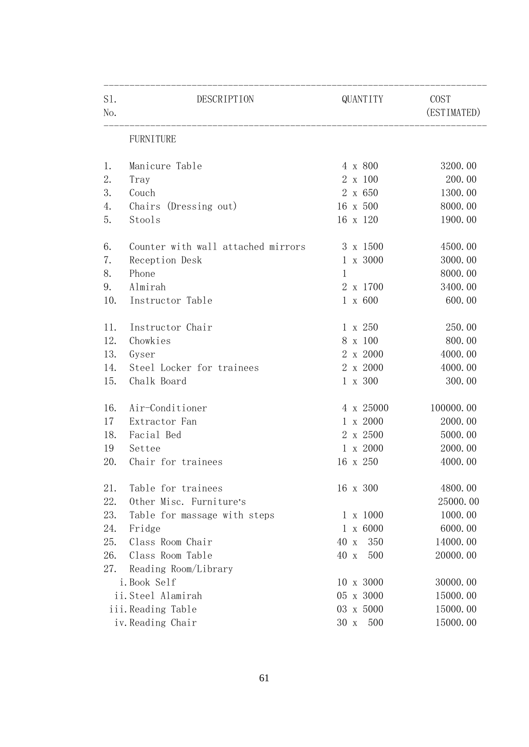| Sl. No. | DESCRIPTION | QUANTITY | COST (ESTIMATED) |
|---|---|---|---|
| | FURNITURE | | |
| 1. | Manicure Table | 4 x 800 | 3200.00 |
| 2. | Tray | 2 x 100 | 200.00 |
| 3. | Couch | 2 x 650 | 1300.00 |
| 4. | Chairs (Dressing out) | 16 x 500 | 8000.00 |
| 5. | Stools | 16 x 120 | 1900.00 |
| 6. | Counter with wall attached mirrors | 3 x 1500 | 4500.00 |
| 7. | Reception Desk | 1 x 3000 | 3000.00 |
| 8. | Phone | 1 | 8000.00 |
| 9. | Almirah | 2 x 1700 | 3400.00 |
| 10. | Instructor Table | 1 x 600 | 600.00 |
| 11. | Instructor Chair | 1 x 250 | 250.00 |
| 12. | Chowkies | 8 x 100 | 800.00 |
| 13. | Gyser | 2 x 2000 | 4000.00 |
| 14. | Steel Locker for trainees | 2 x 2000 | 4000.00 |
| 15. | Chalk Board | 1 x 300 | 300.00 |
| 16. | Air-Conditioner | 4 x 25000 | 100000.00 |
| 17 | Extractor Fan | 1 x 2000 | 2000.00 |
| 18. | Facial Bed | 2 x 2500 | 5000.00 |
| 19 | Settee | 1 x 2000 | 2000.00 |
| 20. | Chair for trainees | 16 x 250 | 4000.00 |
| 21. | Table for trainees | 16 x 300 | 4800.00 |
| 22. | Other Misc. Furniture's | | 25000.00 |
| 23. | Table for massage with steps | 1 x 1000 | 1000.00 |
| 24. | Fridge | 1 x 6000 | 6000.00 |
| 25. | Class Room Chair | 40 x 350 | 14000.00 |
| 26. | Class Room Table | 40 x 500 | 20000.00 |
| 27. | Reading Room/Library | | |
| i. | Book Self | 10 x 3000 | 30000.00 |
| ii. | Steel Alamirah | 05 x 3000 | 15000.00 |
| iii. | Reading Table | 03 x 5000 | 15000.00 |
| iv. | Reading Chair | 30 x 500 | 15000.00 |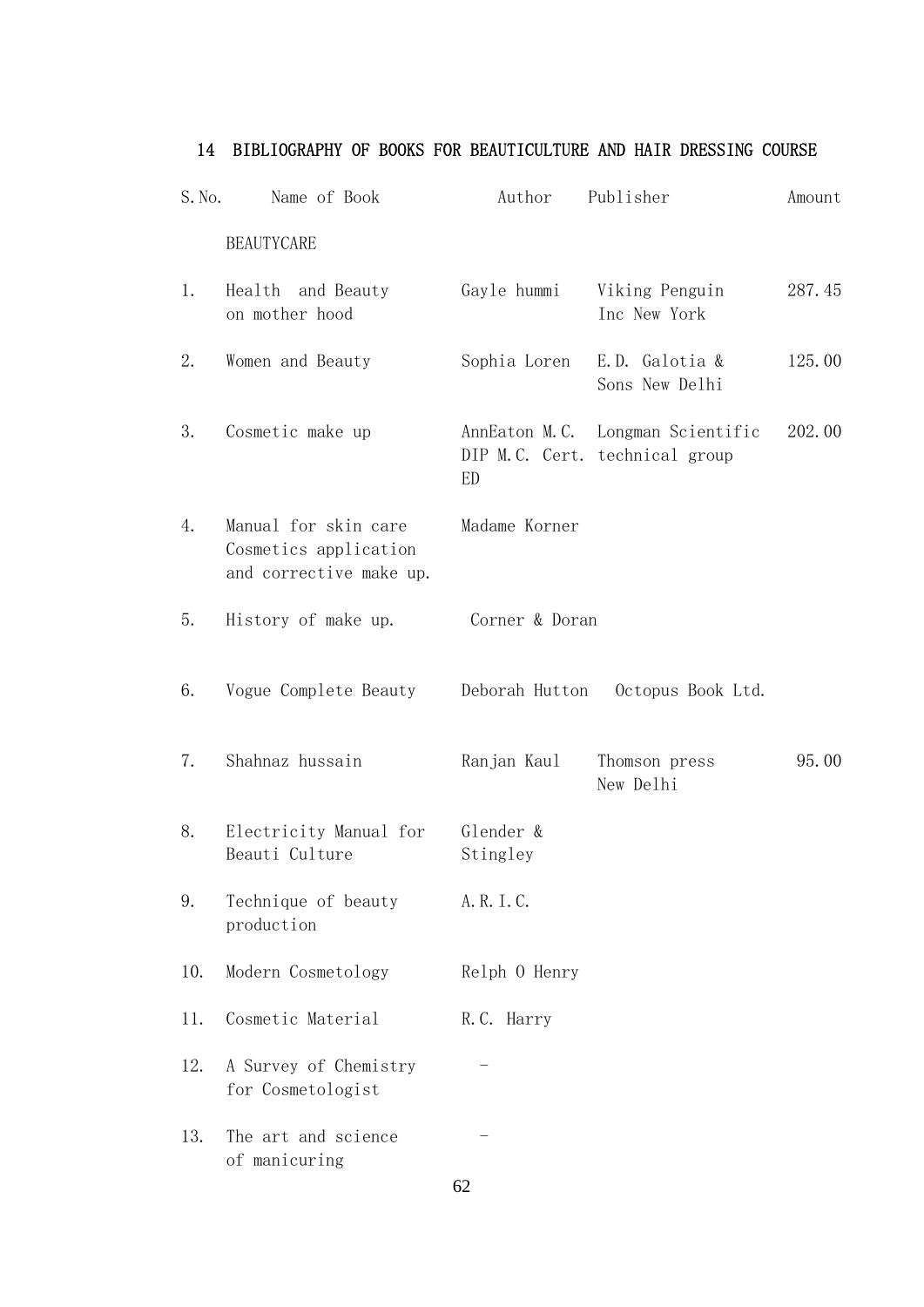## 14 BIBLIOGRAPHY OF BOOKS FOR BEAUTICULTURE AND HAIR DRESSING COURSE

| S.No. | Name of Book | Author | Publisher | Amount |
|---|---|---|---|---|
| | BEAUTYCARE | | | |
| 1. | Health and Beauty on mother hood | Gayle hummi | Viking Penguin Inc New York | 287.45 |
| 2. | Women and Beauty | Sophia Loren | E.D. Galotia & Sons New Delhi | 125.00 |
| 3. | Cosmetic make up | AnnEaton M.C. DIP M.C. Cert. ED | Longman Scientific technical group | 202.00 |
| 4. | Manual for skin care Cosmetics application and corrective make up. | Madame Korner | | |
| 5. | History of make up. | Corner & Doran | | |
| 6. | Vogue Complete Beauty | Deborah Hutton | Octopus Book Ltd. | |
| 7. | Shahnaz hussain | Ranjan Kaul | Thomson press New Delhi | 95.00 |
| 8. | Electricity Manual for Beauti Culture | Glender & Stingley | | |
| 9. | Technique of beauty production | A.R.I.C. | | |
| 10. | Modern Cosmetology | Relph O Henry | | |
| 11. | Cosmetic Material | R.C. Harry | | |
| 12. | A Survey of Chemistry for Cosmetologist | - | | |
| 13. | The art and science of manicuring | - | | |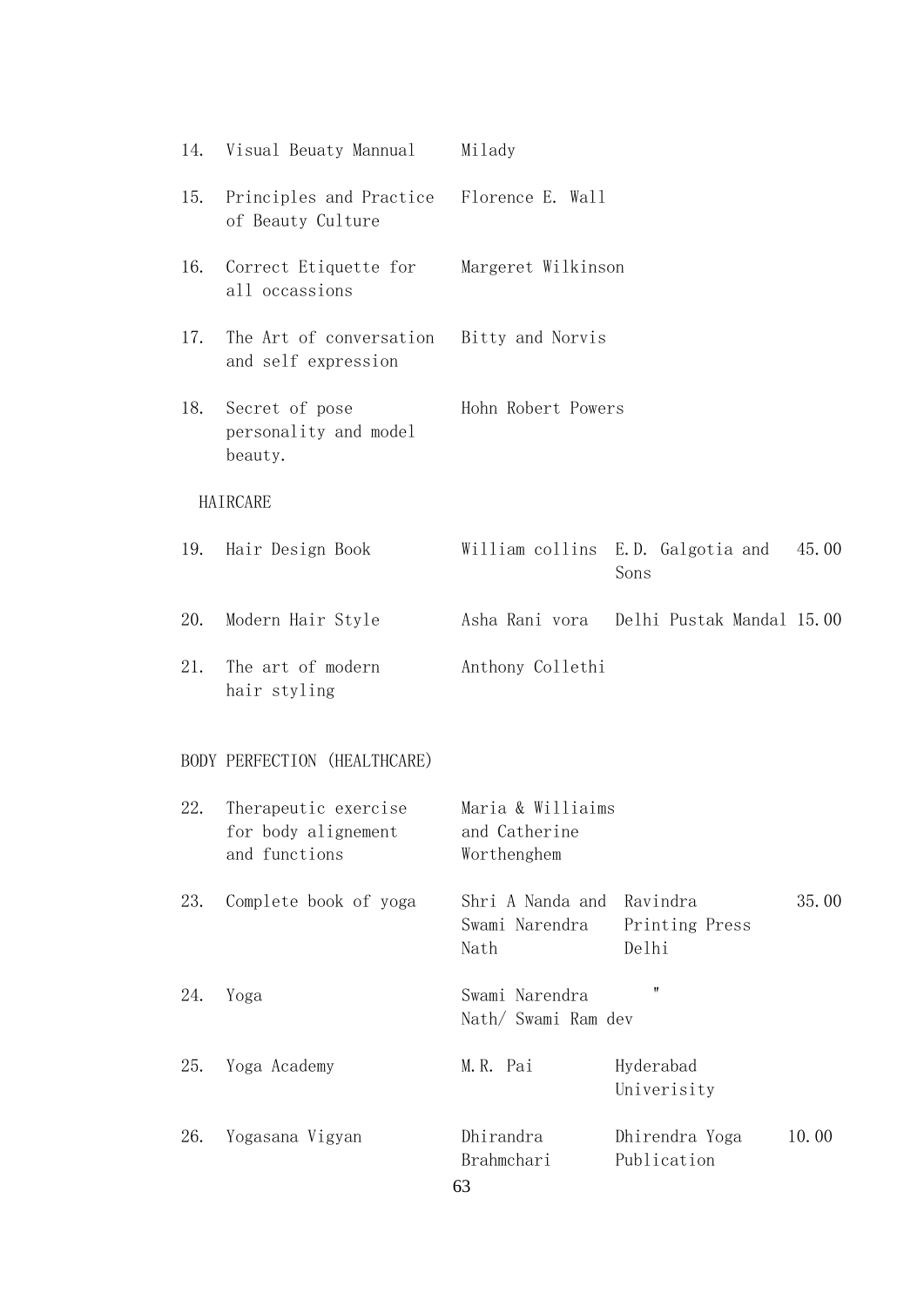| | | | | |
|---|---|---|---|---|
| 14. | Visual Beuaty Mannual | Milady | | |
| 15. | Principles and Practice of Beauty Culture | Florence E. Wall | | |
| 16. | Correct Etiquette for all occassions | Margeret Wilkinson | | |
| 17. | The Art of conversation and self expression | Bitty and Norvis | | |
| 18. | Secret of pose personality and model beauty. | Hohn Robert Powers | | |

HAIRCARE

| | | | | |
|---|---|---|---|---|
| 19. | Hair Design Book | William collins | E.D. Galgotia and Sons | 45.00 |
| 20. | Modern Hair Style | Asha Rani vora | Delhi Pustak Mandal | 15.00 |
| 21. | The art of modern hair styling | Anthony Collethi | | |

BODY PERFECTION (HEALTHCARE)

| | | | | |
|---|---|---|---|---|
| 22. | Therapeutic exercise for body alignement and functions | Maria & Williaims and Catherine Worthenghem | | |
| 23. | Complete book of yoga | Shri A Nanda and Swami Narendra Nath | Ravindra Printing Press Delhi | 35.00 |
| 24. | Yoga | Swami Narendra Nath/ Swami Ram dev | " | |
| 25. | Yoga Academy | M.R. Pai | Hyderabad Univerisity | |
| 26. | Yogasana Vigyan | Dhirandra Brahmchari | Dhirendra Yoga Publication | 10.00 |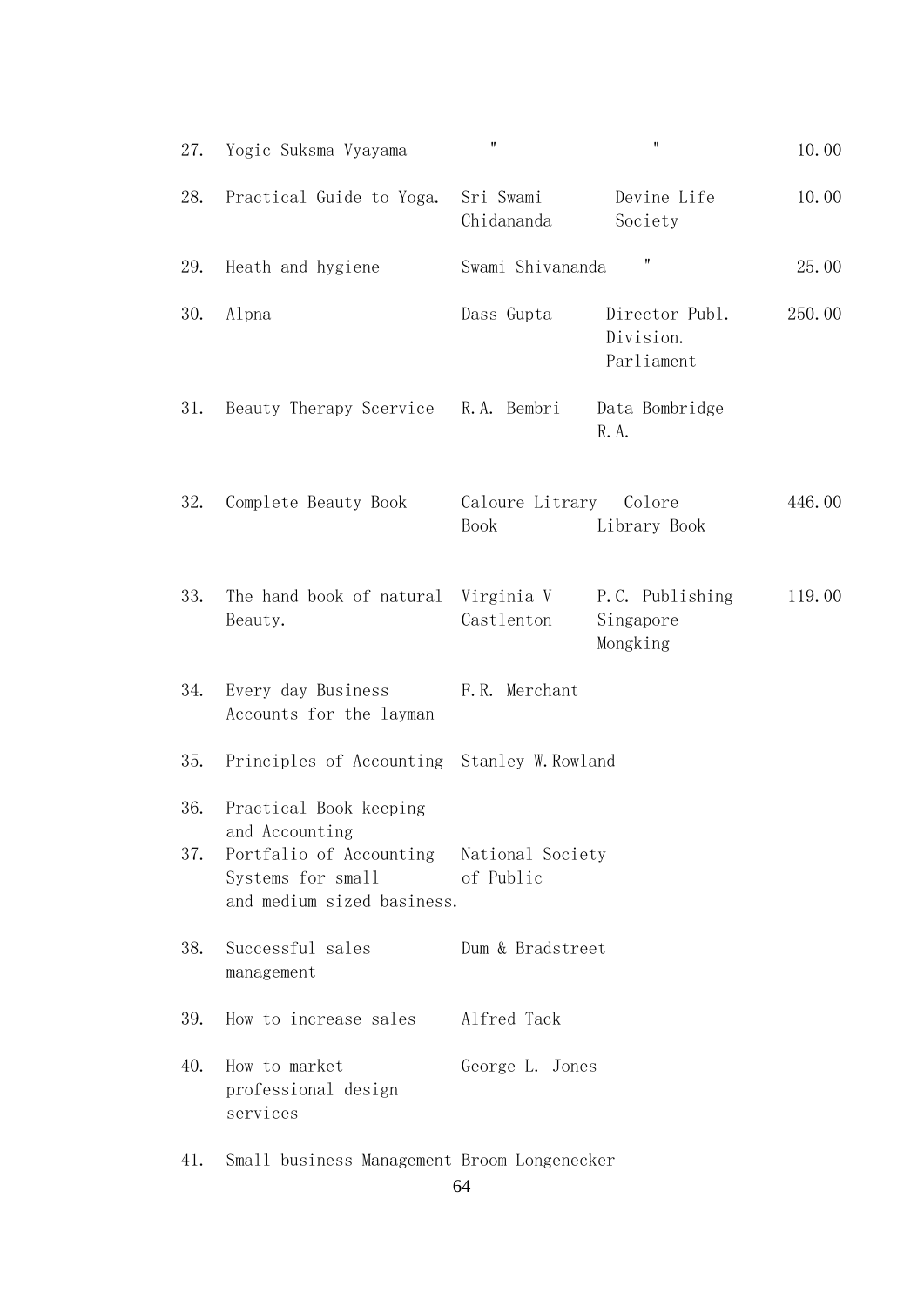| | | | | |
|---|---|---|---|---|
| 27. | Yogic Suksma Vyayama | " | " | 10.00 |
| 28. | Practical Guide to Yoga. | Sri Swami Chidananda | Devine Life Society | 10.00 |
| 29. | Heath and hygiene | Swami Shivananda | " | 25.00 |
| 30. | Alpna | Dass Gupta | Director Publ. Division. Parliament | 250.00 |
| 31. | Beauty Therapy Scervice | R.A. Bembri | Data Bombridge R.A. | |
| 32. | Complete Beauty Book | Caloure Litrary Book | Colore Library Book | 446.00 |
| 33. | The hand book of natural Beauty. | Virginia V Castlenton | P.C. Publishing Singapore Mongking | 119.00 |
| 34. | Every day Business Accounts for the layman | F.R. Merchant | | |
| 35. | Principles of Accounting | Stanley W.Rowland | | |
| 36. | Practical Book keeping and Accounting | | | |
| 37. | Portfalio of Accounting Systems for small and medium sized basiness. | National Society of Public | | |
| 38. | Successful sales management | Dum & Bradstreet | | |
| 39. | How to increase sales | Alfred Tack | | |
| 40. | How to market professional design services | George L. Jones | | |
| 41. | Small business Management | Broom Longenecker | | |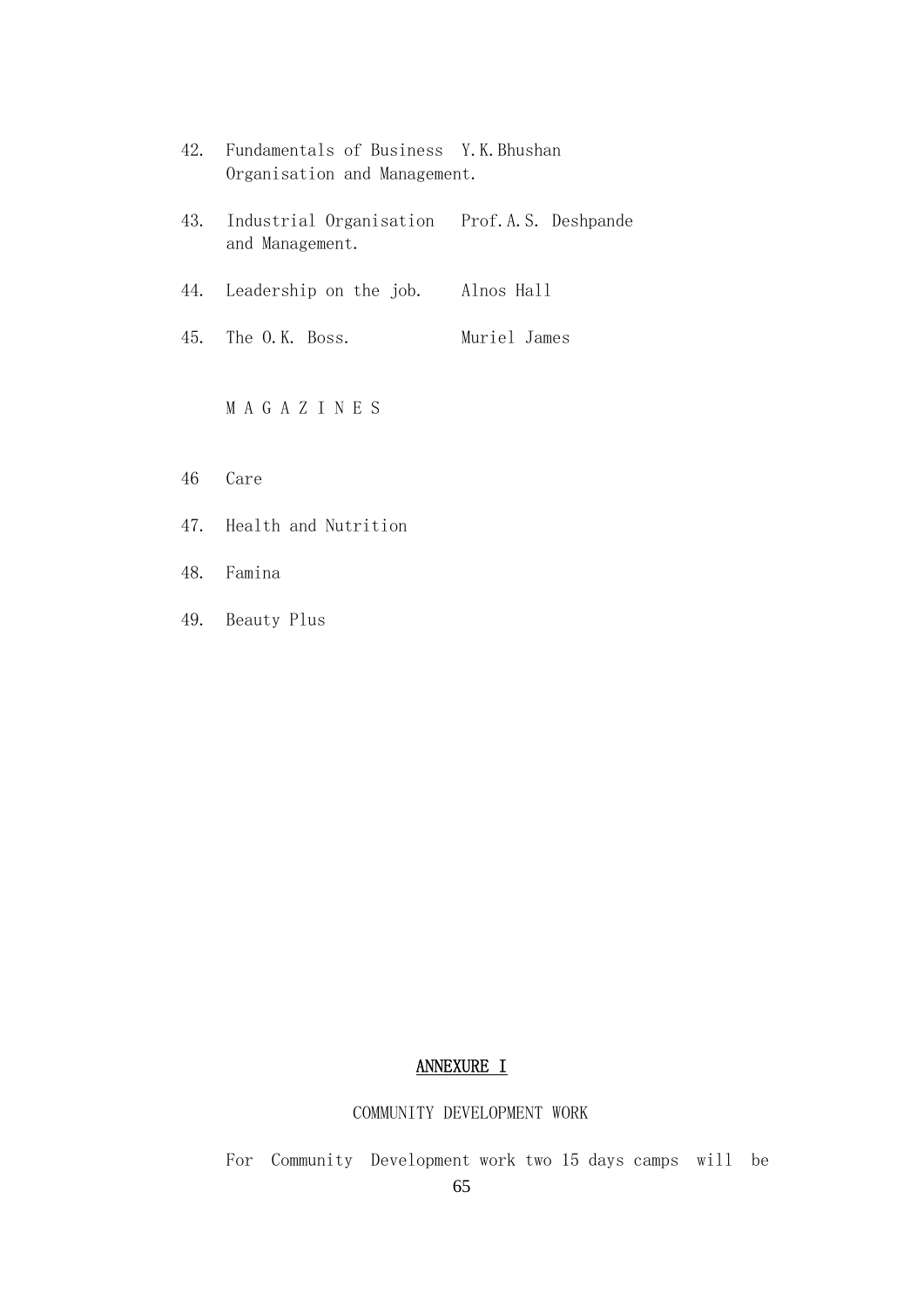42. Fundamentals of Business Organisation and Management. — Y.K.Bhushan

43. Industrial Organisation and Management. — Prof.A.S. Deshpande

44. Leadership on the job. — Alnos Hall

45. The O.K. Boss. — Muriel James

M A G A Z I N E S

46 Care

47. Health and Nutrition

48. Famina

49. Beauty Plus

<u>ANNEXURE I</u>

COMMUNITY DEVELOPMENT WORK

For Community Development work two 15 days camps will be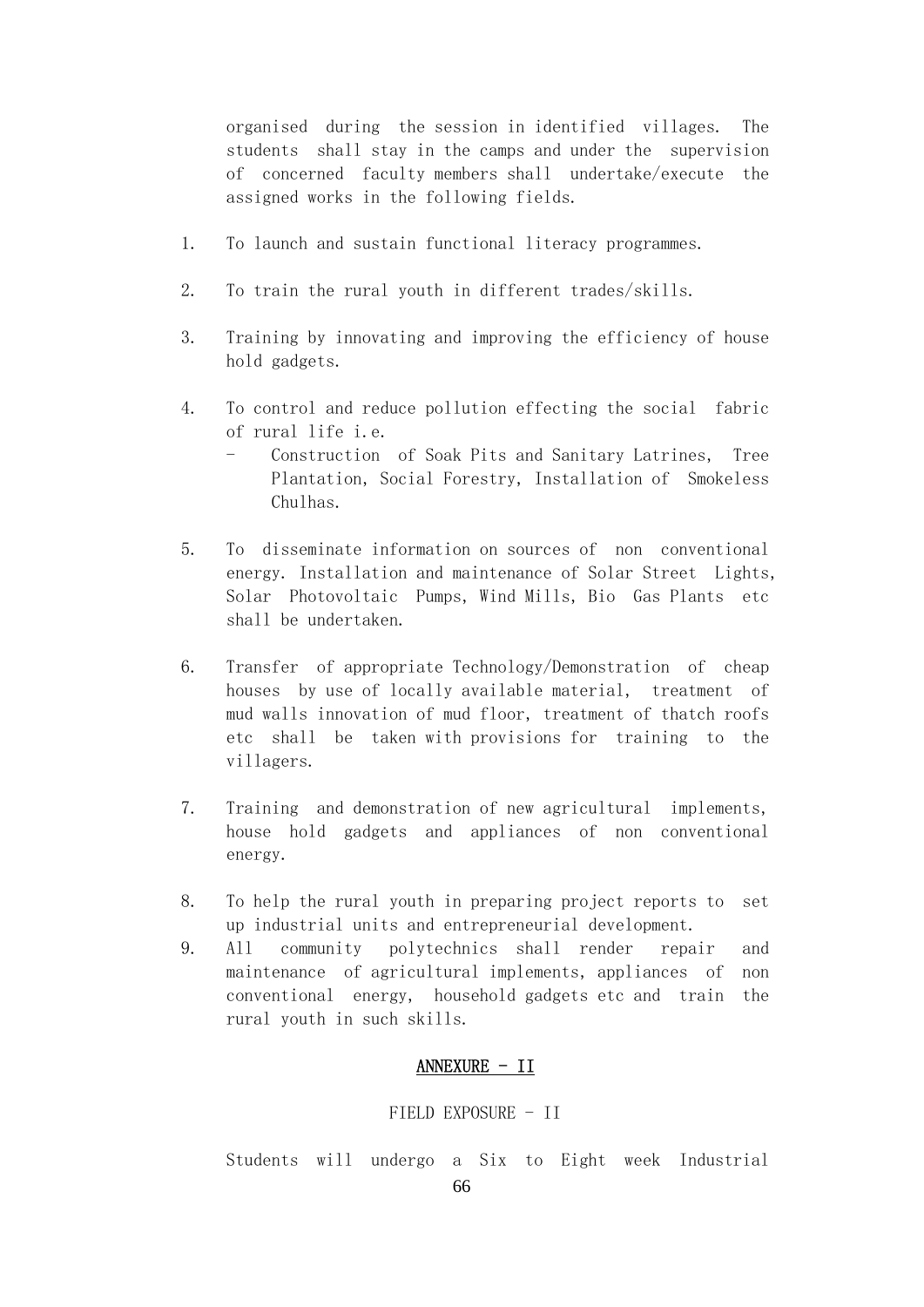organised during the session in identified villages. The students shall stay in the camps and under the supervision of concerned faculty members shall undertake/execute the assigned works in the following fields.

1. To launch and sustain functional literacy programmes.

2. To train the rural youth in different trades/skills.

3. Training by innovating and improving the efficiency of house hold gadgets.

4. To control and reduce pollution effecting the social fabric of rural life i.e.
   - Construction of Soak Pits and Sanitary Latrines, Tree Plantation, Social Forestry, Installation of Smokeless Chulhas.

5. To disseminate information on sources of non conventional energy. Installation and maintenance of Solar Street Lights, Solar Photovoltaic Pumps, Wind Mills, Bio Gas Plants etc shall be undertaken.

6. Transfer of appropriate Technology/Demonstration of cheap houses by use of locally available material, treatment of mud walls innovation of mud floor, treatment of thatch roofs etc shall be taken with provisions for training to the villagers.

7. Training and demonstration of new agricultural implements, house hold gadgets and appliances of non conventional energy.

8. To help the rural youth in preparing project reports to set up industrial units and entrepreneurial development.
9. All community polytechnics shall render repair and maintenance of agricultural implements, appliances of non conventional energy, household gadgets etc and train the rural youth in such skills.

## <u>ANNEXURE - II</u>

### FIELD EXPOSURE - II

Students will undergo a Six to Eight week Industrial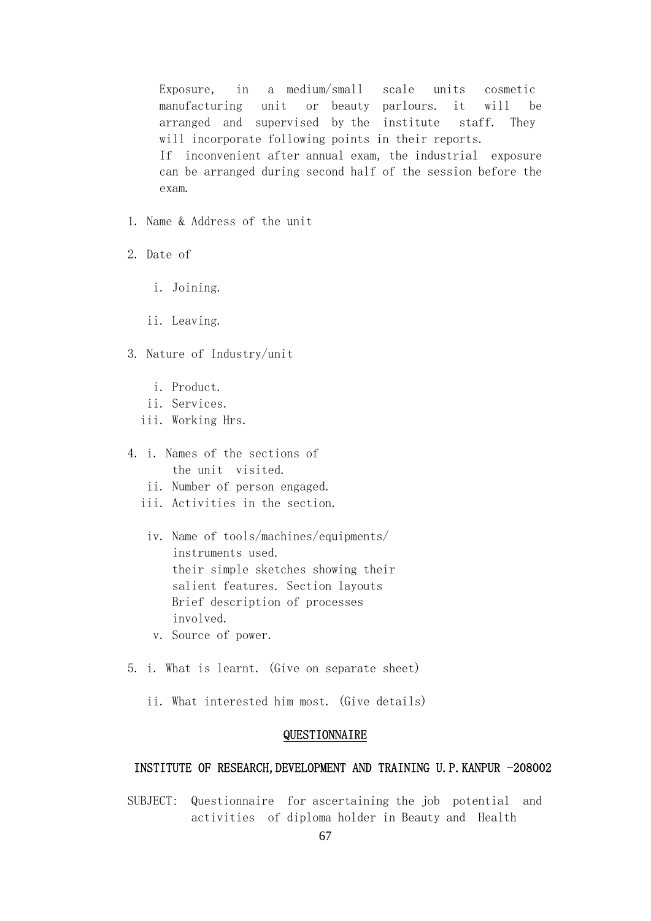Exposure, in a medium/small scale units cosmetic manufacturing unit or beauty parlours. it will be arranged and supervised by the institute staff. They will incorporate following points in their reports.
If inconvenient after annual exam, the industrial exposure can be arranged during second half of the session before the exam.

1. Name & Address of the unit
2. Date of
   i. Joining.
   ii. Leaving.
3. Nature of Industry/unit
   i. Product.
   ii. Services.
   iii. Working Hrs.
4. i. Names of the sections of the unit visited.
   ii. Number of person engaged.
   iii. Activities in the section.
   iv. Name of tools/machines/equipments/ instruments used.
   their simple sketches showing their salient features. Section layouts
   Brief description of processes involved.
   v. Source of power.
5. i. What is learnt. (Give on separate sheet)
   ii. What interested him most. (Give details)

## QUESTIONNAIRE

### INSTITUTE OF RESEARCH,DEVELOPMENT AND TRAINING U.P.KANPUR -208002

SUBJECT: Questionnaire for ascertaining the job potential and activities of diploma holder in Beauty and Health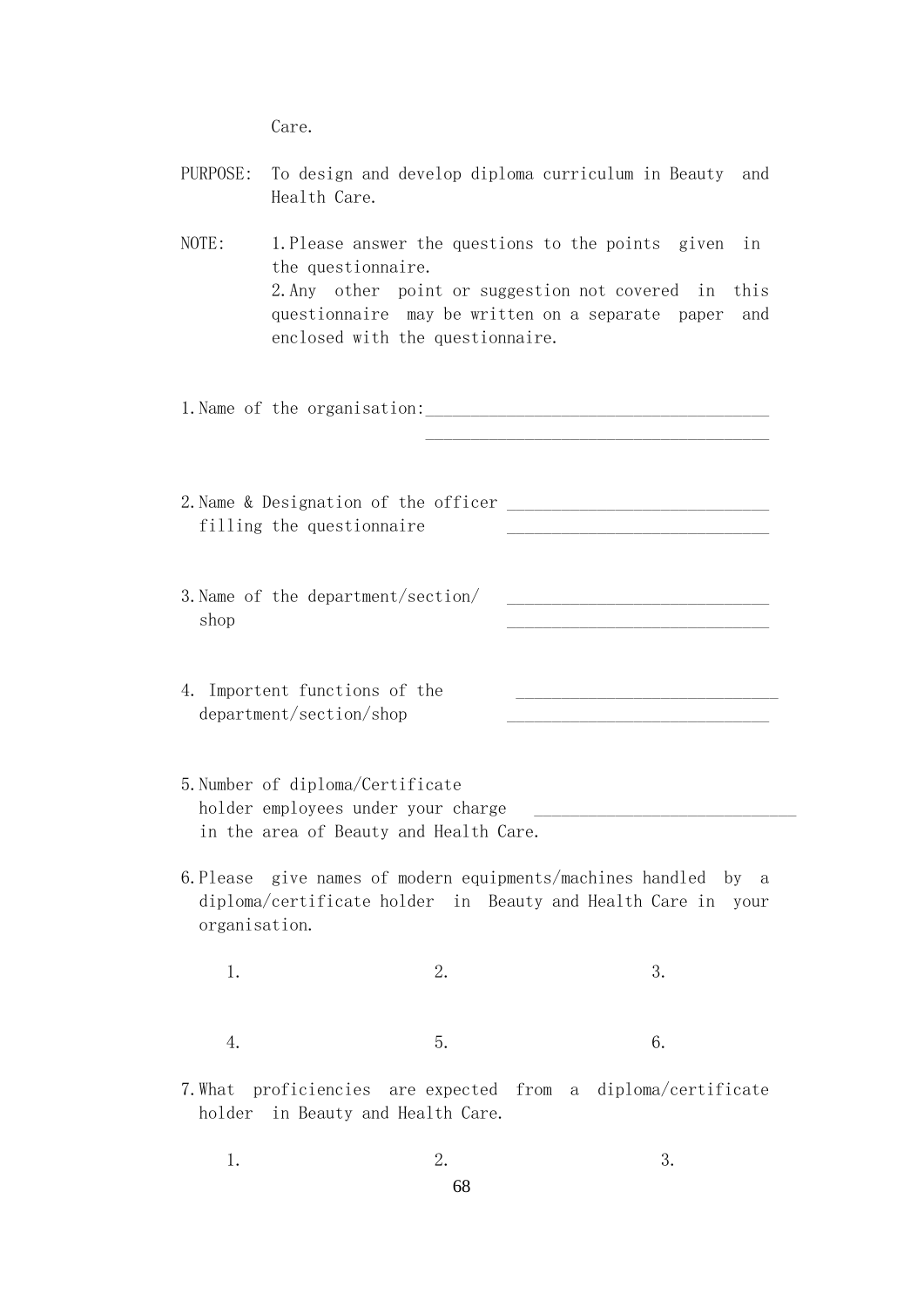Care.

PURPOSE: To design and develop diploma curriculum in Beauty and Health Care.

NOTE: 1. Please answer the questions to the points given in the questionnaire.
2. Any other point or suggestion not covered in this questionnaire may be written on a separate paper and enclosed with the questionnaire.

1. Name of the organisation: ________________________________________
________________________________________

2. Name & Designation of the officer filling the questionnaire ______________________________
______________________________

3. Name of the department/section/shop ______________________________
______________________________

4. Importent functions of the department/section/shop ______________________________
______________________________

5. Number of diploma/Certificate holder employees under your charge in the area of Beauty and Health Care. ______________________________

6. Please give names of modern equipments/machines handled by a diploma/certificate holder in Beauty and Health Care in your organisation.

1. 2. 3.

4. 5. 6.

7. What proficiencies are expected from a diploma/certificate holder in Beauty and Health Care.

1. 2. 3.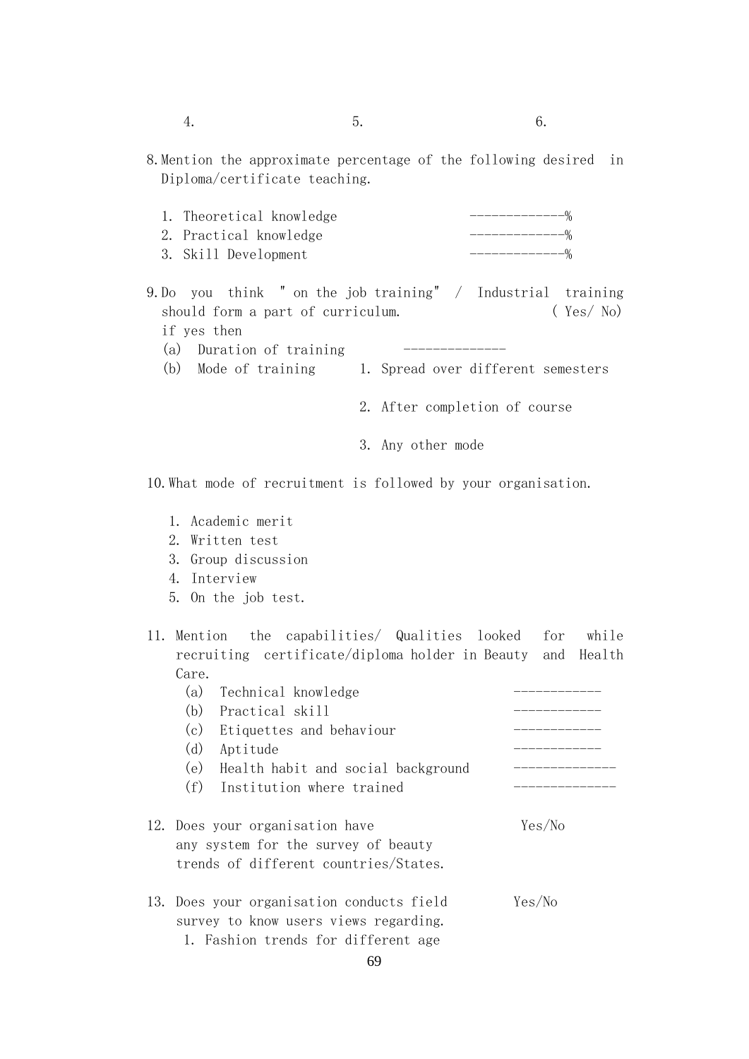4. 5. 6.

8. Mention the approximate percentage of the following desired in Diploma/certificate teaching.

   1. Theoretical knowledge -------------%
   2. Practical knowledge -------------%
   3. Skill Development -------------%

9. Do you think " on the job training" / Industrial training should form a part of curriculum. ( Yes/ No)
   if yes then
   (a) Duration of training --------------
   (b) Mode of training
       1. Spread over different semesters
       2. After completion of course
       3. Any other mode

10. What mode of recruitment is followed by your organisation.

    1. Academic merit
    2. Written test
    3. Group discussion
    4. Interview
    5. On the job test.

11. Mention the capabilities/ Qualities looked for while recruiting certificate/diploma holder in Beauty and Health Care.
    (a) Technical knowledge ------------
    (b) Practical skill ------------
    (c) Etiquettes and behaviour ------------
    (d) Aptitude ------------
    (e) Health habit and social background --------------
    (f) Institution where trained --------------

12. Does your organisation have any system for the survey of beauty trends of different countries/States. Yes/No

13. Does your organisation conducts field survey to know users views regarding. Yes/No
    1. Fashion trends for different age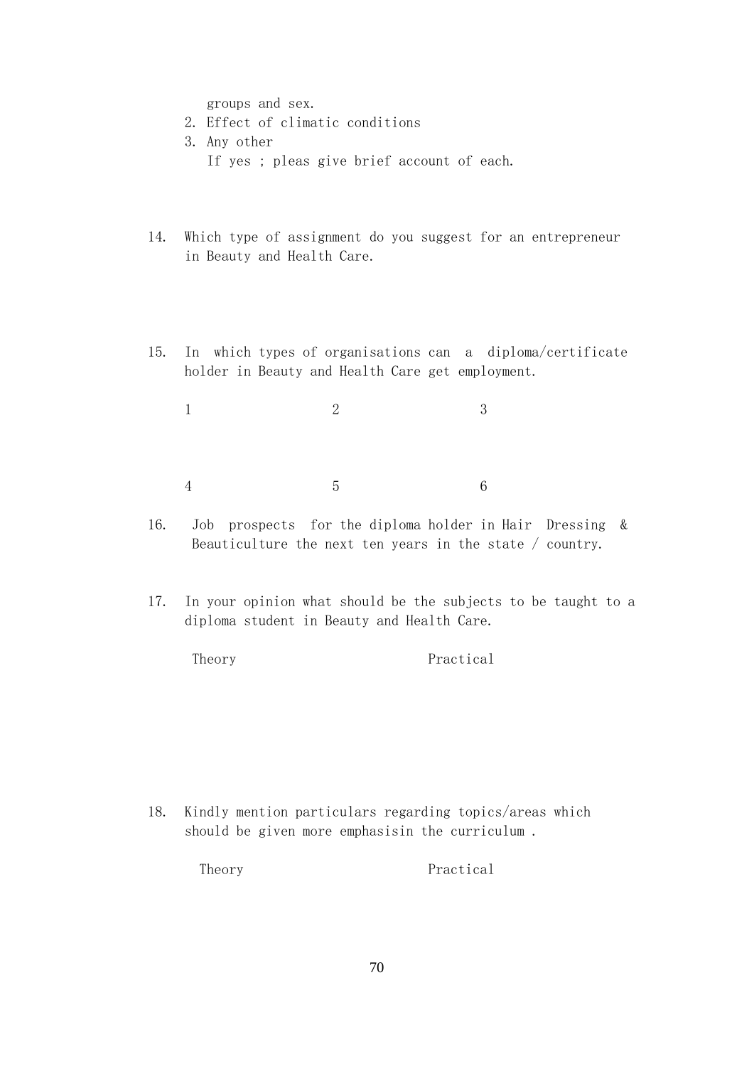groups and sex.

2. Effect of climatic conditions
3. Any other

   If yes ; pleas give brief account of each.

14. Which type of assignment do you suggest for an entrepreneur in Beauty and Health Care.

15. In which types of organisations can a diploma/certificate holder in Beauty and Health Care get employment.

    1 &nbsp;&nbsp;&nbsp;&nbsp;&nbsp;&nbsp;&nbsp;&nbsp; 2 &nbsp;&nbsp;&nbsp;&nbsp;&nbsp;&nbsp;&nbsp;&nbsp; 3

    4 &nbsp;&nbsp;&nbsp;&nbsp;&nbsp;&nbsp;&nbsp;&nbsp; 5 &nbsp;&nbsp;&nbsp;&nbsp;&nbsp;&nbsp;&nbsp;&nbsp; 6

16. Job prospects for the diploma holder in Hair Dressing & Beauticulture the next ten years in the state / country.

17. In your opinion what should be the subjects to be taught to a diploma student in Beauty and Health Care.

    Theory &nbsp;&nbsp;&nbsp;&nbsp;&nbsp;&nbsp;&nbsp;&nbsp;&nbsp;&nbsp;&nbsp;&nbsp;&nbsp;&nbsp;&nbsp;&nbsp; Practical

18. Kindly mention particulars regarding topics/areas which should be given more emphasisin the curriculum .

    Theory &nbsp;&nbsp;&nbsp;&nbsp;&nbsp;&nbsp;&nbsp;&nbsp;&nbsp;&nbsp;&nbsp;&nbsp;&nbsp;&nbsp;&nbsp;&nbsp; Practical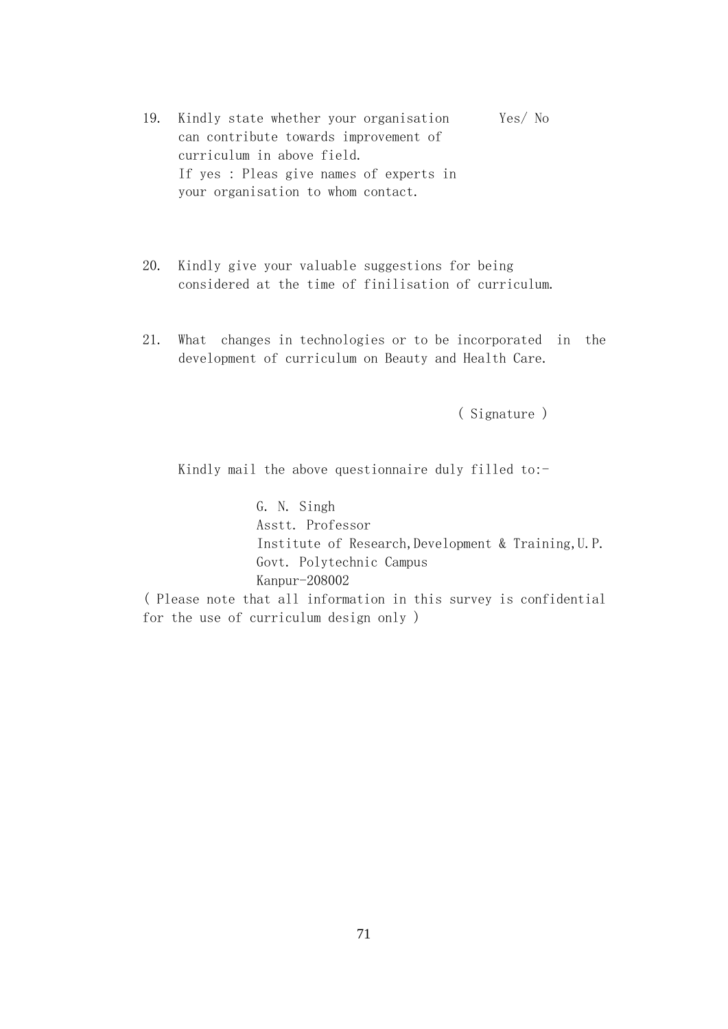19. Kindly state whether your organisation can contribute towards improvement of curriculum in above field. Yes/ No
    If yes : Pleas give names of experts in your organisation to whom contact.

20. Kindly give your valuable suggestions for being considered at the time of finilisation of curriculum.

21. What changes in technologies or to be incorporated in the development of curriculum on Beauty and Health Care.

( Signature )

Kindly mail the above questionnaire duly filled to:-

G. N. Singh
Asstt. Professor
Institute of Research,Development & Training,U.P.
Govt. Polytechnic Campus
Kanpur-208002

( Please note that all information in this survey is confidential for the use of curriculum design only )